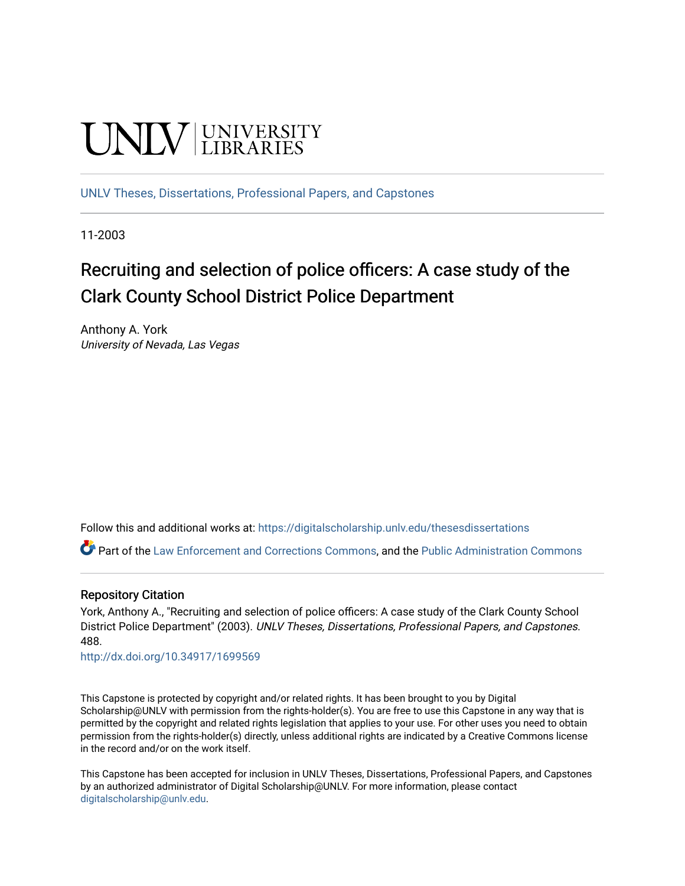UNLV | UNIVERSITY LIBRARIES

UNLV Theses, Dissertations, Professional Papers, and Capstones

11-2003

# Recruiting and selection of police officers: A case study of the Clark County School District Police Department

Anthony A. York
*University of Nevada, Las Vegas*

Follow this and additional works at: https://digitalscholarship.unlv.edu/thesesdissertations

Part of the Law Enforcement and Corrections Commons, and the Public Administration Commons

## Repository Citation

York, Anthony A., "Recruiting and selection of police officers: A case study of the Clark County School District Police Department" (2003). *UNLV Theses, Dissertations, Professional Papers, and Capstones*. 488.
http://dx.doi.org/10.34917/1699569

This Capstone is protected by copyright and/or related rights. It has been brought to you by Digital Scholarship@UNLV with permission from the rights-holder(s). You are free to use this Capstone in any way that is permitted by the copyright and related rights legislation that applies to your use. For other uses you need to obtain permission from the rights-holder(s) directly, unless additional rights are indicated by a Creative Commons license in the record and/or on the work itself.

This Capstone has been accepted for inclusion in UNLV Theses, Dissertations, Professional Papers, and Capstones by an authorized administrator of Digital Scholarship@UNLV. For more information, please contact digitalscholarship@unlv.edu.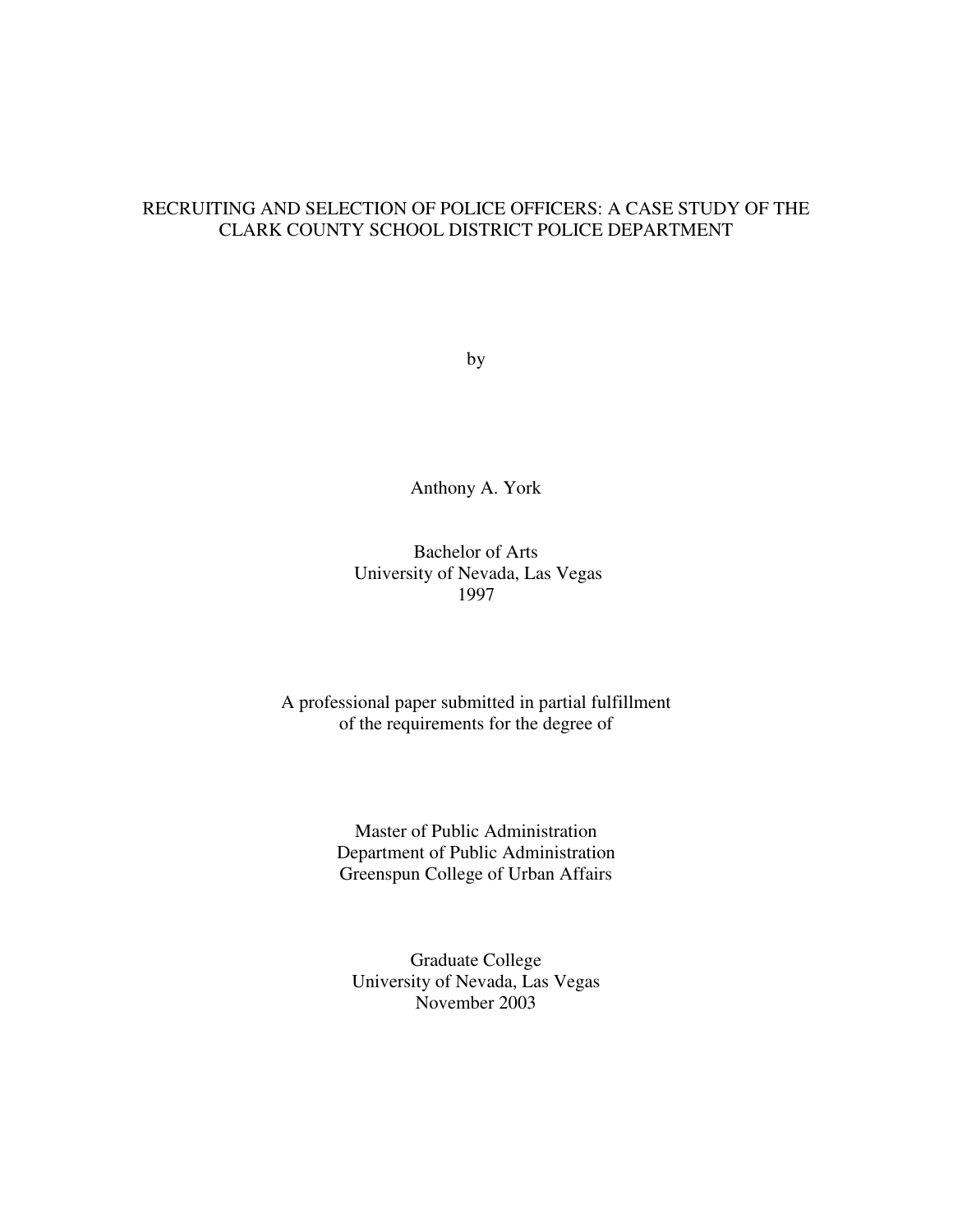# RECRUITING AND SELECTION OF POLICE OFFICERS: A CASE STUDY OF THE CLARK COUNTY SCHOOL DISTRICT POLICE DEPARTMENT

by

Anthony A. York

Bachelor of Arts
University of Nevada, Las Vegas
1997

A professional paper submitted in partial fulfillment
of the requirements for the degree of

Master of Public Administration
Department of Public Administration
Greenspun College of Urban Affairs

Graduate College
University of Nevada, Las Vegas
November 2003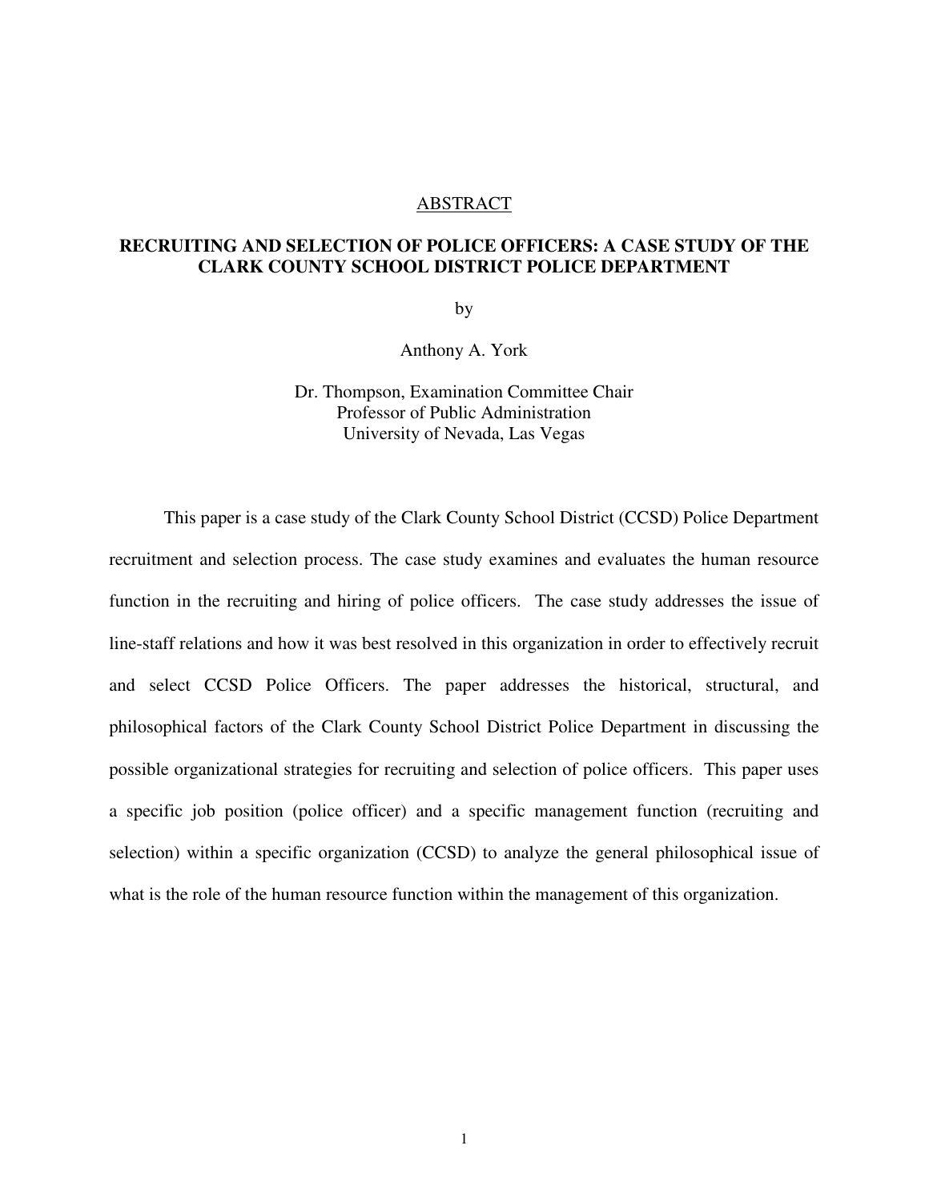## ABSTRACT

**RECRUITING AND SELECTION OF POLICE OFFICERS: A CASE STUDY OF THE CLARK COUNTY SCHOOL DISTRICT POLICE DEPARTMENT**

by

Anthony A. York

Dr. Thompson, Examination Committee Chair
Professor of Public Administration
University of Nevada, Las Vegas

This paper is a case study of the Clark County School District (CCSD) Police Department recruitment and selection process. The case study examines and evaluates the human resource function in the recruiting and hiring of police officers. The case study addresses the issue of line-staff relations and how it was best resolved in this organization in order to effectively recruit and select CCSD Police Officers. The paper addresses the historical, structural, and philosophical factors of the Clark County School District Police Department in discussing the possible organizational strategies for recruiting and selection of police officers. This paper uses a specific job position (police officer) and a specific management function (recruiting and selection) within a specific organization (CCSD) to analyze the general philosophical issue of what is the role of the human resource function within the management of this organization.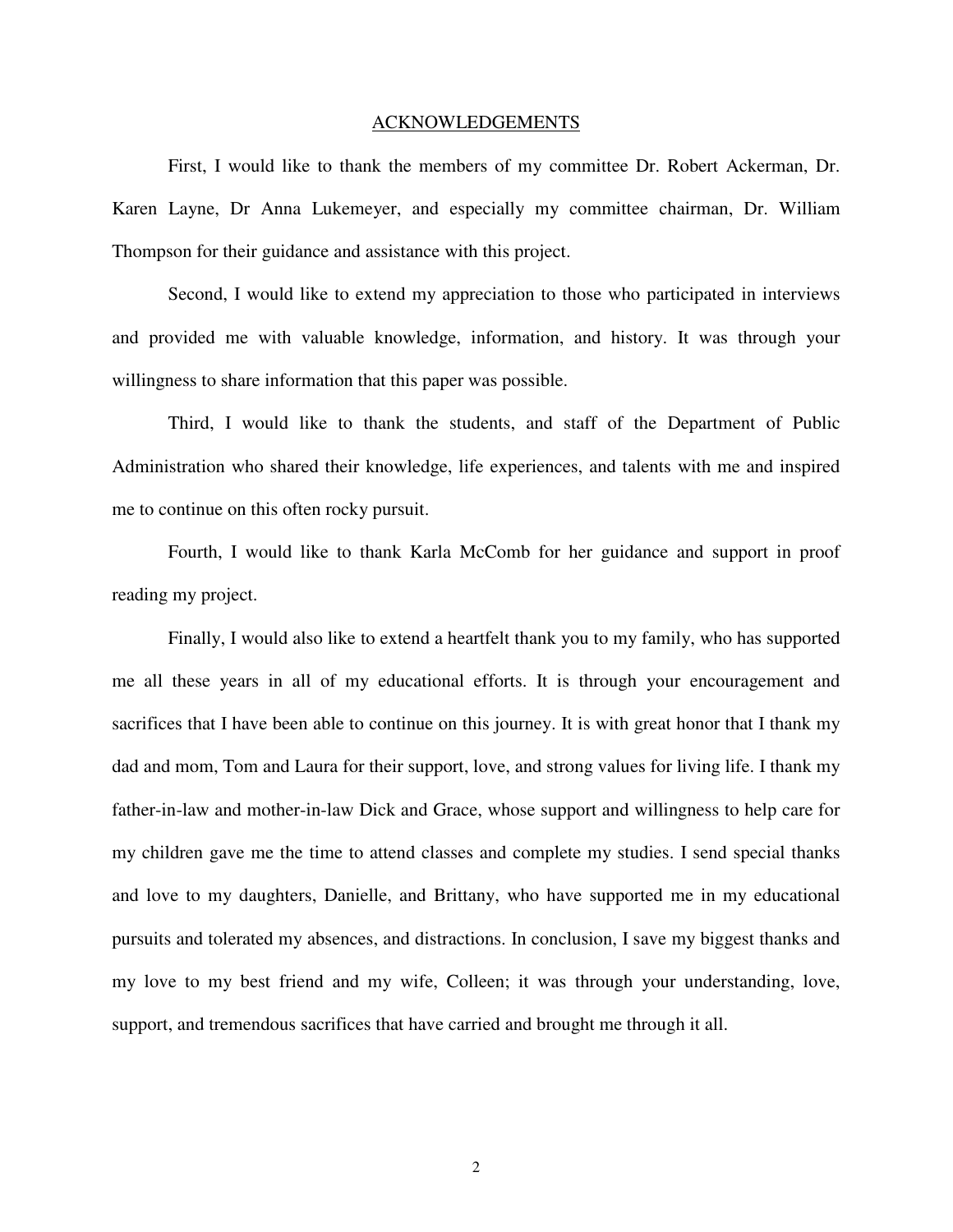# ACKNOWLEDGEMENTS

First, I would like to thank the members of my committee Dr. Robert Ackerman, Dr. Karen Layne, Dr Anna Lukemeyer, and especially my committee chairman, Dr. William Thompson for their guidance and assistance with this project.

Second, I would like to extend my appreciation to those who participated in interviews and provided me with valuable knowledge, information, and history. It was through your willingness to share information that this paper was possible.

Third, I would like to thank the students, and staff of the Department of Public Administration who shared their knowledge, life experiences, and talents with me and inspired me to continue on this often rocky pursuit.

Fourth, I would like to thank Karla McComb for her guidance and support in proof reading my project.

Finally, I would also like to extend a heartfelt thank you to my family, who has supported me all these years in all of my educational efforts. It is through your encouragement and sacrifices that I have been able to continue on this journey. It is with great honor that I thank my dad and mom, Tom and Laura for their support, love, and strong values for living life. I thank my father-in-law and mother-in-law Dick and Grace, whose support and willingness to help care for my children gave me the time to attend classes and complete my studies. I send special thanks and love to my daughters, Danielle, and Brittany, who have supported me in my educational pursuits and tolerated my absences, and distractions. In conclusion, I save my biggest thanks and my love to my best friend and my wife, Colleen; it was through your understanding, love, support, and tremendous sacrifices that have carried and brought me through it all.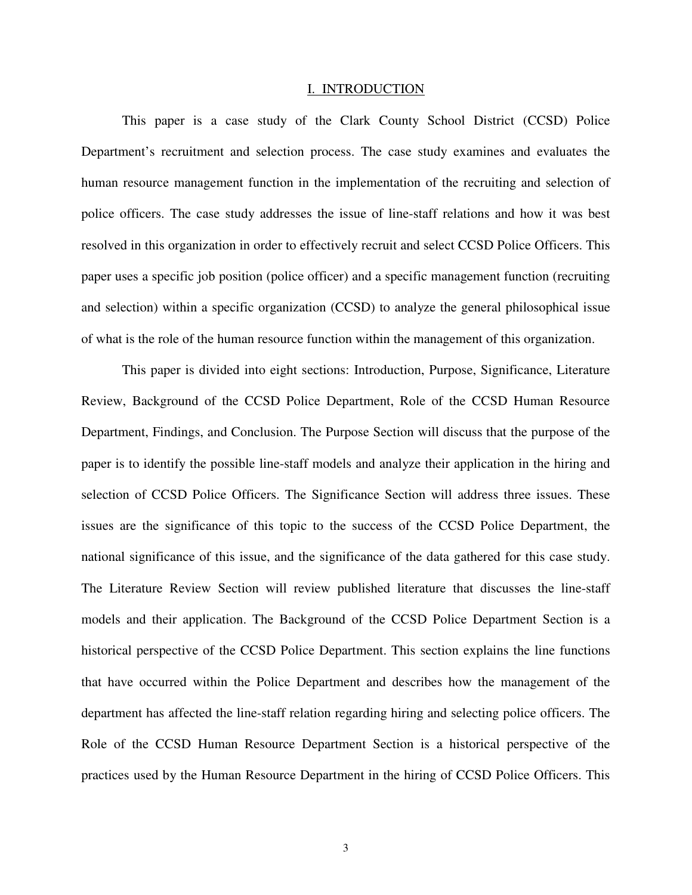## I. INTRODUCTION

This paper is a case study of the Clark County School District (CCSD) Police Department's recruitment and selection process. The case study examines and evaluates the human resource management function in the implementation of the recruiting and selection of police officers. The case study addresses the issue of line-staff relations and how it was best resolved in this organization in order to effectively recruit and select CCSD Police Officers. This paper uses a specific job position (police officer) and a specific management function (recruiting and selection) within a specific organization (CCSD) to analyze the general philosophical issue of what is the role of the human resource function within the management of this organization.

This paper is divided into eight sections: Introduction, Purpose, Significance, Literature Review, Background of the CCSD Police Department, Role of the CCSD Human Resource Department, Findings, and Conclusion. The Purpose Section will discuss that the purpose of the paper is to identify the possible line-staff models and analyze their application in the hiring and selection of CCSD Police Officers. The Significance Section will address three issues. These issues are the significance of this topic to the success of the CCSD Police Department, the national significance of this issue, and the significance of the data gathered for this case study. The Literature Review Section will review published literature that discusses the line-staff models and their application. The Background of the CCSD Police Department Section is a historical perspective of the CCSD Police Department. This section explains the line functions that have occurred within the Police Department and describes how the management of the department has affected the line-staff relation regarding hiring and selecting police officers. The Role of the CCSD Human Resource Department Section is a historical perspective of the practices used by the Human Resource Department in the hiring of CCSD Police Officers. This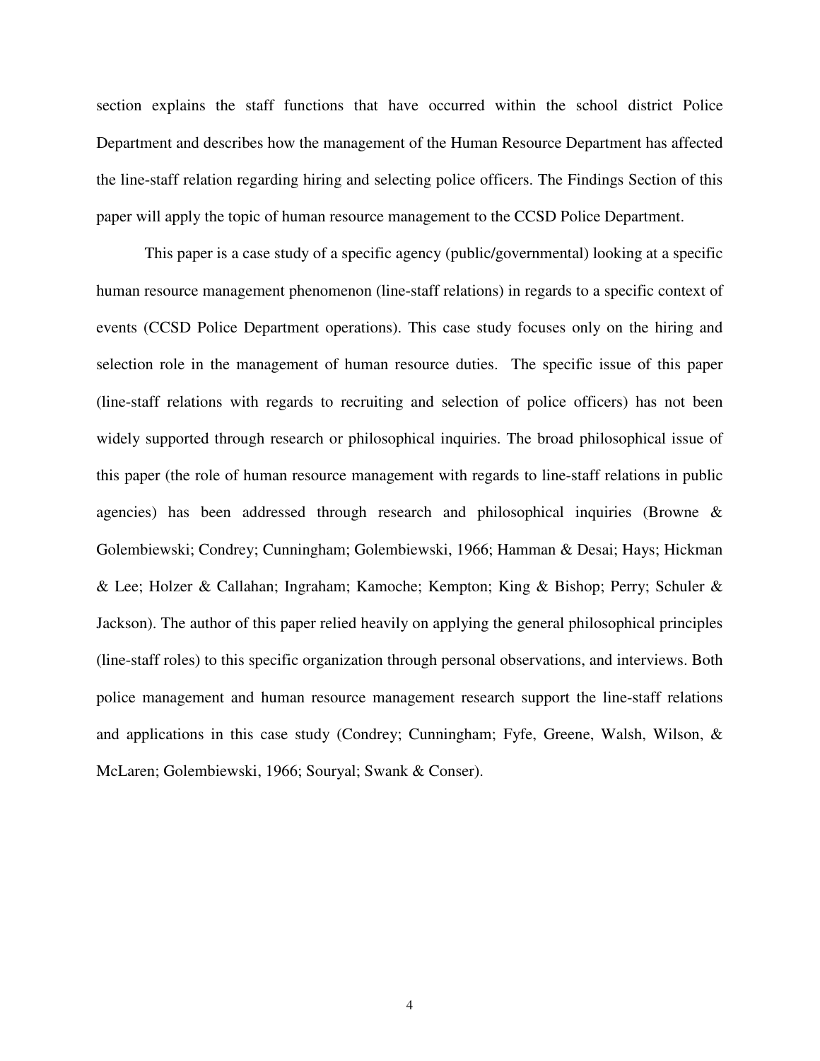section explains the staff functions that have occurred within the school district Police Department and describes how the management of the Human Resource Department has affected the line-staff relation regarding hiring and selecting police officers. The Findings Section of this paper will apply the topic of human resource management to the CCSD Police Department.

This paper is a case study of a specific agency (public/governmental) looking at a specific human resource management phenomenon (line-staff relations) in regards to a specific context of events (CCSD Police Department operations). This case study focuses only on the hiring and selection role in the management of human resource duties. The specific issue of this paper (line-staff relations with regards to recruiting and selection of police officers) has not been widely supported through research or philosophical inquiries. The broad philosophical issue of this paper (the role of human resource management with regards to line-staff relations in public agencies) has been addressed through research and philosophical inquiries (Browne & Golembiewski; Condrey; Cunningham; Golembiewski, 1966; Hamman & Desai; Hays; Hickman & Lee; Holzer & Callahan; Ingraham; Kamoche; Kempton; King & Bishop; Perry; Schuler & Jackson). The author of this paper relied heavily on applying the general philosophical principles (line-staff roles) to this specific organization through personal observations, and interviews. Both police management and human resource management research support the line-staff relations and applications in this case study (Condrey; Cunningham; Fyfe, Greene, Walsh, Wilson, & McLaren; Golembiewski, 1966; Souryal; Swank & Conser).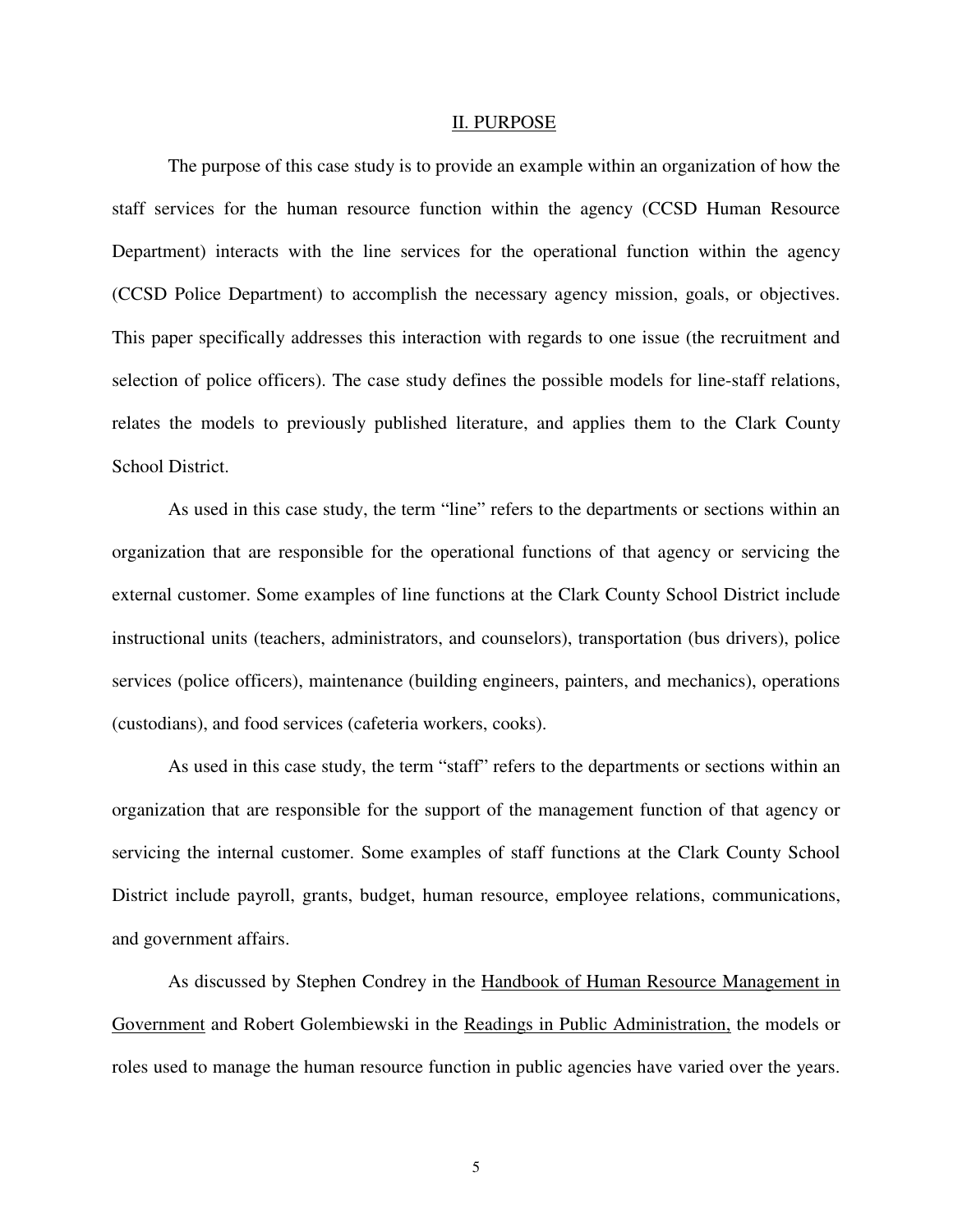## II. PURPOSE

The purpose of this case study is to provide an example within an organization of how the staff services for the human resource function within the agency (CCSD Human Resource Department) interacts with the line services for the operational function within the agency (CCSD Police Department) to accomplish the necessary agency mission, goals, or objectives. This paper specifically addresses this interaction with regards to one issue (the recruitment and selection of police officers). The case study defines the possible models for line-staff relations, relates the models to previously published literature, and applies them to the Clark County School District.

As used in this case study, the term "line" refers to the departments or sections within an organization that are responsible for the operational functions of that agency or servicing the external customer. Some examples of line functions at the Clark County School District include instructional units (teachers, administrators, and counselors), transportation (bus drivers), police services (police officers), maintenance (building engineers, painters, and mechanics), operations (custodians), and food services (cafeteria workers, cooks).

As used in this case study, the term "staff" refers to the departments or sections within an organization that are responsible for the support of the management function of that agency or servicing the internal customer. Some examples of staff functions at the Clark County School District include payroll, grants, budget, human resource, employee relations, communications, and government affairs.

As discussed by Stephen Condrey in the Handbook of Human Resource Management in Government and Robert Golembiewski in the Readings in Public Administration, the models or roles used to manage the human resource function in public agencies have varied over the years.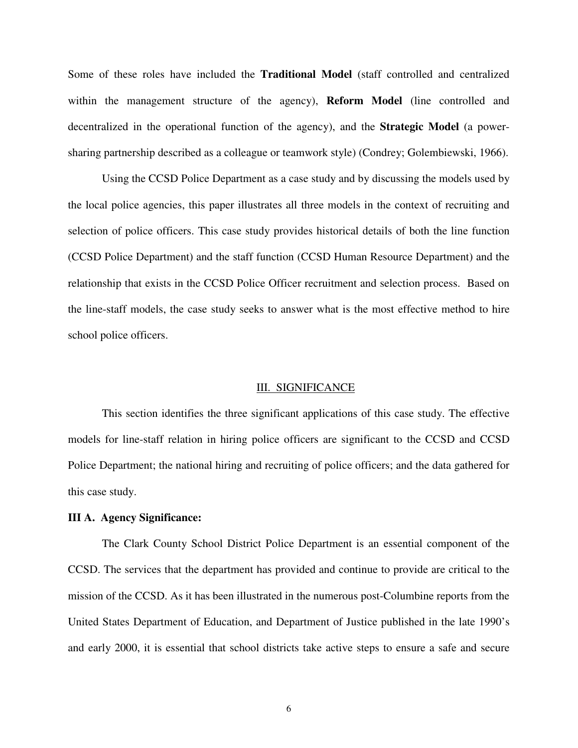Some of these roles have included the **Traditional Model** (staff controlled and centralized within the management structure of the agency), **Reform Model** (line controlled and decentralized in the operational function of the agency), and the **Strategic Model** (a power-sharing partnership described as a colleague or teamwork style) (Condrey; Golembiewski, 1966).

Using the CCSD Police Department as a case study and by discussing the models used by the local police agencies, this paper illustrates all three models in the context of recruiting and selection of police officers. This case study provides historical details of both the line function (CCSD Police Department) and the staff function (CCSD Human Resource Department) and the relationship that exists in the CCSD Police Officer recruitment and selection process. Based on the line-staff models, the case study seeks to answer what is the most effective method to hire school police officers.

## III. SIGNIFICANCE

This section identifies the three significant applications of this case study. The effective models for line-staff relation in hiring police officers are significant to the CCSD and CCSD Police Department; the national hiring and recruiting of police officers; and the data gathered for this case study.

### III A. Agency Significance:

The Clark County School District Police Department is an essential component of the CCSD. The services that the department has provided and continue to provide are critical to the mission of the CCSD. As it has been illustrated in the numerous post-Columbine reports from the United States Department of Education, and Department of Justice published in the late 1990's and early 2000, it is essential that school districts take active steps to ensure a safe and secure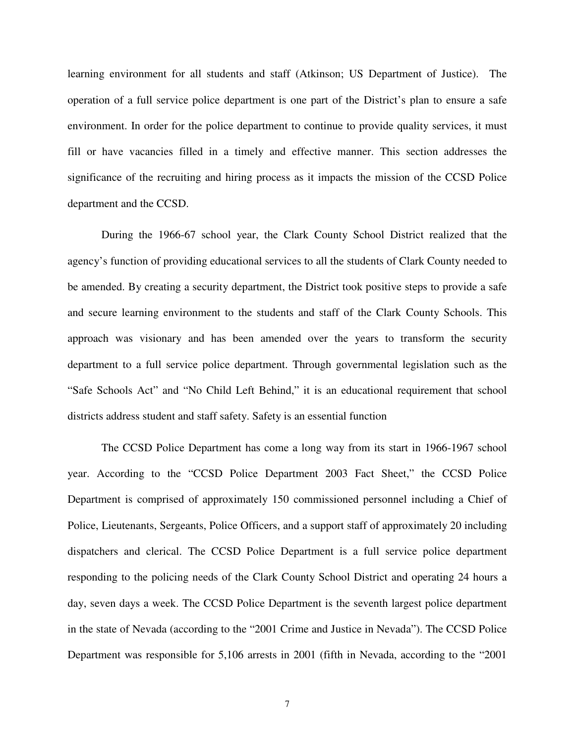learning environment for all students and staff (Atkinson; US Department of Justice). The operation of a full service police department is one part of the District's plan to ensure a safe environment. In order for the police department to continue to provide quality services, it must fill or have vacancies filled in a timely and effective manner. This section addresses the significance of the recruiting and hiring process as it impacts the mission of the CCSD Police department and the CCSD.

During the 1966-67 school year, the Clark County School District realized that the agency's function of providing educational services to all the students of Clark County needed to be amended. By creating a security department, the District took positive steps to provide a safe and secure learning environment to the students and staff of the Clark County Schools. This approach was visionary and has been amended over the years to transform the security department to a full service police department. Through governmental legislation such as the "Safe Schools Act" and "No Child Left Behind," it is an educational requirement that school districts address student and staff safety. Safety is an essential function

The CCSD Police Department has come a long way from its start in 1966-1967 school year. According to the "CCSD Police Department 2003 Fact Sheet," the CCSD Police Department is comprised of approximately 150 commissioned personnel including a Chief of Police, Lieutenants, Sergeants, Police Officers, and a support staff of approximately 20 including dispatchers and clerical. The CCSD Police Department is a full service police department responding to the policing needs of the Clark County School District and operating 24 hours a day, seven days a week. The CCSD Police Department is the seventh largest police department in the state of Nevada (according to the "2001 Crime and Justice in Nevada"). The CCSD Police Department was responsible for 5,106 arrests in 2001 (fifth in Nevada, according to the "2001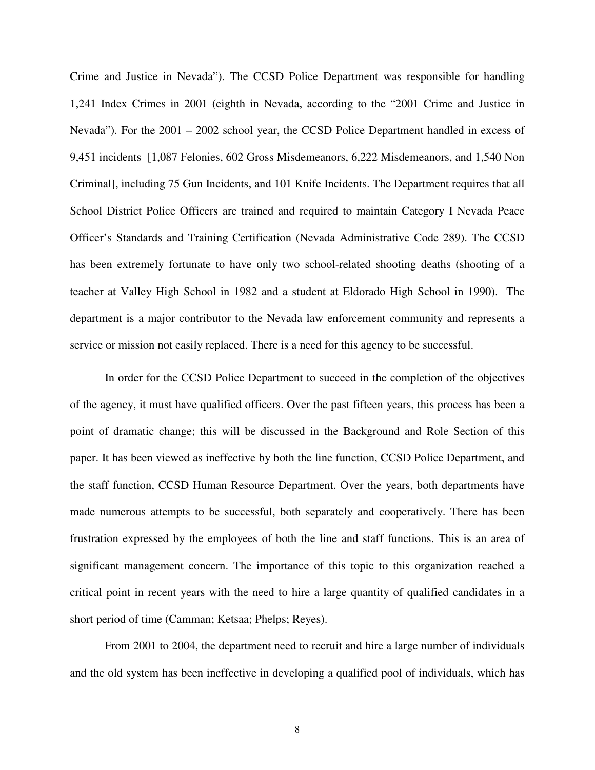Crime and Justice in Nevada"). The CCSD Police Department was responsible for handling 1,241 Index Crimes in 2001 (eighth in Nevada, according to the "2001 Crime and Justice in Nevada"). For the 2001 – 2002 school year, the CCSD Police Department handled in excess of 9,451 incidents [1,087 Felonies, 602 Gross Misdemeanors, 6,222 Misdemeanors, and 1,540 Non Criminal], including 75 Gun Incidents, and 101 Knife Incidents. The Department requires that all School District Police Officers are trained and required to maintain Category I Nevada Peace Officer's Standards and Training Certification (Nevada Administrative Code 289). The CCSD has been extremely fortunate to have only two school-related shooting deaths (shooting of a teacher at Valley High School in 1982 and a student at Eldorado High School in 1990). The department is a major contributor to the Nevada law enforcement community and represents a service or mission not easily replaced. There is a need for this agency to be successful.

In order for the CCSD Police Department to succeed in the completion of the objectives of the agency, it must have qualified officers. Over the past fifteen years, this process has been a point of dramatic change; this will be discussed in the Background and Role Section of this paper. It has been viewed as ineffective by both the line function, CCSD Police Department, and the staff function, CCSD Human Resource Department. Over the years, both departments have made numerous attempts to be successful, both separately and cooperatively. There has been frustration expressed by the employees of both the line and staff functions. This is an area of significant management concern. The importance of this topic to this organization reached a critical point in recent years with the need to hire a large quantity of qualified candidates in a short period of time (Camman; Ketsaa; Phelps; Reyes).

From 2001 to 2004, the department need to recruit and hire a large number of individuals and the old system has been ineffective in developing a qualified pool of individuals, which has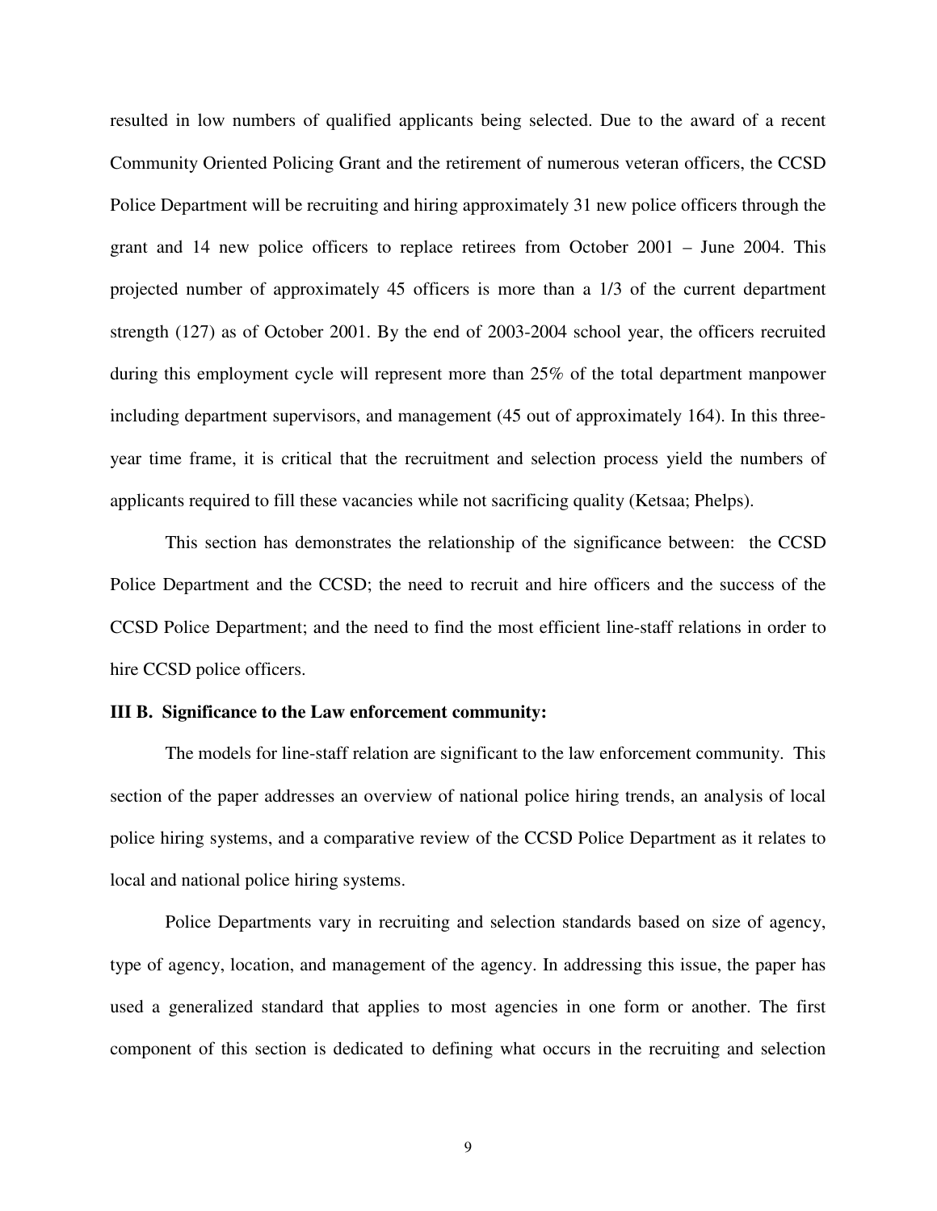resulted in low numbers of qualified applicants being selected. Due to the award of a recent Community Oriented Policing Grant and the retirement of numerous veteran officers, the CCSD Police Department will be recruiting and hiring approximately 31 new police officers through the grant and 14 new police officers to replace retirees from October 2001 – June 2004. This projected number of approximately 45 officers is more than a 1/3 of the current department strength (127) as of October 2001. By the end of 2003-2004 school year, the officers recruited during this employment cycle will represent more than 25% of the total department manpower including department supervisors, and management (45 out of approximately 164). In this three-year time frame, it is critical that the recruitment and selection process yield the numbers of applicants required to fill these vacancies while not sacrificing quality (Ketsaa; Phelps).

This section has demonstrates the relationship of the significance between: the CCSD Police Department and the CCSD; the need to recruit and hire officers and the success of the CCSD Police Department; and the need to find the most efficient line-staff relations in order to hire CCSD police officers.

**III B. Significance to the Law enforcement community:**

The models for line-staff relation are significant to the law enforcement community. This section of the paper addresses an overview of national police hiring trends, an analysis of local police hiring systems, and a comparative review of the CCSD Police Department as it relates to local and national police hiring systems.

Police Departments vary in recruiting and selection standards based on size of agency, type of agency, location, and management of the agency. In addressing this issue, the paper has used a generalized standard that applies to most agencies in one form or another. The first component of this section is dedicated to defining what occurs in the recruiting and selection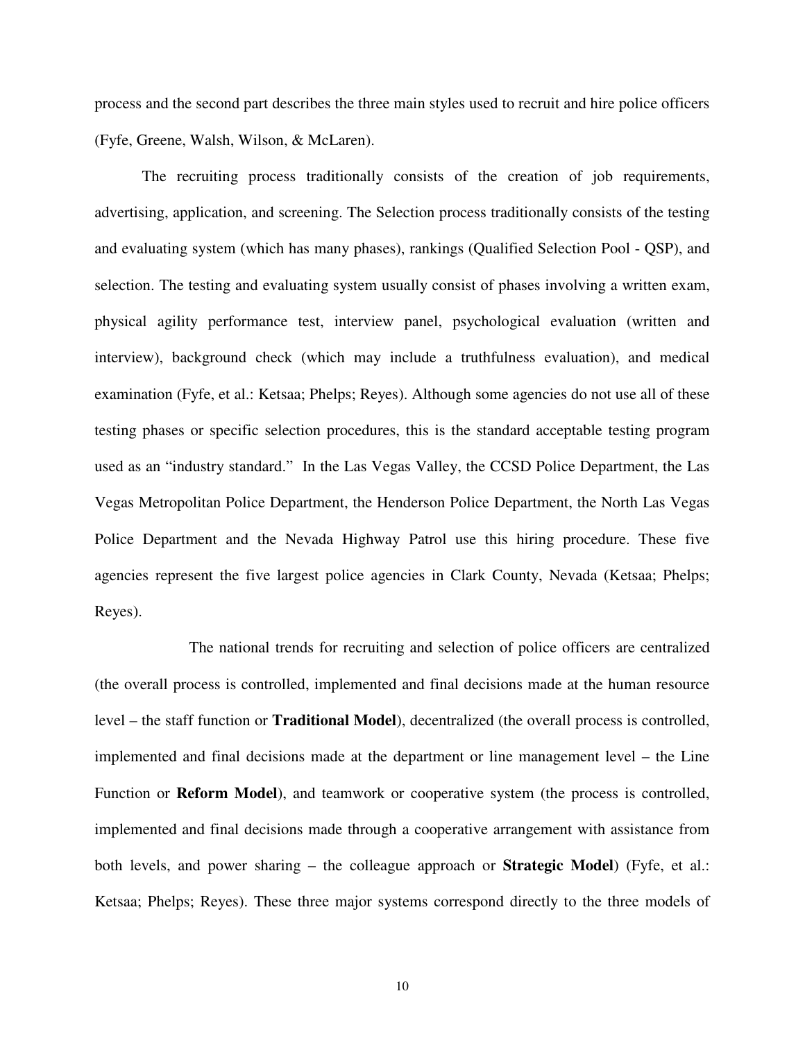process and the second part describes the three main styles used to recruit and hire police officers (Fyfe, Greene, Walsh, Wilson, & McLaren).

The recruiting process traditionally consists of the creation of job requirements, advertising, application, and screening. The Selection process traditionally consists of the testing and evaluating system (which has many phases), rankings (Qualified Selection Pool - QSP), and selection. The testing and evaluating system usually consist of phases involving a written exam, physical agility performance test, interview panel, psychological evaluation (written and interview), background check (which may include a truthfulness evaluation), and medical examination (Fyfe, et al.: Ketsaa; Phelps; Reyes). Although some agencies do not use all of these testing phases or specific selection procedures, this is the standard acceptable testing program used as an "industry standard." In the Las Vegas Valley, the CCSD Police Department, the Las Vegas Metropolitan Police Department, the Henderson Police Department, the North Las Vegas Police Department and the Nevada Highway Patrol use this hiring procedure. These five agencies represent the five largest police agencies in Clark County, Nevada (Ketsaa; Phelps; Reyes).

The national trends for recruiting and selection of police officers are centralized (the overall process is controlled, implemented and final decisions made at the human resource level – the staff function or **Traditional Model**), decentralized (the overall process is controlled, implemented and final decisions made at the department or line management level – the Line Function or **Reform Model**), and teamwork or cooperative system (the process is controlled, implemented and final decisions made through a cooperative arrangement with assistance from both levels, and power sharing – the colleague approach or **Strategic Model**) (Fyfe, et al.: Ketsaa; Phelps; Reyes). These three major systems correspond directly to the three models of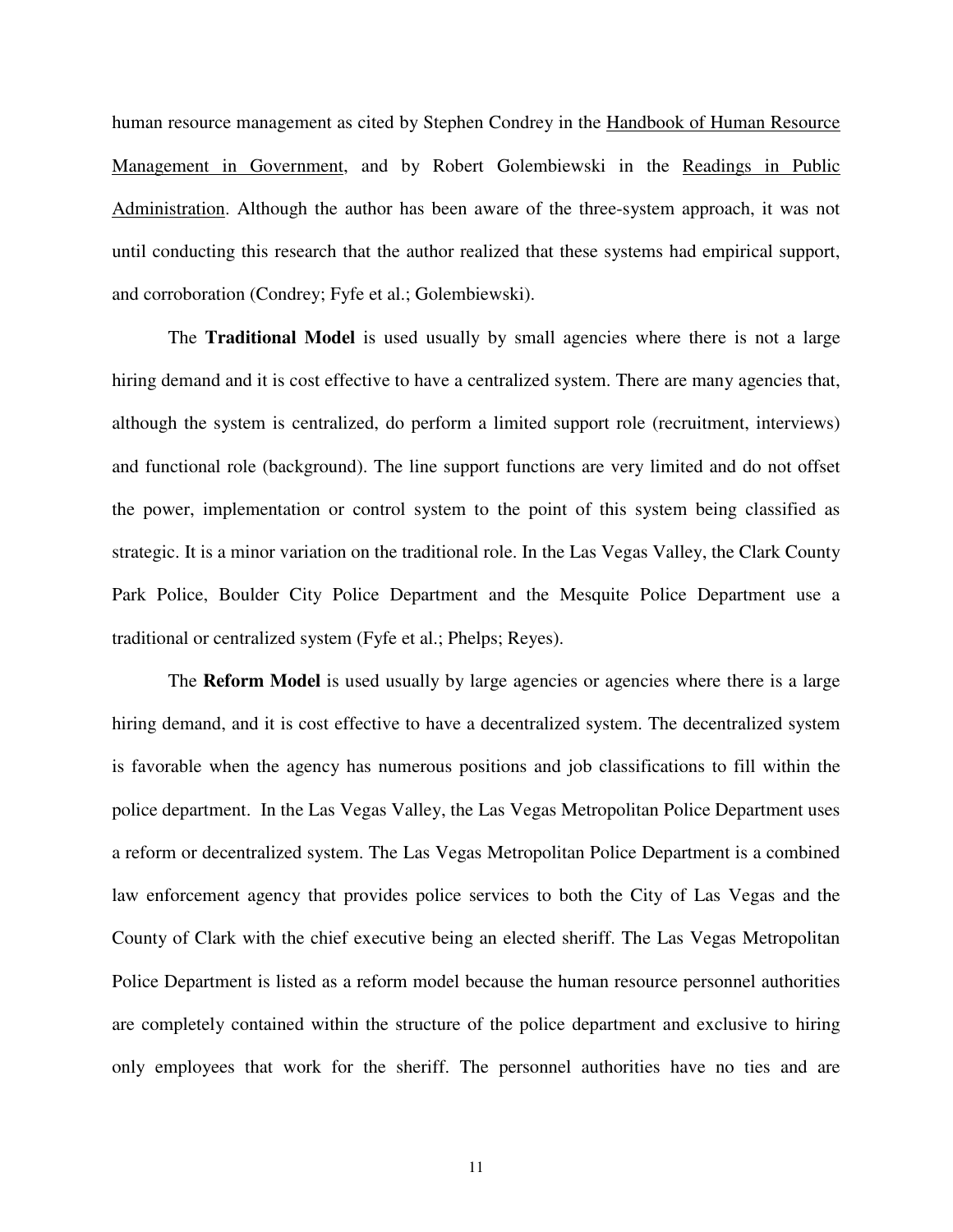human resource management as cited by Stephen Condrey in the Handbook of Human Resource Management in Government, and by Robert Golembiewski in the Readings in Public Administration. Although the author has been aware of the three-system approach, it was not until conducting this research that the author realized that these systems had empirical support, and corroboration (Condrey; Fyfe et al.; Golembiewski).

The **Traditional Model** is used usually by small agencies where there is not a large hiring demand and it is cost effective to have a centralized system. There are many agencies that, although the system is centralized, do perform a limited support role (recruitment, interviews) and functional role (background). The line support functions are very limited and do not offset the power, implementation or control system to the point of this system being classified as strategic. It is a minor variation on the traditional role. In the Las Vegas Valley, the Clark County Park Police, Boulder City Police Department and the Mesquite Police Department use a traditional or centralized system (Fyfe et al.; Phelps; Reyes).

The **Reform Model** is used usually by large agencies or agencies where there is a large hiring demand, and it is cost effective to have a decentralized system. The decentralized system is favorable when the agency has numerous positions and job classifications to fill within the police department. In the Las Vegas Valley, the Las Vegas Metropolitan Police Department uses a reform or decentralized system. The Las Vegas Metropolitan Police Department is a combined law enforcement agency that provides police services to both the City of Las Vegas and the County of Clark with the chief executive being an elected sheriff. The Las Vegas Metropolitan Police Department is listed as a reform model because the human resource personnel authorities are completely contained within the structure of the police department and exclusive to hiring only employees that work for the sheriff. The personnel authorities have no ties and are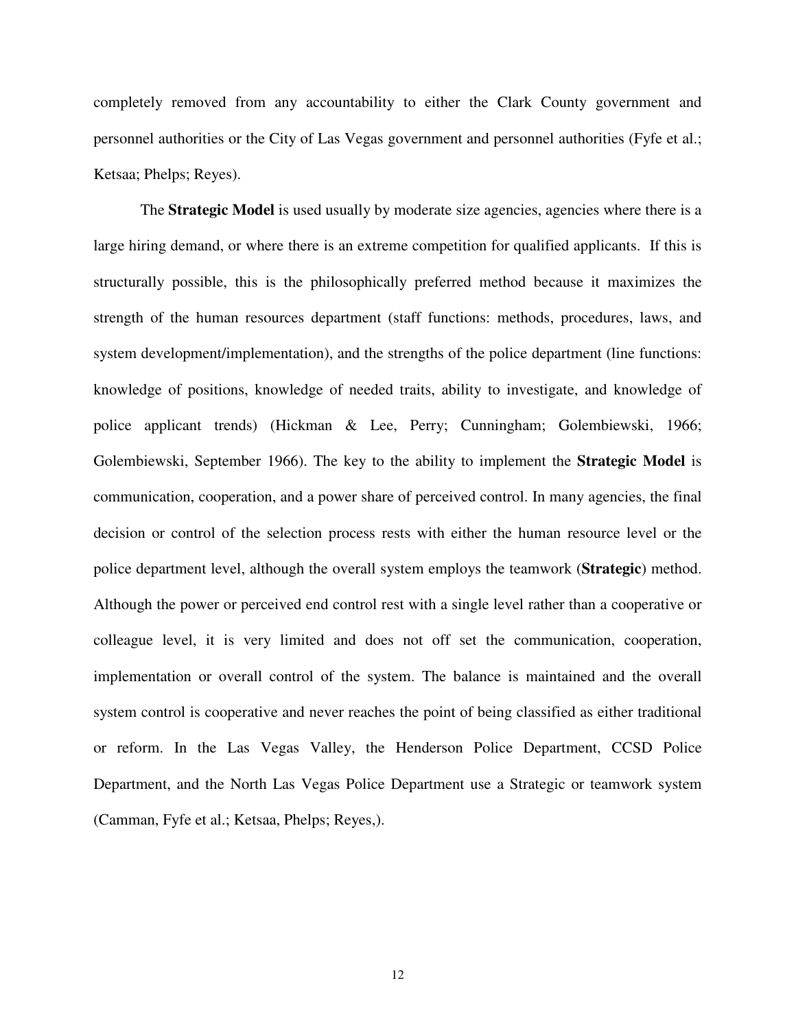completely removed from any accountability to either the Clark County government and personnel authorities or the City of Las Vegas government and personnel authorities (Fyfe et al.; Ketsaa; Phelps; Reyes).

The **Strategic Model** is used usually by moderate size agencies, agencies where there is a large hiring demand, or where there is an extreme competition for qualified applicants. If this is structurally possible, this is the philosophically preferred method because it maximizes the strength of the human resources department (staff functions: methods, procedures, laws, and system development/implementation), and the strengths of the police department (line functions: knowledge of positions, knowledge of needed traits, ability to investigate, and knowledge of police applicant trends) (Hickman & Lee, Perry; Cunningham; Golembiewski, 1966; Golembiewski, September 1966). The key to the ability to implement the **Strategic Model** is communication, cooperation, and a power share of perceived control. In many agencies, the final decision or control of the selection process rests with either the human resource level or the police department level, although the overall system employs the teamwork (**Strategic**) method. Although the power or perceived end control rest with a single level rather than a cooperative or colleague level, it is very limited and does not off set the communication, cooperation, implementation or overall control of the system. The balance is maintained and the overall system control is cooperative and never reaches the point of being classified as either traditional or reform. In the Las Vegas Valley, the Henderson Police Department, CCSD Police Department, and the North Las Vegas Police Department use a Strategic or teamwork system (Camman, Fyfe et al.; Ketsaa, Phelps; Reyes,).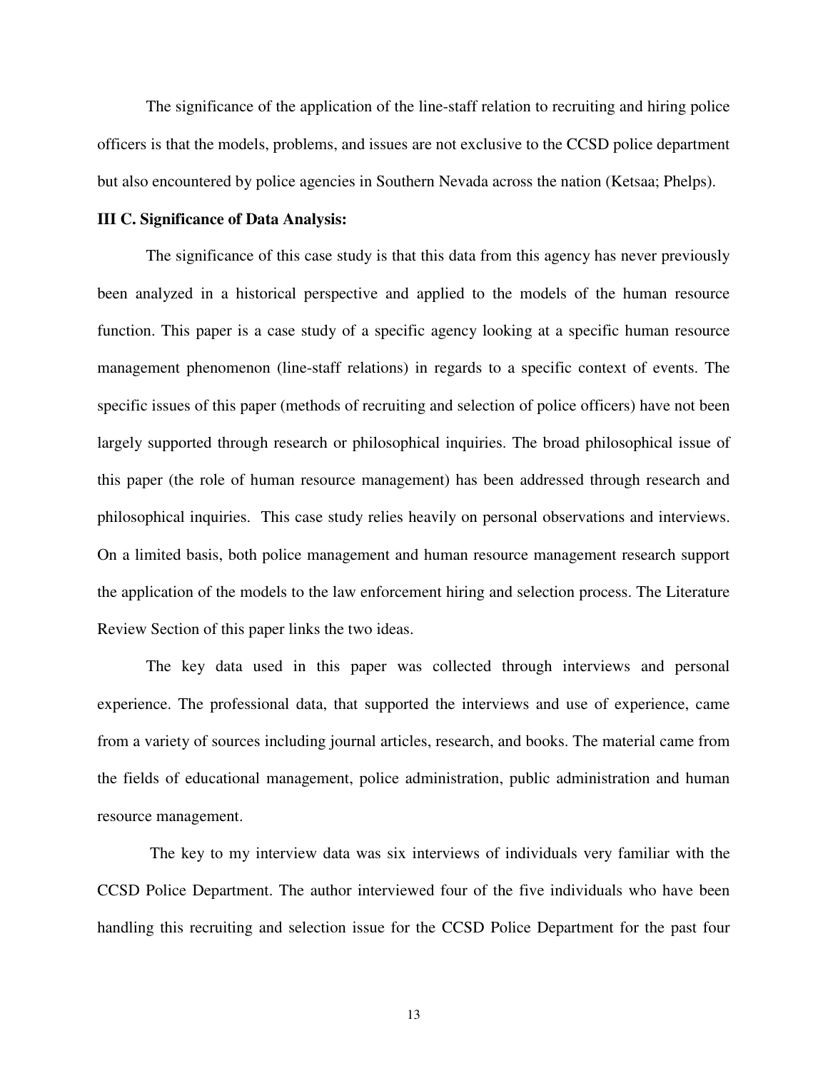The significance of the application of the line-staff relation to recruiting and hiring police officers is that the models, problems, and issues are not exclusive to the CCSD police department but also encountered by police agencies in Southern Nevada across the nation (Ketsaa; Phelps).

**III C. Significance of Data Analysis:**

The significance of this case study is that this data from this agency has never previously been analyzed in a historical perspective and applied to the models of the human resource function. This paper is a case study of a specific agency looking at a specific human resource management phenomenon (line-staff relations) in regards to a specific context of events. The specific issues of this paper (methods of recruiting and selection of police officers) have not been largely supported through research or philosophical inquiries. The broad philosophical issue of this paper (the role of human resource management) has been addressed through research and philosophical inquiries. This case study relies heavily on personal observations and interviews. On a limited basis, both police management and human resource management research support the application of the models to the law enforcement hiring and selection process. The Literature Review Section of this paper links the two ideas.

The key data used in this paper was collected through interviews and personal experience. The professional data, that supported the interviews and use of experience, came from a variety of sources including journal articles, research, and books. The material came from the fields of educational management, police administration, public administration and human resource management.

The key to my interview data was six interviews of individuals very familiar with the CCSD Police Department. The author interviewed four of the five individuals who have been handling this recruiting and selection issue for the CCSD Police Department for the past four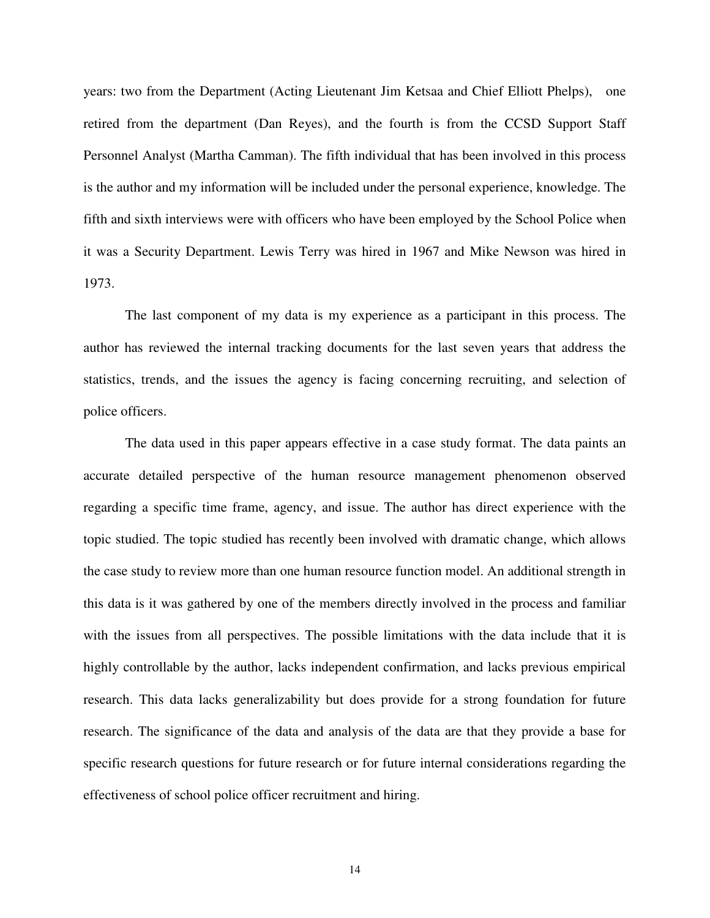years: two from the Department (Acting Lieutenant Jim Ketsaa and Chief Elliott Phelps), one retired from the department (Dan Reyes), and the fourth is from the CCSD Support Staff Personnel Analyst (Martha Camman). The fifth individual that has been involved in this process is the author and my information will be included under the personal experience, knowledge. The fifth and sixth interviews were with officers who have been employed by the School Police when it was a Security Department. Lewis Terry was hired in 1967 and Mike Newson was hired in 1973.

The last component of my data is my experience as a participant in this process. The author has reviewed the internal tracking documents for the last seven years that address the statistics, trends, and the issues the agency is facing concerning recruiting, and selection of police officers.

The data used in this paper appears effective in a case study format. The data paints an accurate detailed perspective of the human resource management phenomenon observed regarding a specific time frame, agency, and issue. The author has direct experience with the topic studied. The topic studied has recently been involved with dramatic change, which allows the case study to review more than one human resource function model. An additional strength in this data is it was gathered by one of the members directly involved in the process and familiar with the issues from all perspectives. The possible limitations with the data include that it is highly controllable by the author, lacks independent confirmation, and lacks previous empirical research. This data lacks generalizability but does provide for a strong foundation for future research. The significance of the data and analysis of the data are that they provide a base for specific research questions for future research or for future internal considerations regarding the effectiveness of school police officer recruitment and hiring.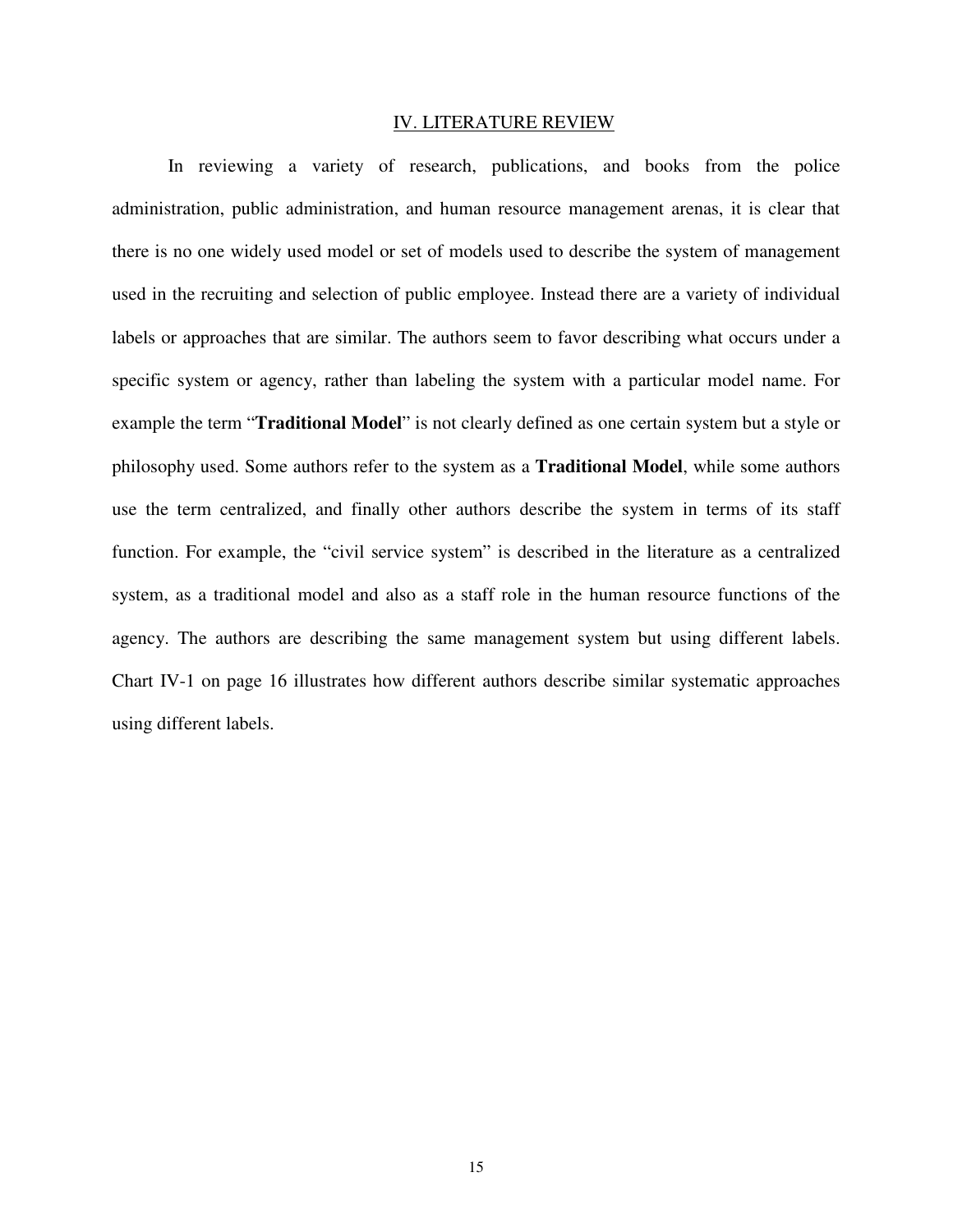## IV. LITERATURE REVIEW

In reviewing a variety of research, publications, and books from the police administration, public administration, and human resource management arenas, it is clear that there is no one widely used model or set of models used to describe the system of management used in the recruiting and selection of public employee. Instead there are a variety of individual labels or approaches that are similar. The authors seem to favor describing what occurs under a specific system or agency, rather than labeling the system with a particular model name. For example the term "**Traditional Model**" is not clearly defined as one certain system but a style or philosophy used. Some authors refer to the system as a **Traditional Model**, while some authors use the term centralized, and finally other authors describe the system in terms of its staff function. For example, the "civil service system" is described in the literature as a centralized system, as a traditional model and also as a staff role in the human resource functions of the agency. The authors are describing the same management system but using different labels. Chart IV-1 on page 16 illustrates how different authors describe similar systematic approaches using different labels.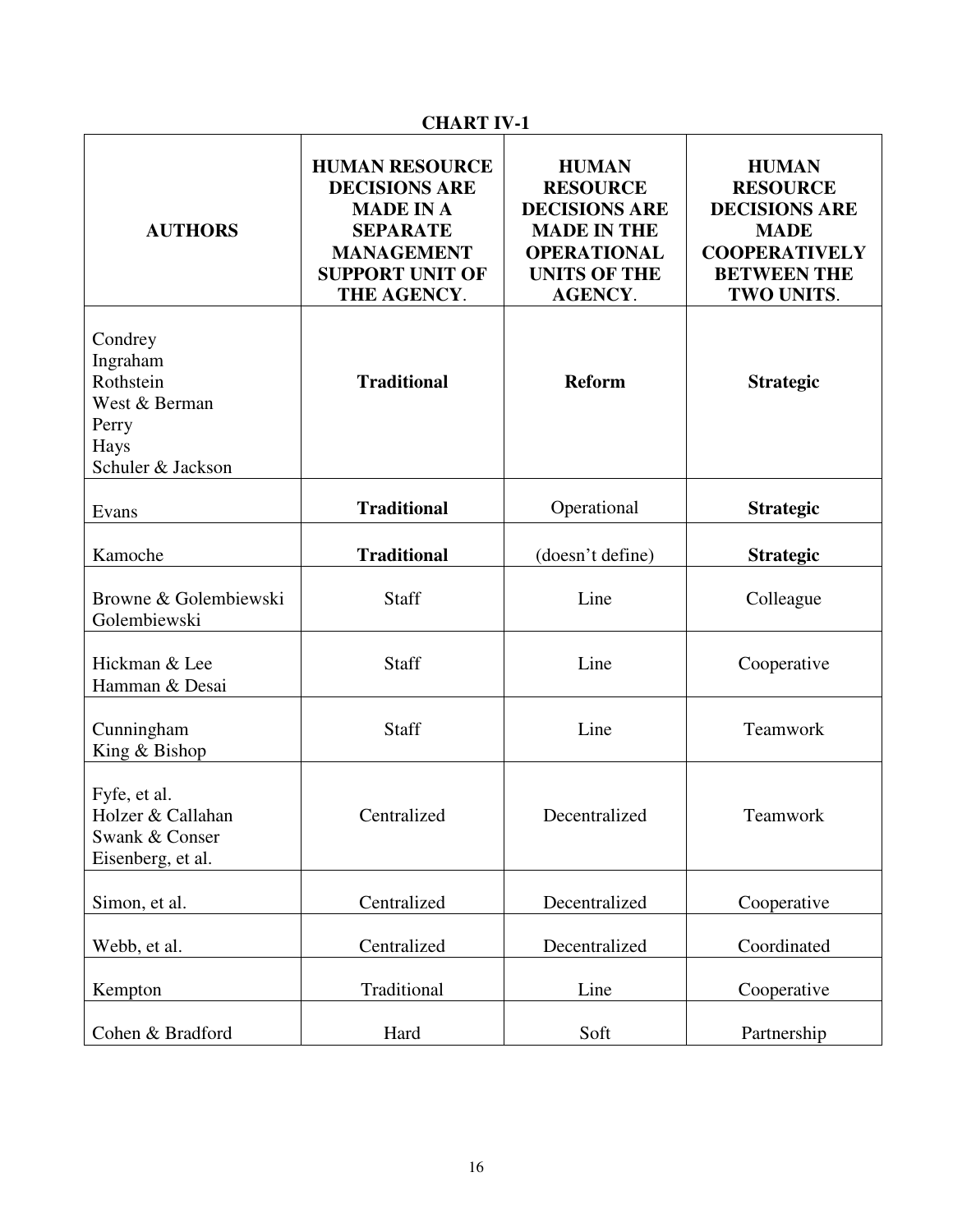**CHART IV-1**

| AUTHORS | HUMAN RESOURCE DECISIONS ARE MADE IN A SEPARATE MANAGEMENT SUPPORT UNIT OF THE AGENCY. | HUMAN RESOURCE DECISIONS ARE MADE IN THE OPERATIONAL UNITS OF THE AGENCY. | HUMAN RESOURCE DECISIONS ARE MADE COOPERATIVELY BETWEEN THE TWO UNITS. |
|---|---|---|---|
| Condrey<br>Ingraham<br>Rothstein<br>West & Berman<br>Perry<br>Hays<br>Schuler & Jackson | **Traditional** | **Reform** | **Strategic** |
| Evans | **Traditional** | Operational | **Strategic** |
| Kamoche | **Traditional** | (doesn't define) | **Strategic** |
| Browne & Golembiewski<br>Golembiewski | Staff | Line | Colleague |
| Hickman & Lee<br>Hamman & Desai | Staff | Line | Cooperative |
| Cunningham<br>King & Bishop | Staff | Line | Teamwork |
| Fyfe, et al.<br>Holzer & Callahan<br>Swank & Conser<br>Eisenberg, et al. | Centralized | Decentralized | Teamwork |
| Simon, et al. | Centralized | Decentralized | Cooperative |
| Webb, et al. | Centralized | Decentralized | Coordinated |
| Kempton | Traditional | Line | Cooperative |
| Cohen & Bradford | Hard | Soft | Partnership |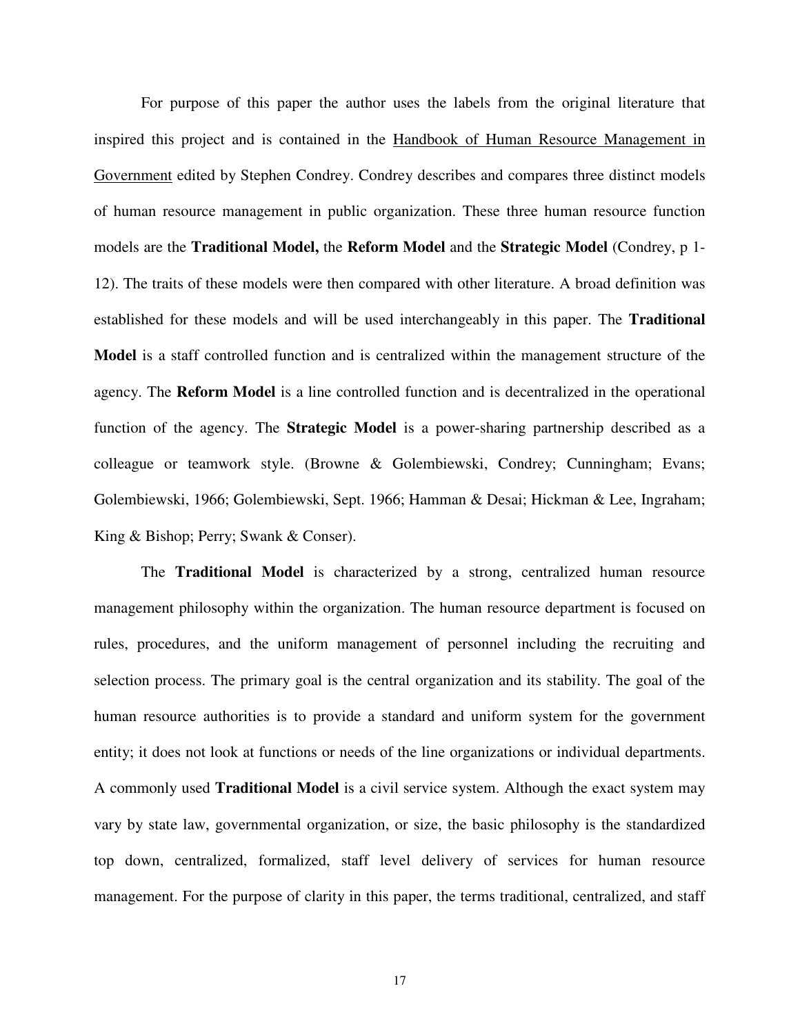For purpose of this paper the author uses the labels from the original literature that inspired this project and is contained in the Handbook of Human Resource Management in Government edited by Stephen Condrey. Condrey describes and compares three distinct models of human resource management in public organization. These three human resource function models are the **Traditional Model,** the **Reform Model** and the **Strategic Model** (Condrey, p 1-12). The traits of these models were then compared with other literature. A broad definition was established for these models and will be used interchangeably in this paper. The **Traditional Model** is a staff controlled function and is centralized within the management structure of the agency. The **Reform Model** is a line controlled function and is decentralized in the operational function of the agency. The **Strategic Model** is a power-sharing partnership described as a colleague or teamwork style. (Browne & Golembiewski, Condrey; Cunningham; Evans; Golembiewski, 1966; Golembiewski, Sept. 1966; Hamman & Desai; Hickman & Lee, Ingraham; King & Bishop; Perry; Swank & Conser).

The **Traditional Model** is characterized by a strong, centralized human resource management philosophy within the organization. The human resource department is focused on rules, procedures, and the uniform management of personnel including the recruiting and selection process. The primary goal is the central organization and its stability. The goal of the human resource authorities is to provide a standard and uniform system for the government entity; it does not look at functions or needs of the line organizations or individual departments. A commonly used **Traditional Model** is a civil service system. Although the exact system may vary by state law, governmental organization, or size, the basic philosophy is the standardized top down, centralized, formalized, staff level delivery of services for human resource management. For the purpose of clarity in this paper, the terms traditional, centralized, and staff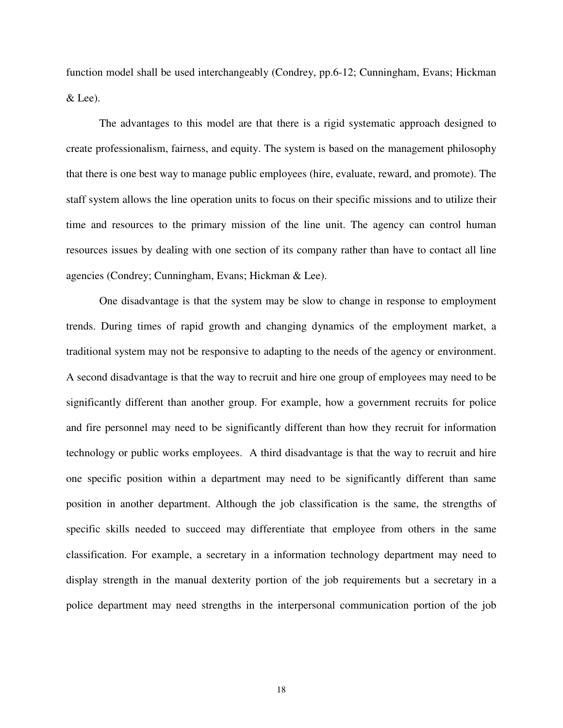function model shall be used interchangeably (Condrey, pp.6-12; Cunningham, Evans; Hickman & Lee).

The advantages to this model are that there is a rigid systematic approach designed to create professionalism, fairness, and equity. The system is based on the management philosophy that there is one best way to manage public employees (hire, evaluate, reward, and promote). The staff system allows the line operation units to focus on their specific missions and to utilize their time and resources to the primary mission of the line unit. The agency can control human resources issues by dealing with one section of its company rather than have to contact all line agencies (Condrey; Cunningham, Evans; Hickman & Lee).

One disadvantage is that the system may be slow to change in response to employment trends. During times of rapid growth and changing dynamics of the employment market, a traditional system may not be responsive to adapting to the needs of the agency or environment. A second disadvantage is that the way to recruit and hire one group of employees may need to be significantly different than another group. For example, how a government recruits for police and fire personnel may need to be significantly different than how they recruit for information technology or public works employees. A third disadvantage is that the way to recruit and hire one specific position within a department may need to be significantly different than same position in another department. Although the job classification is the same, the strengths of specific skills needed to succeed may differentiate that employee from others in the same classification. For example, a secretary in a information technology department may need to display strength in the manual dexterity portion of the job requirements but a secretary in a police department may need strengths in the interpersonal communication portion of the job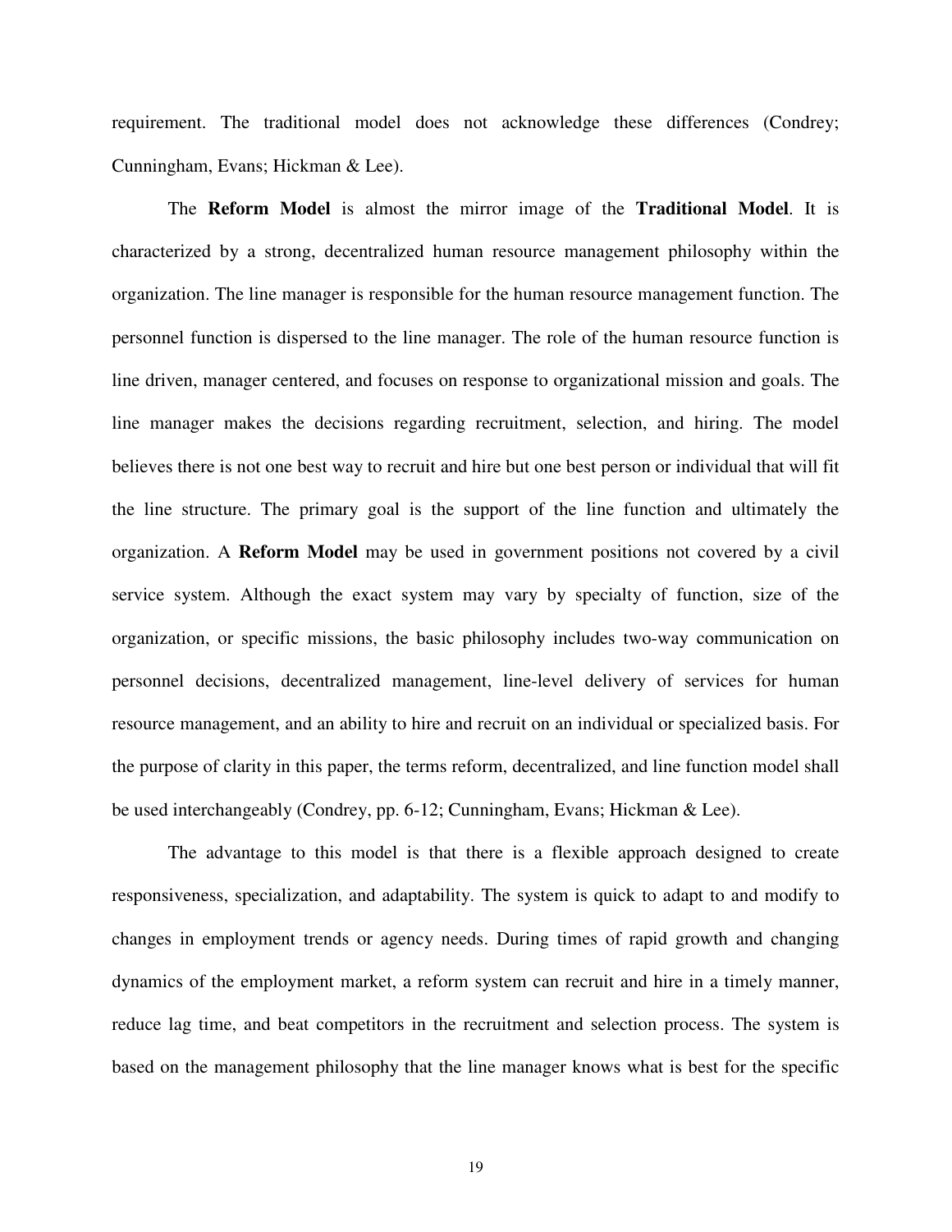requirement. The traditional model does not acknowledge these differences (Condrey; Cunningham, Evans; Hickman & Lee).

The **Reform Model** is almost the mirror image of the **Traditional Model**. It is characterized by a strong, decentralized human resource management philosophy within the organization. The line manager is responsible for the human resource management function. The personnel function is dispersed to the line manager. The role of the human resource function is line driven, manager centered, and focuses on response to organizational mission and goals. The line manager makes the decisions regarding recruitment, selection, and hiring. The model believes there is not one best way to recruit and hire but one best person or individual that will fit the line structure. The primary goal is the support of the line function and ultimately the organization. A **Reform Model** may be used in government positions not covered by a civil service system. Although the exact system may vary by specialty of function, size of the organization, or specific missions, the basic philosophy includes two-way communication on personnel decisions, decentralized management, line-level delivery of services for human resource management, and an ability to hire and recruit on an individual or specialized basis. For the purpose of clarity in this paper, the terms reform, decentralized, and line function model shall be used interchangeably (Condrey, pp. 6-12; Cunningham, Evans; Hickman & Lee).

The advantage to this model is that there is a flexible approach designed to create responsiveness, specialization, and adaptability. The system is quick to adapt to and modify to changes in employment trends or agency needs. During times of rapid growth and changing dynamics of the employment market, a reform system can recruit and hire in a timely manner, reduce lag time, and beat competitors in the recruitment and selection process. The system is based on the management philosophy that the line manager knows what is best for the specific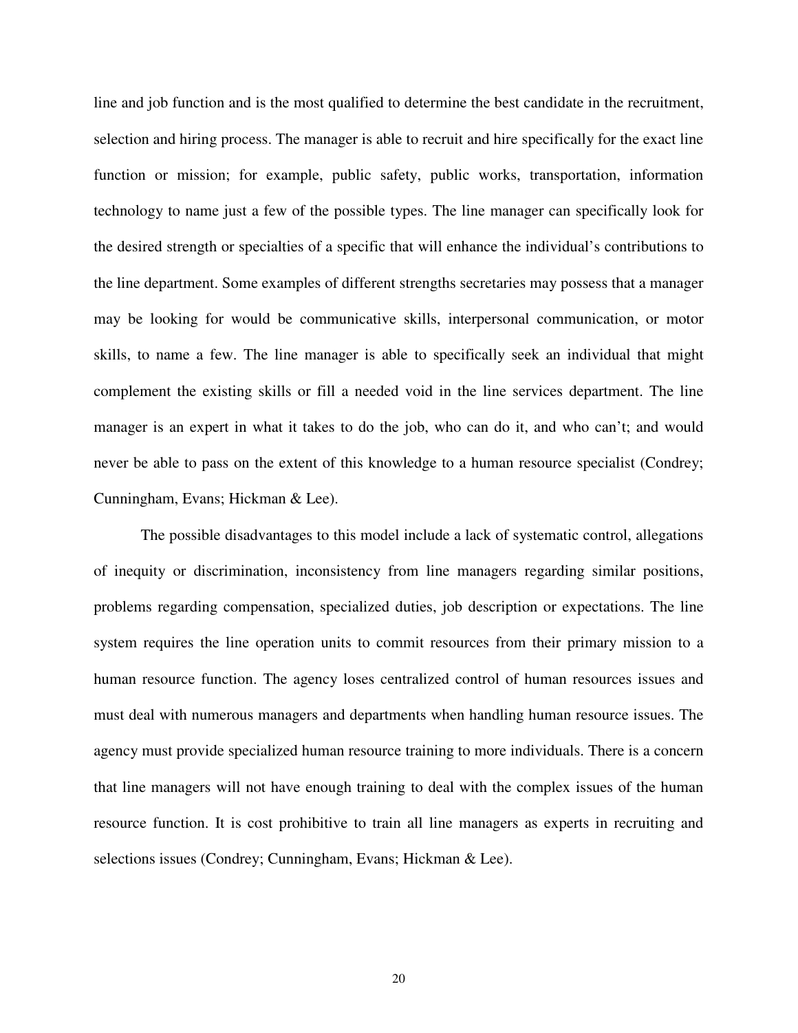line and job function and is the most qualified to determine the best candidate in the recruitment, selection and hiring process. The manager is able to recruit and hire specifically for the exact line function or mission; for example, public safety, public works, transportation, information technology to name just a few of the possible types. The line manager can specifically look for the desired strength or specialties of a specific that will enhance the individual's contributions to the line department. Some examples of different strengths secretaries may possess that a manager may be looking for would be communicative skills, interpersonal communication, or motor skills, to name a few. The line manager is able to specifically seek an individual that might complement the existing skills or fill a needed void in the line services department. The line manager is an expert in what it takes to do the job, who can do it, and who can't; and would never be able to pass on the extent of this knowledge to a human resource specialist (Condrey; Cunningham, Evans; Hickman & Lee).

The possible disadvantages to this model include a lack of systematic control, allegations of inequity or discrimination, inconsistency from line managers regarding similar positions, problems regarding compensation, specialized duties, job description or expectations. The line system requires the line operation units to commit resources from their primary mission to a human resource function. The agency loses centralized control of human resources issues and must deal with numerous managers and departments when handling human resource issues. The agency must provide specialized human resource training to more individuals. There is a concern that line managers will not have enough training to deal with the complex issues of the human resource function. It is cost prohibitive to train all line managers as experts in recruiting and selections issues (Condrey; Cunningham, Evans; Hickman & Lee).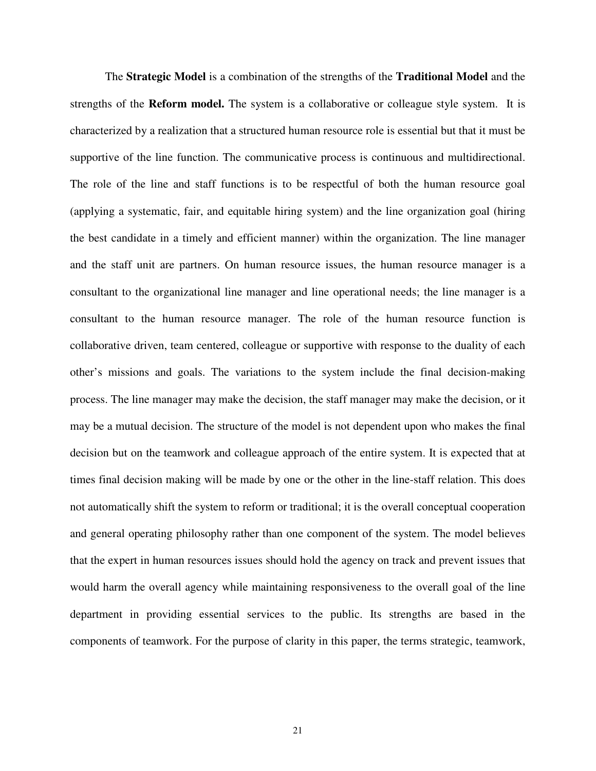The **Strategic Model** is a combination of the strengths of the **Traditional Model** and the strengths of the **Reform model.** The system is a collaborative or colleague style system. It is characterized by a realization that a structured human resource role is essential but that it must be supportive of the line function. The communicative process is continuous and multidirectional. The role of the line and staff functions is to be respectful of both the human resource goal (applying a systematic, fair, and equitable hiring system) and the line organization goal (hiring the best candidate in a timely and efficient manner) within the organization. The line manager and the staff unit are partners. On human resource issues, the human resource manager is a consultant to the organizational line manager and line operational needs; the line manager is a consultant to the human resource manager. The role of the human resource function is collaborative driven, team centered, colleague or supportive with response to the duality of each other's missions and goals. The variations to the system include the final decision-making process. The line manager may make the decision, the staff manager may make the decision, or it may be a mutual decision. The structure of the model is not dependent upon who makes the final decision but on the teamwork and colleague approach of the entire system. It is expected that at times final decision making will be made by one or the other in the line-staff relation. This does not automatically shift the system to reform or traditional; it is the overall conceptual cooperation and general operating philosophy rather than one component of the system. The model believes that the expert in human resources issues should hold the agency on track and prevent issues that would harm the overall agency while maintaining responsiveness to the overall goal of the line department in providing essential services to the public. Its strengths are based in the components of teamwork. For the purpose of clarity in this paper, the terms strategic, teamwork,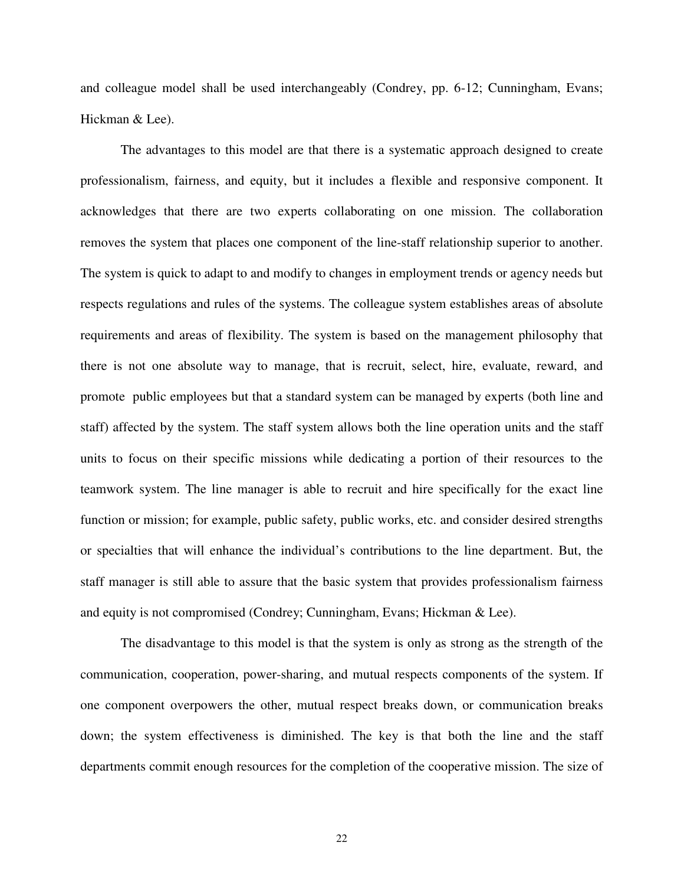and colleague model shall be used interchangeably (Condrey, pp. 6-12; Cunningham, Evans; Hickman & Lee).

The advantages to this model are that there is a systematic approach designed to create professionalism, fairness, and equity, but it includes a flexible and responsive component. It acknowledges that there are two experts collaborating on one mission. The collaboration removes the system that places one component of the line-staff relationship superior to another. The system is quick to adapt to and modify to changes in employment trends or agency needs but respects regulations and rules of the systems. The colleague system establishes areas of absolute requirements and areas of flexibility. The system is based on the management philosophy that there is not one absolute way to manage, that is recruit, select, hire, evaluate, reward, and promote public employees but that a standard system can be managed by experts (both line and staff) affected by the system. The staff system allows both the line operation units and the staff units to focus on their specific missions while dedicating a portion of their resources to the teamwork system. The line manager is able to recruit and hire specifically for the exact line function or mission; for example, public safety, public works, etc. and consider desired strengths or specialties that will enhance the individual's contributions to the line department. But, the staff manager is still able to assure that the basic system that provides professionalism fairness and equity is not compromised (Condrey; Cunningham, Evans; Hickman & Lee).

The disadvantage to this model is that the system is only as strong as the strength of the communication, cooperation, power-sharing, and mutual respects components of the system. If one component overpowers the other, mutual respect breaks down, or communication breaks down; the system effectiveness is diminished. The key is that both the line and the staff departments commit enough resources for the completion of the cooperative mission. The size of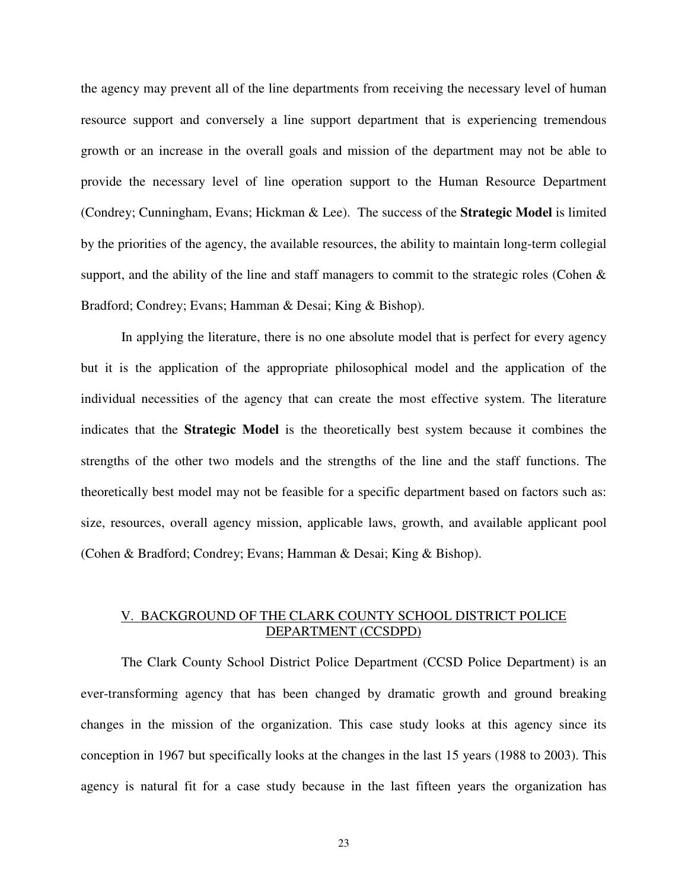the agency may prevent all of the line departments from receiving the necessary level of human resource support and conversely a line support department that is experiencing tremendous growth or an increase in the overall goals and mission of the department may not be able to provide the necessary level of line operation support to the Human Resource Department (Condrey; Cunningham, Evans; Hickman & Lee). The success of the **Strategic Model** is limited by the priorities of the agency, the available resources, the ability to maintain long-term collegial support, and the ability of the line and staff managers to commit to the strategic roles (Cohen & Bradford; Condrey; Evans; Hamman & Desai; King & Bishop).

In applying the literature, there is no one absolute model that is perfect for every agency but it is the application of the appropriate philosophical model and the application of the individual necessities of the agency that can create the most effective system. The literature indicates that the **Strategic Model** is the theoretically best system because it combines the strengths of the other two models and the strengths of the line and the staff functions. The theoretically best model may not be feasible for a specific department based on factors such as: size, resources, overall agency mission, applicable laws, growth, and available applicant pool (Cohen & Bradford; Condrey; Evans; Hamman & Desai; King & Bishop).

## V. BACKGROUND OF THE CLARK COUNTY SCHOOL DISTRICT POLICE DEPARTMENT (CCSDPD)

The Clark County School District Police Department (CCSD Police Department) is an ever-transforming agency that has been changed by dramatic growth and ground breaking changes in the mission of the organization. This case study looks at this agency since its conception in 1967 but specifically looks at the changes in the last 15 years (1988 to 2003). This agency is natural fit for a case study because in the last fifteen years the organization has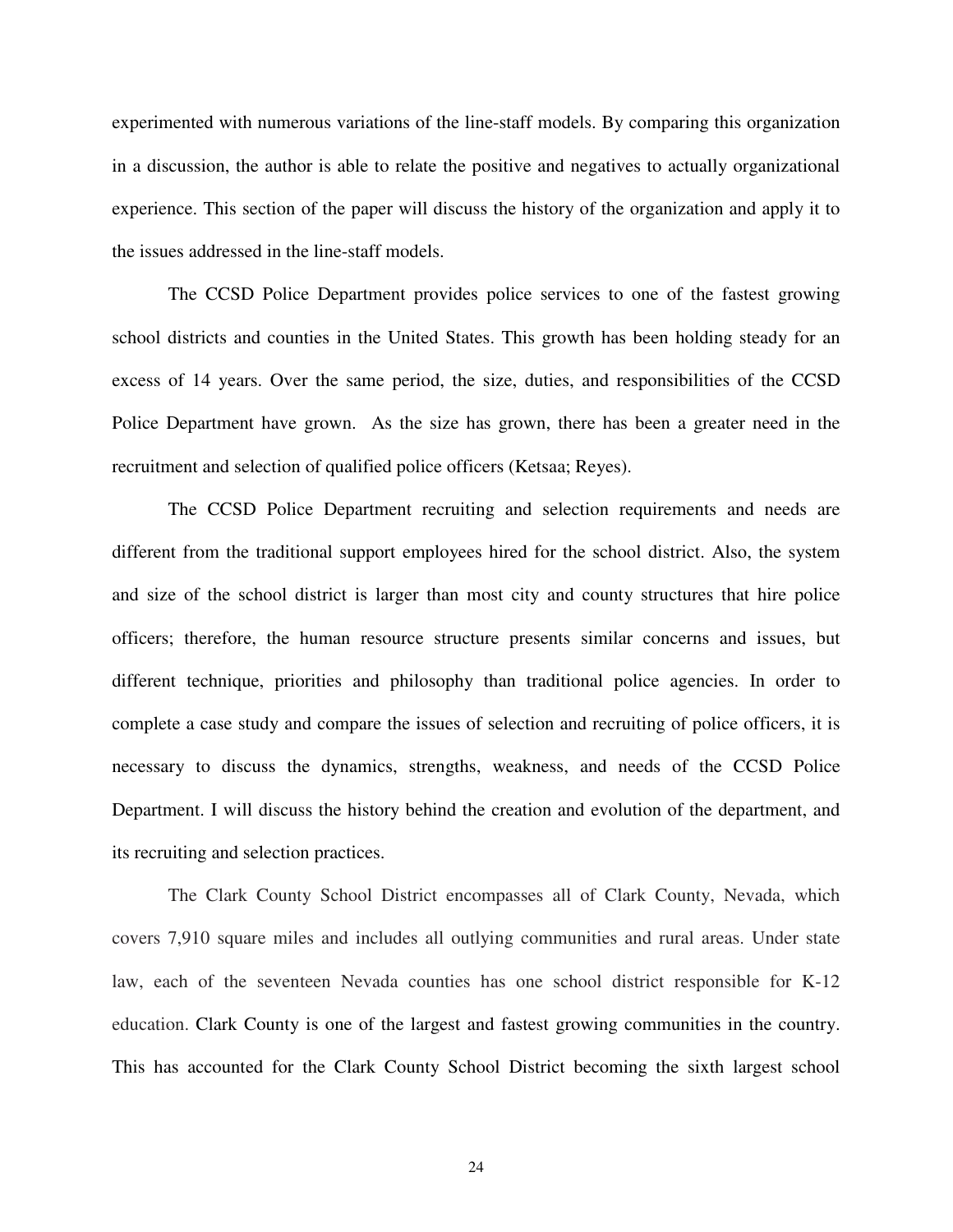experimented with numerous variations of the line-staff models. By comparing this organization in a discussion, the author is able to relate the positive and negatives to actually organizational experience. This section of the paper will discuss the history of the organization and apply it to the issues addressed in the line-staff models.

The CCSD Police Department provides police services to one of the fastest growing school districts and counties in the United States. This growth has been holding steady for an excess of 14 years. Over the same period, the size, duties, and responsibilities of the CCSD Police Department have grown. As the size has grown, there has been a greater need in the recruitment and selection of qualified police officers (Ketsaa; Reyes).

The CCSD Police Department recruiting and selection requirements and needs are different from the traditional support employees hired for the school district. Also, the system and size of the school district is larger than most city and county structures that hire police officers; therefore, the human resource structure presents similar concerns and issues, but different technique, priorities and philosophy than traditional police agencies. In order to complete a case study and compare the issues of selection and recruiting of police officers, it is necessary to discuss the dynamics, strengths, weakness, and needs of the CCSD Police Department. I will discuss the history behind the creation and evolution of the department, and its recruiting and selection practices.

The Clark County School District encompasses all of Clark County, Nevada, which covers 7,910 square miles and includes all outlying communities and rural areas. Under state law, each of the seventeen Nevada counties has one school district responsible for K-12 education. Clark County is one of the largest and fastest growing communities in the country. This has accounted for the Clark County School District becoming the sixth largest school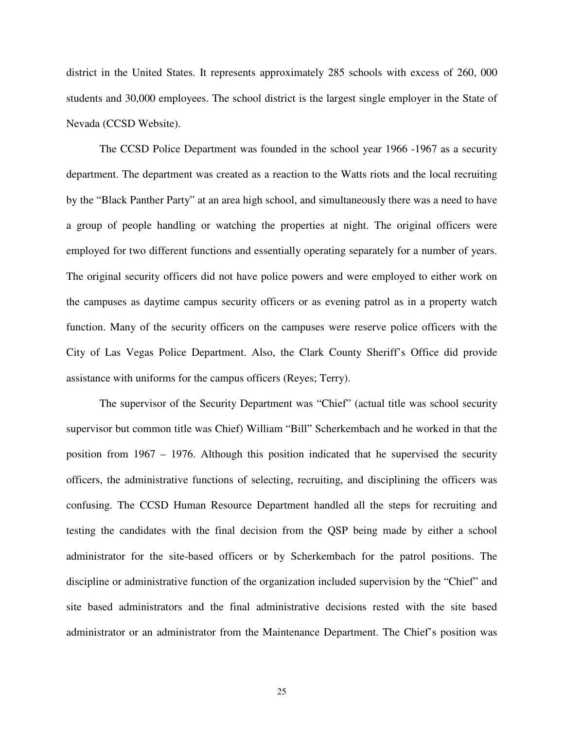district in the United States. It represents approximately 285 schools with excess of 260, 000 students and 30,000 employees. The school district is the largest single employer in the State of Nevada (CCSD Website).

The CCSD Police Department was founded in the school year 1966 -1967 as a security department. The department was created as a reaction to the Watts riots and the local recruiting by the "Black Panther Party" at an area high school, and simultaneously there was a need to have a group of people handling or watching the properties at night. The original officers were employed for two different functions and essentially operating separately for a number of years. The original security officers did not have police powers and were employed to either work on the campuses as daytime campus security officers or as evening patrol as in a property watch function. Many of the security officers on the campuses were reserve police officers with the City of Las Vegas Police Department. Also, the Clark County Sheriff's Office did provide assistance with uniforms for the campus officers (Reyes; Terry).

The supervisor of the Security Department was "Chief" (actual title was school security supervisor but common title was Chief) William "Bill" Scherkembach and he worked in that the position from 1967 – 1976. Although this position indicated that he supervised the security officers, the administrative functions of selecting, recruiting, and disciplining the officers was confusing. The CCSD Human Resource Department handled all the steps for recruiting and testing the candidates with the final decision from the QSP being made by either a school administrator for the site-based officers or by Scherkembach for the patrol positions. The discipline or administrative function of the organization included supervision by the "Chief" and site based administrators and the final administrative decisions rested with the site based administrator or an administrator from the Maintenance Department. The Chief's position was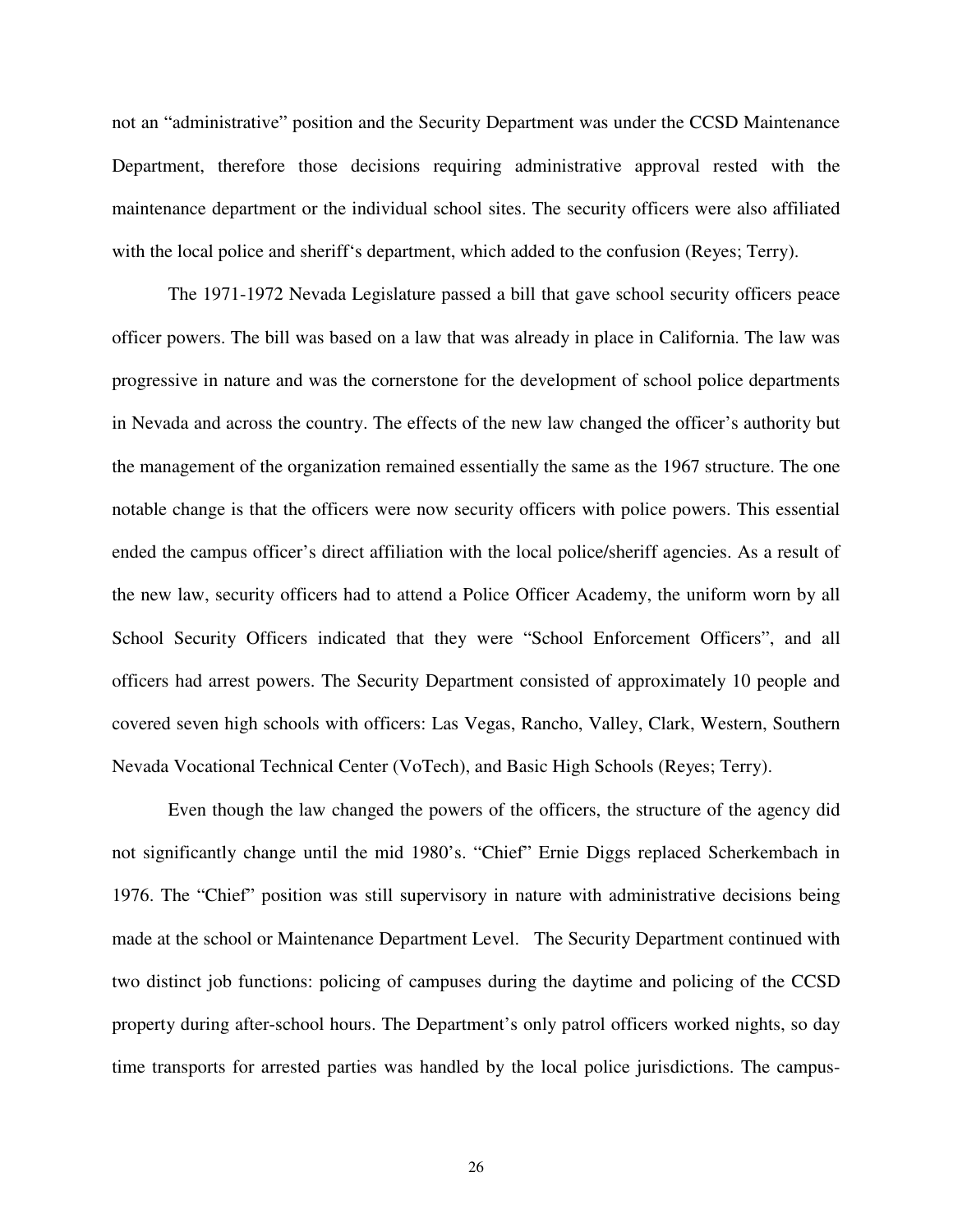not an "administrative" position and the Security Department was under the CCSD Maintenance Department, therefore those decisions requiring administrative approval rested with the maintenance department or the individual school sites. The security officers were also affiliated with the local police and sheriff's department, which added to the confusion (Reyes; Terry).

The 1971-1972 Nevada Legislature passed a bill that gave school security officers peace officer powers. The bill was based on a law that was already in place in California. The law was progressive in nature and was the cornerstone for the development of school police departments in Nevada and across the country. The effects of the new law changed the officer's authority but the management of the organization remained essentially the same as the 1967 structure. The one notable change is that the officers were now security officers with police powers. This essential ended the campus officer's direct affiliation with the local police/sheriff agencies. As a result of the new law, security officers had to attend a Police Officer Academy, the uniform worn by all School Security Officers indicated that they were "School Enforcement Officers", and all officers had arrest powers. The Security Department consisted of approximately 10 people and covered seven high schools with officers: Las Vegas, Rancho, Valley, Clark, Western, Southern Nevada Vocational Technical Center (VoTech), and Basic High Schools (Reyes; Terry).

Even though the law changed the powers of the officers, the structure of the agency did not significantly change until the mid 1980's. "Chief" Ernie Diggs replaced Scherkembach in 1976. The "Chief" position was still supervisory in nature with administrative decisions being made at the school or Maintenance Department Level. The Security Department continued with two distinct job functions: policing of campuses during the daytime and policing of the CCSD property during after-school hours. The Department's only patrol officers worked nights, so day time transports for arrested parties was handled by the local police jurisdictions. The campus-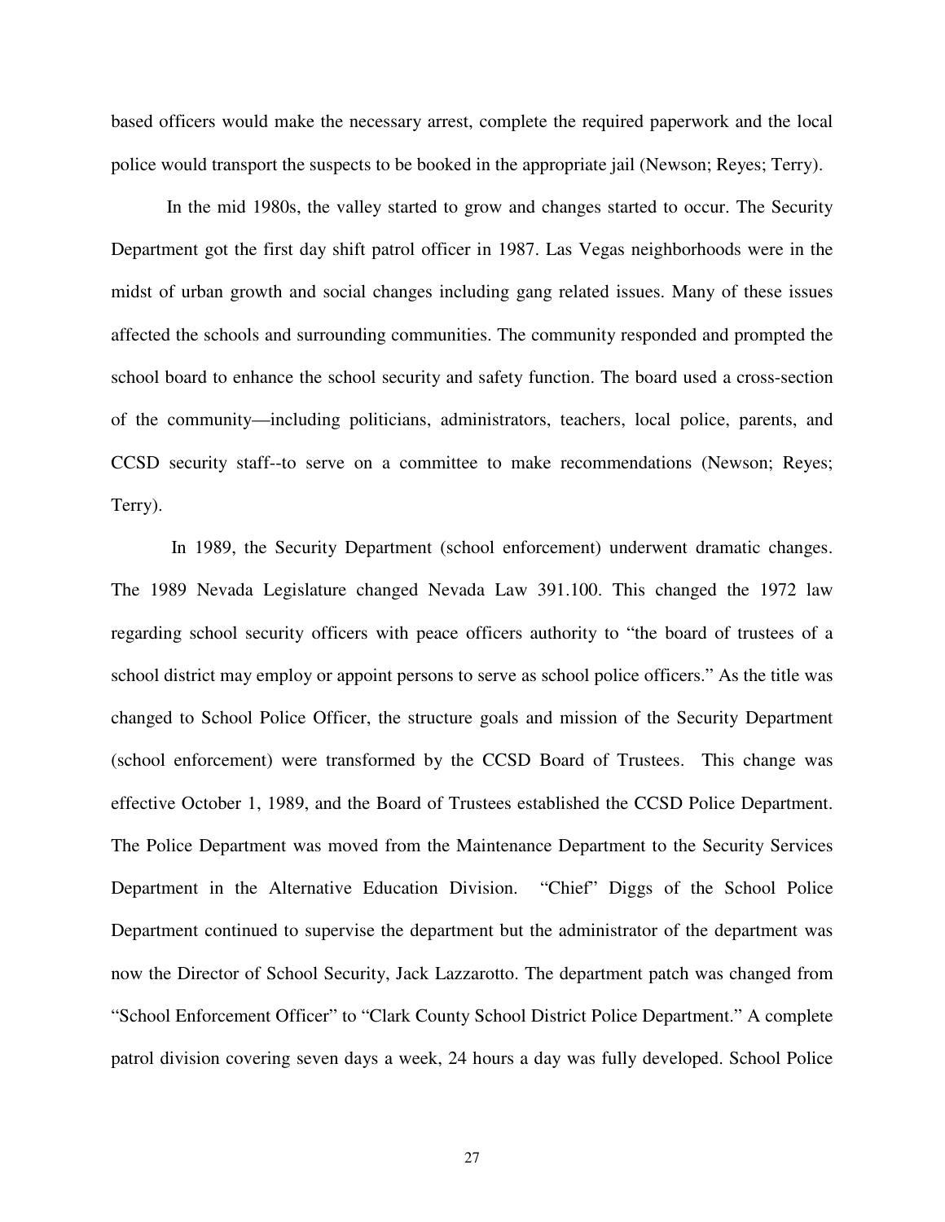based officers would make the necessary arrest, complete the required paperwork and the local police would transport the suspects to be booked in the appropriate jail (Newson; Reyes; Terry).

In the mid 1980s, the valley started to grow and changes started to occur. The Security Department got the first day shift patrol officer in 1987. Las Vegas neighborhoods were in the midst of urban growth and social changes including gang related issues. Many of these issues affected the schools and surrounding communities. The community responded and prompted the school board to enhance the school security and safety function. The board used a cross-section of the community—including politicians, administrators, teachers, local police, parents, and CCSD security staff--to serve on a committee to make recommendations (Newson; Reyes; Terry).

In 1989, the Security Department (school enforcement) underwent dramatic changes. The 1989 Nevada Legislature changed Nevada Law 391.100. This changed the 1972 law regarding school security officers with peace officers authority to "the board of trustees of a school district may employ or appoint persons to serve as school police officers." As the title was changed to School Police Officer, the structure goals and mission of the Security Department (school enforcement) were transformed by the CCSD Board of Trustees. This change was effective October 1, 1989, and the Board of Trustees established the CCSD Police Department. The Police Department was moved from the Maintenance Department to the Security Services Department in the Alternative Education Division. "Chief" Diggs of the School Police Department continued to supervise the department but the administrator of the department was now the Director of School Security, Jack Lazzarotto. The department patch was changed from "School Enforcement Officer" to "Clark County School District Police Department." A complete patrol division covering seven days a week, 24 hours a day was fully developed. School Police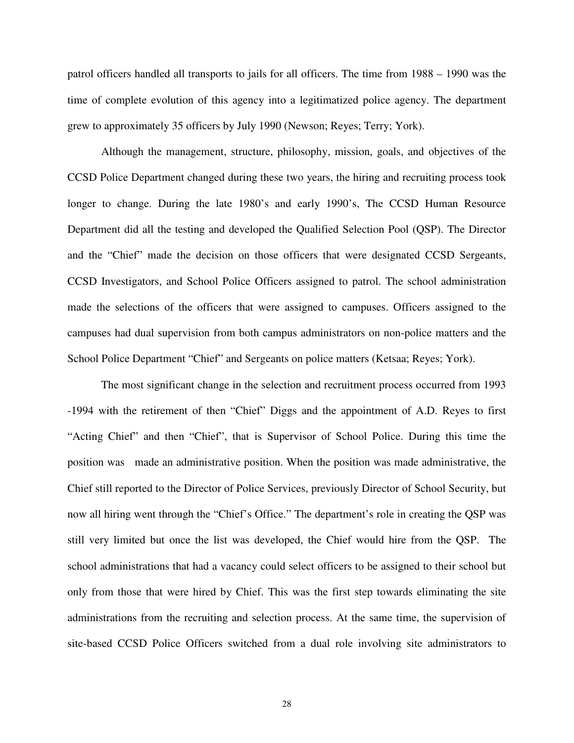patrol officers handled all transports to jails for all officers. The time from 1988 – 1990 was the time of complete evolution of this agency into a legitimatized police agency. The department grew to approximately 35 officers by July 1990 (Newson; Reyes; Terry; York).

Although the management, structure, philosophy, mission, goals, and objectives of the CCSD Police Department changed during these two years, the hiring and recruiting process took longer to change. During the late 1980's and early 1990's, The CCSD Human Resource Department did all the testing and developed the Qualified Selection Pool (QSP). The Director and the "Chief" made the decision on those officers that were designated CCSD Sergeants, CCSD Investigators, and School Police Officers assigned to patrol. The school administration made the selections of the officers that were assigned to campuses. Officers assigned to the campuses had dual supervision from both campus administrators on non-police matters and the School Police Department "Chief" and Sergeants on police matters (Ketsaa; Reyes; York).

The most significant change in the selection and recruitment process occurred from 1993 -1994 with the retirement of then "Chief" Diggs and the appointment of A.D. Reyes to first "Acting Chief" and then "Chief", that is Supervisor of School Police. During this time the position was made an administrative position. When the position was made administrative, the Chief still reported to the Director of Police Services, previously Director of School Security, but now all hiring went through the "Chief's Office." The department's role in creating the QSP was still very limited but once the list was developed, the Chief would hire from the QSP. The school administrations that had a vacancy could select officers to be assigned to their school but only from those that were hired by Chief. This was the first step towards eliminating the site administrations from the recruiting and selection process. At the same time, the supervision of site-based CCSD Police Officers switched from a dual role involving site administrators to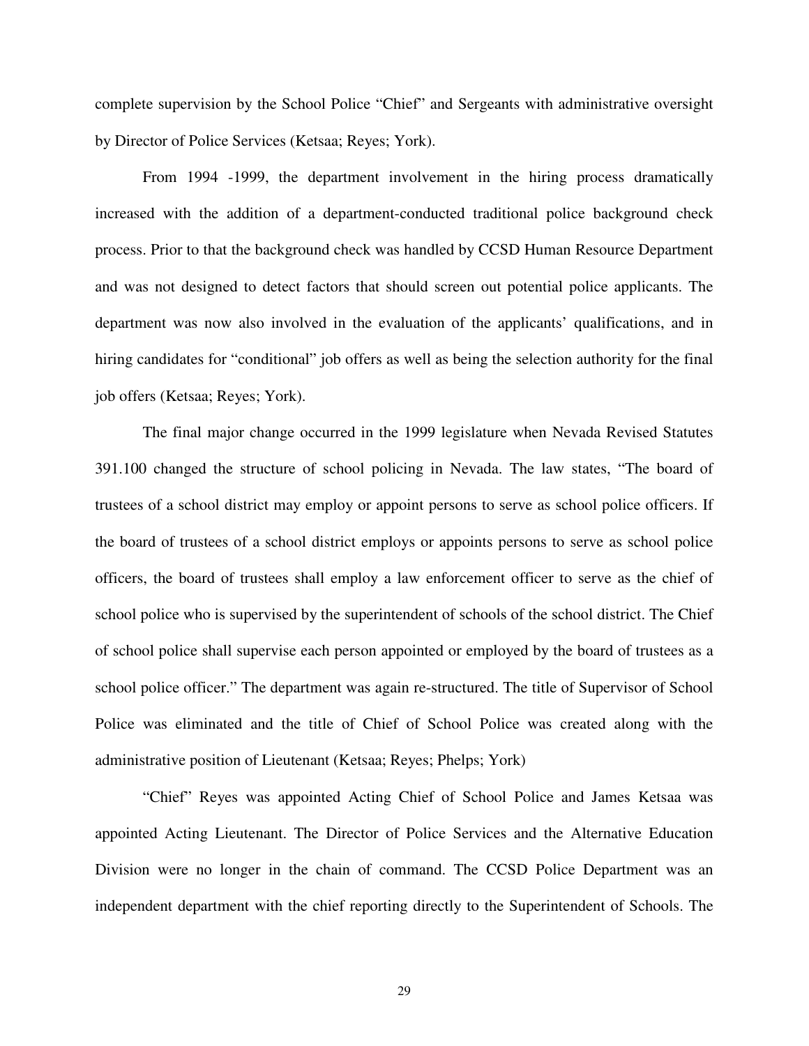complete supervision by the School Police "Chief" and Sergeants with administrative oversight by Director of Police Services (Ketsaa; Reyes; York).

From 1994 -1999, the department involvement in the hiring process dramatically increased with the addition of a department-conducted traditional police background check process. Prior to that the background check was handled by CCSD Human Resource Department and was not designed to detect factors that should screen out potential police applicants. The department was now also involved in the evaluation of the applicants' qualifications, and in hiring candidates for "conditional" job offers as well as being the selection authority for the final job offers (Ketsaa; Reyes; York).

The final major change occurred in the 1999 legislature when Nevada Revised Statutes 391.100 changed the structure of school policing in Nevada. The law states, "The board of trustees of a school district may employ or appoint persons to serve as school police officers. If the board of trustees of a school district employs or appoints persons to serve as school police officers, the board of trustees shall employ a law enforcement officer to serve as the chief of school police who is supervised by the superintendent of schools of the school district. The Chief of school police shall supervise each person appointed or employed by the board of trustees as a school police officer." The department was again re-structured. The title of Supervisor of School Police was eliminated and the title of Chief of School Police was created along with the administrative position of Lieutenant (Ketsaa; Reyes; Phelps; York)

"Chief" Reyes was appointed Acting Chief of School Police and James Ketsaa was appointed Acting Lieutenant. The Director of Police Services and the Alternative Education Division were no longer in the chain of command. The CCSD Police Department was an independent department with the chief reporting directly to the Superintendent of Schools. The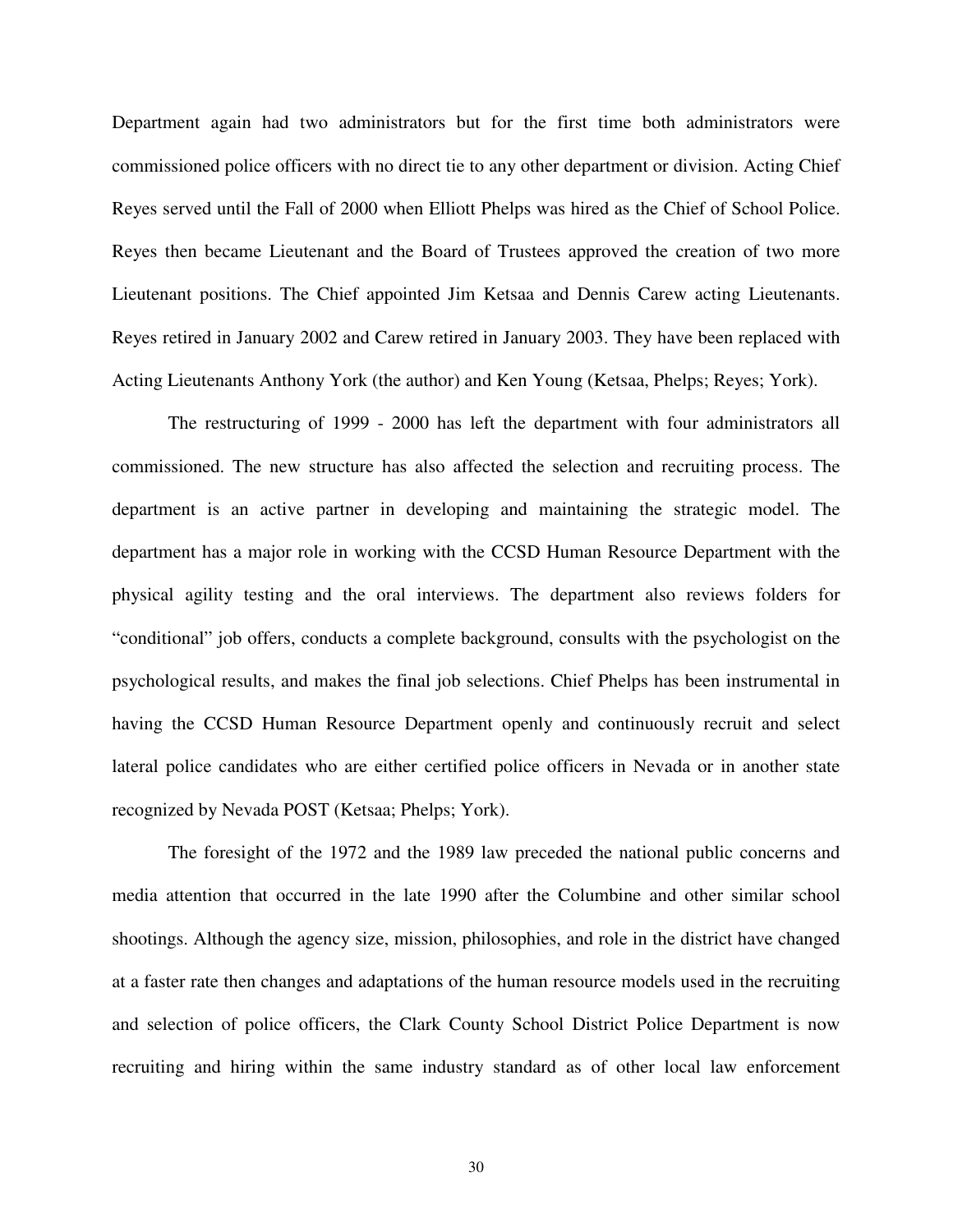Department again had two administrators but for the first time both administrators were commissioned police officers with no direct tie to any other department or division. Acting Chief Reyes served until the Fall of 2000 when Elliott Phelps was hired as the Chief of School Police. Reyes then became Lieutenant and the Board of Trustees approved the creation of two more Lieutenant positions. The Chief appointed Jim Ketsaa and Dennis Carew acting Lieutenants. Reyes retired in January 2002 and Carew retired in January 2003. They have been replaced with Acting Lieutenants Anthony York (the author) and Ken Young (Ketsaa, Phelps; Reyes; York).

The restructuring of 1999 - 2000 has left the department with four administrators all commissioned. The new structure has also affected the selection and recruiting process. The department is an active partner in developing and maintaining the strategic model. The department has a major role in working with the CCSD Human Resource Department with the physical agility testing and the oral interviews. The department also reviews folders for "conditional" job offers, conducts a complete background, consults with the psychologist on the psychological results, and makes the final job selections. Chief Phelps has been instrumental in having the CCSD Human Resource Department openly and continuously recruit and select lateral police candidates who are either certified police officers in Nevada or in another state recognized by Nevada POST (Ketsaa; Phelps; York).

The foresight of the 1972 and the 1989 law preceded the national public concerns and media attention that occurred in the late 1990 after the Columbine and other similar school shootings. Although the agency size, mission, philosophies, and role in the district have changed at a faster rate then changes and adaptations of the human resource models used in the recruiting and selection of police officers, the Clark County School District Police Department is now recruiting and hiring within the same industry standard as of other local law enforcement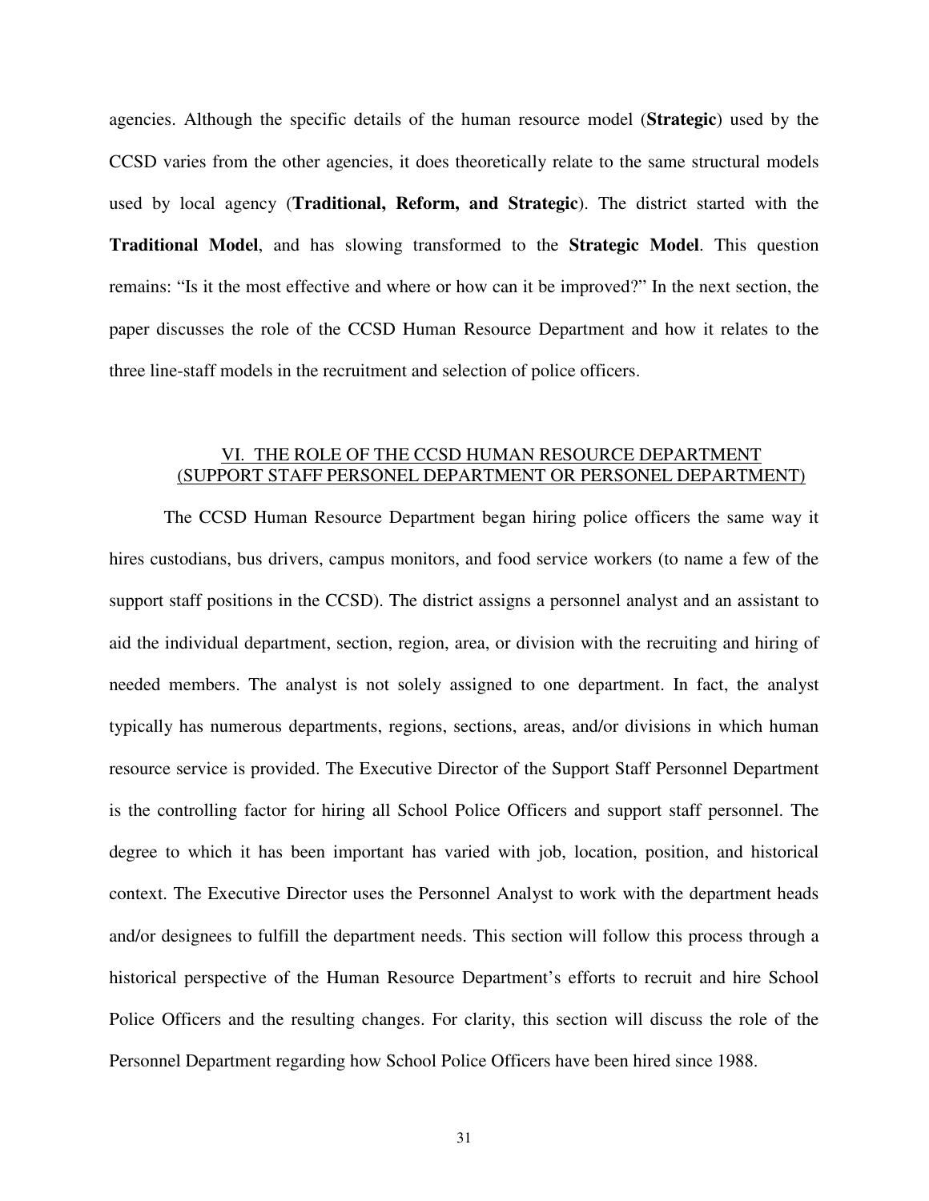agencies. Although the specific details of the human resource model (**Strategic**) used by the CCSD varies from the other agencies, it does theoretically relate to the same structural models used by local agency (**Traditional, Reform, and Strategic**). The district started with the **Traditional Model**, and has slowing transformed to the **Strategic Model**. This question remains: "Is it the most effective and where or how can it be improved?" In the next section, the paper discusses the role of the CCSD Human Resource Department and how it relates to the three line-staff models in the recruitment and selection of police officers.

## VI. THE ROLE OF THE CCSD HUMAN RESOURCE DEPARTMENT (SUPPORT STAFF PERSONEL DEPARTMENT OR PERSONEL DEPARTMENT)

The CCSD Human Resource Department began hiring police officers the same way it hires custodians, bus drivers, campus monitors, and food service workers (to name a few of the support staff positions in the CCSD). The district assigns a personnel analyst and an assistant to aid the individual department, section, region, area, or division with the recruiting and hiring of needed members. The analyst is not solely assigned to one department. In fact, the analyst typically has numerous departments, regions, sections, areas, and/or divisions in which human resource service is provided. The Executive Director of the Support Staff Personnel Department is the controlling factor for hiring all School Police Officers and support staff personnel. The degree to which it has been important has varied with job, location, position, and historical context. The Executive Director uses the Personnel Analyst to work with the department heads and/or designees to fulfill the department needs. This section will follow this process through a historical perspective of the Human Resource Department's efforts to recruit and hire School Police Officers and the resulting changes. For clarity, this section will discuss the role of the Personnel Department regarding how School Police Officers have been hired since 1988.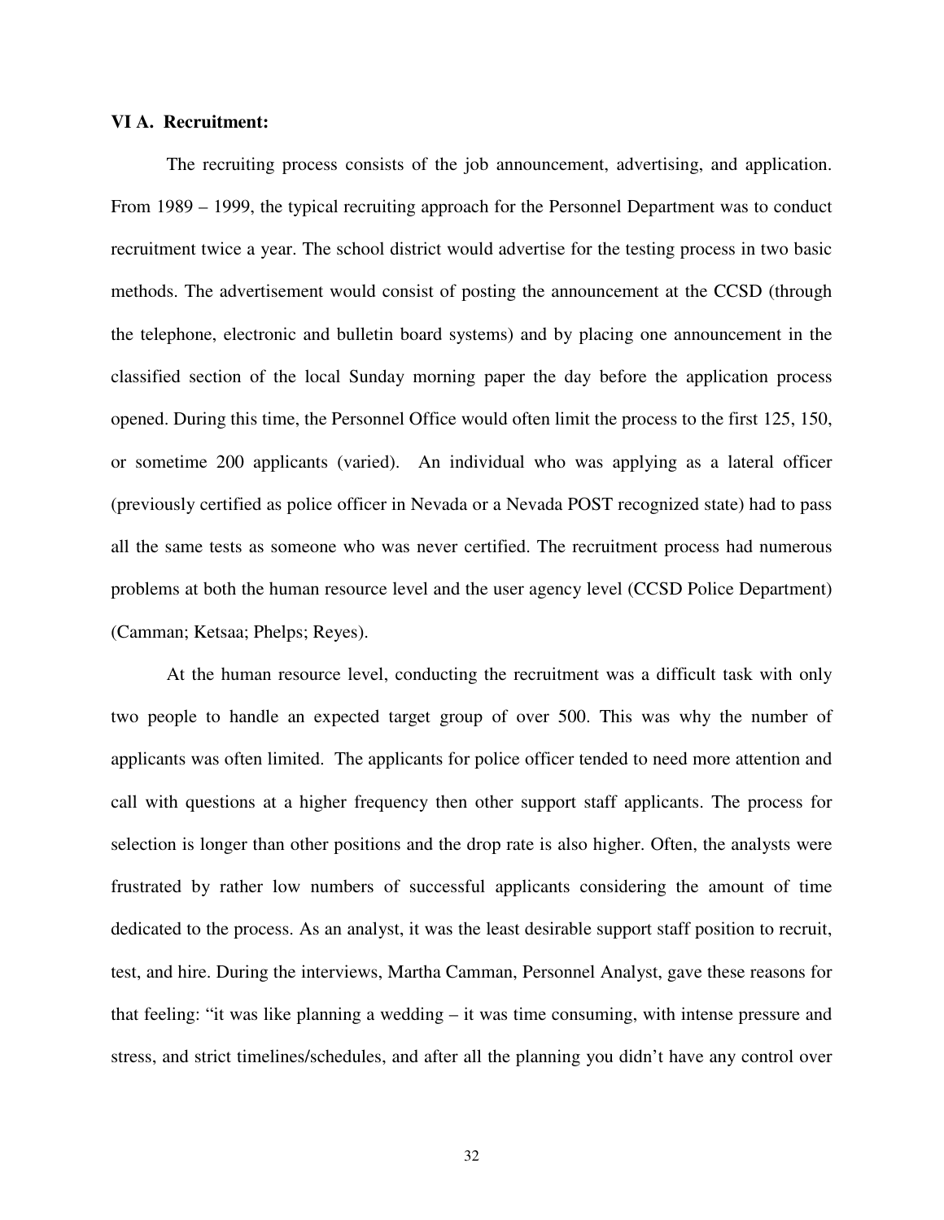**VI A. Recruitment:**

The recruiting process consists of the job announcement, advertising, and application. From 1989 – 1999, the typical recruiting approach for the Personnel Department was to conduct recruitment twice a year. The school district would advertise for the testing process in two basic methods. The advertisement would consist of posting the announcement at the CCSD (through the telephone, electronic and bulletin board systems) and by placing one announcement in the classified section of the local Sunday morning paper the day before the application process opened. During this time, the Personnel Office would often limit the process to the first 125, 150, or sometime 200 applicants (varied). An individual who was applying as a lateral officer (previously certified as police officer in Nevada or a Nevada POST recognized state) had to pass all the same tests as someone who was never certified. The recruitment process had numerous problems at both the human resource level and the user agency level (CCSD Police Department) (Camman; Ketsaa; Phelps; Reyes).

At the human resource level, conducting the recruitment was a difficult task with only two people to handle an expected target group of over 500. This was why the number of applicants was often limited. The applicants for police officer tended to need more attention and call with questions at a higher frequency then other support staff applicants. The process for selection is longer than other positions and the drop rate is also higher. Often, the analysts were frustrated by rather low numbers of successful applicants considering the amount of time dedicated to the process. As an analyst, it was the least desirable support staff position to recruit, test, and hire. During the interviews, Martha Camman, Personnel Analyst, gave these reasons for that feeling: "it was like planning a wedding – it was time consuming, with intense pressure and stress, and strict timelines/schedules, and after all the planning you didn't have any control over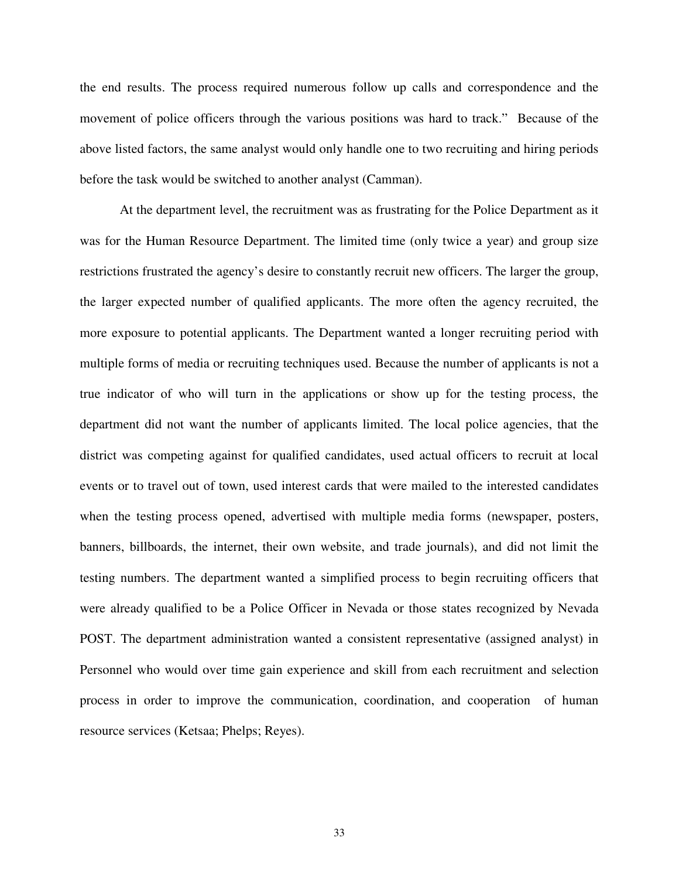the end results. The process required numerous follow up calls and correspondence and the movement of police officers through the various positions was hard to track." Because of the above listed factors, the same analyst would only handle one to two recruiting and hiring periods before the task would be switched to another analyst (Camman).

At the department level, the recruitment was as frustrating for the Police Department as it was for the Human Resource Department. The limited time (only twice a year) and group size restrictions frustrated the agency's desire to constantly recruit new officers. The larger the group, the larger expected number of qualified applicants. The more often the agency recruited, the more exposure to potential applicants. The Department wanted a longer recruiting period with multiple forms of media or recruiting techniques used. Because the number of applicants is not a true indicator of who will turn in the applications or show up for the testing process, the department did not want the number of applicants limited. The local police agencies, that the district was competing against for qualified candidates, used actual officers to recruit at local events or to travel out of town, used interest cards that were mailed to the interested candidates when the testing process opened, advertised with multiple media forms (newspaper, posters, banners, billboards, the internet, their own website, and trade journals), and did not limit the testing numbers. The department wanted a simplified process to begin recruiting officers that were already qualified to be a Police Officer in Nevada or those states recognized by Nevada POST. The department administration wanted a consistent representative (assigned analyst) in Personnel who would over time gain experience and skill from each recruitment and selection process in order to improve the communication, coordination, and cooperation of human resource services (Ketsaa; Phelps; Reyes).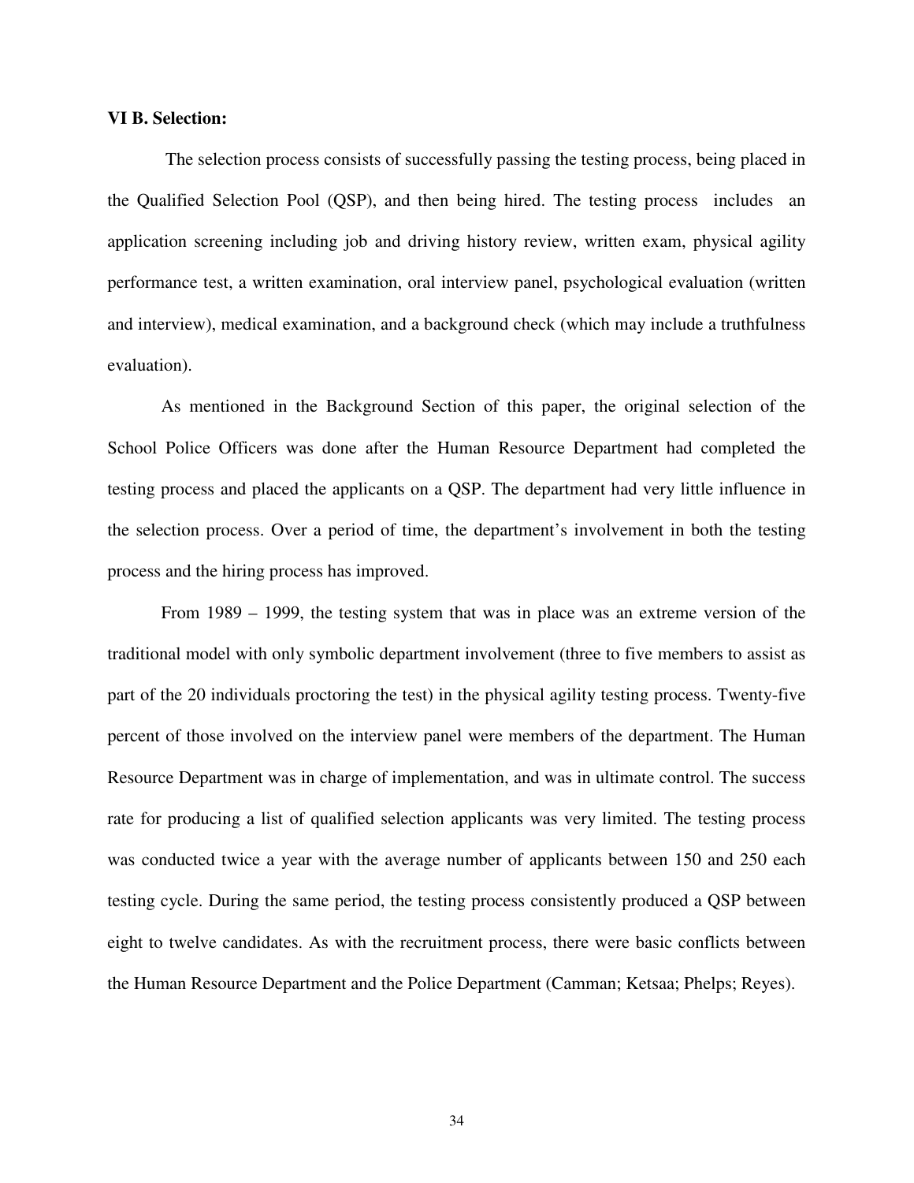**VI B. Selection:**

The selection process consists of successfully passing the testing process, being placed in the Qualified Selection Pool (QSP), and then being hired. The testing process includes an application screening including job and driving history review, written exam, physical agility performance test, a written examination, oral interview panel, psychological evaluation (written and interview), medical examination, and a background check (which may include a truthfulness evaluation).

As mentioned in the Background Section of this paper, the original selection of the School Police Officers was done after the Human Resource Department had completed the testing process and placed the applicants on a QSP. The department had very little influence in the selection process. Over a period of time, the department's involvement in both the testing process and the hiring process has improved.

From 1989 – 1999, the testing system that was in place was an extreme version of the traditional model with only symbolic department involvement (three to five members to assist as part of the 20 individuals proctoring the test) in the physical agility testing process. Twenty-five percent of those involved on the interview panel were members of the department. The Human Resource Department was in charge of implementation, and was in ultimate control. The success rate for producing a list of qualified selection applicants was very limited. The testing process was conducted twice a year with the average number of applicants between 150 and 250 each testing cycle. During the same period, the testing process consistently produced a QSP between eight to twelve candidates. As with the recruitment process, there were basic conflicts between the Human Resource Department and the Police Department (Camman; Ketsaa; Phelps; Reyes).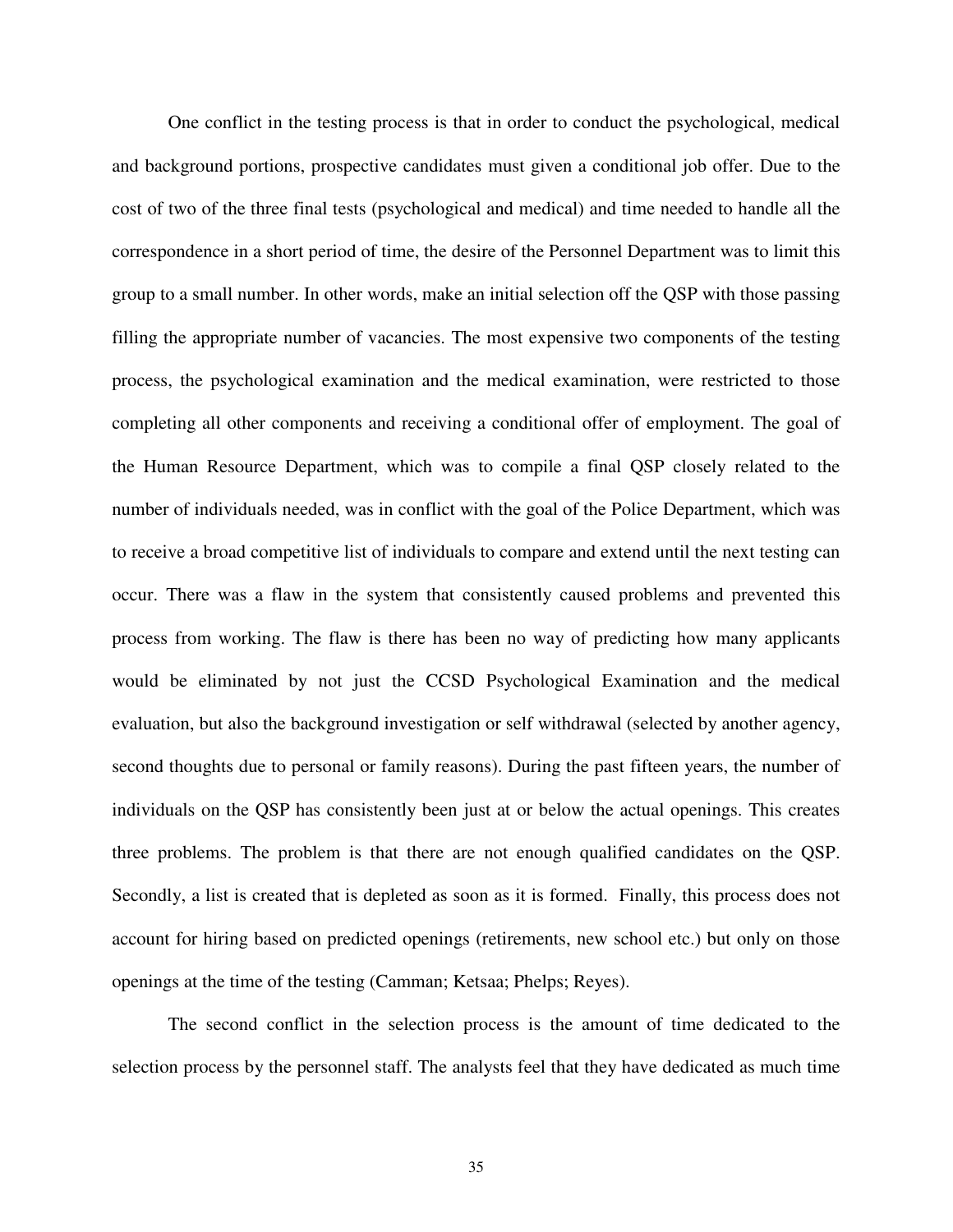One conflict in the testing process is that in order to conduct the psychological, medical and background portions, prospective candidates must given a conditional job offer. Due to the cost of two of the three final tests (psychological and medical) and time needed to handle all the correspondence in a short period of time, the desire of the Personnel Department was to limit this group to a small number. In other words, make an initial selection off the QSP with those passing filling the appropriate number of vacancies. The most expensive two components of the testing process, the psychological examination and the medical examination, were restricted to those completing all other components and receiving a conditional offer of employment. The goal of the Human Resource Department, which was to compile a final QSP closely related to the number of individuals needed, was in conflict with the goal of the Police Department, which was to receive a broad competitive list of individuals to compare and extend until the next testing can occur. There was a flaw in the system that consistently caused problems and prevented this process from working. The flaw is there has been no way of predicting how many applicants would be eliminated by not just the CCSD Psychological Examination and the medical evaluation, but also the background investigation or self withdrawal (selected by another agency, second thoughts due to personal or family reasons). During the past fifteen years, the number of individuals on the QSP has consistently been just at or below the actual openings. This creates three problems. The problem is that there are not enough qualified candidates on the QSP. Secondly, a list is created that is depleted as soon as it is formed. Finally, this process does not account for hiring based on predicted openings (retirements, new school etc.) but only on those openings at the time of the testing (Camman; Ketsaa; Phelps; Reyes).

The second conflict in the selection process is the amount of time dedicated to the selection process by the personnel staff. The analysts feel that they have dedicated as much time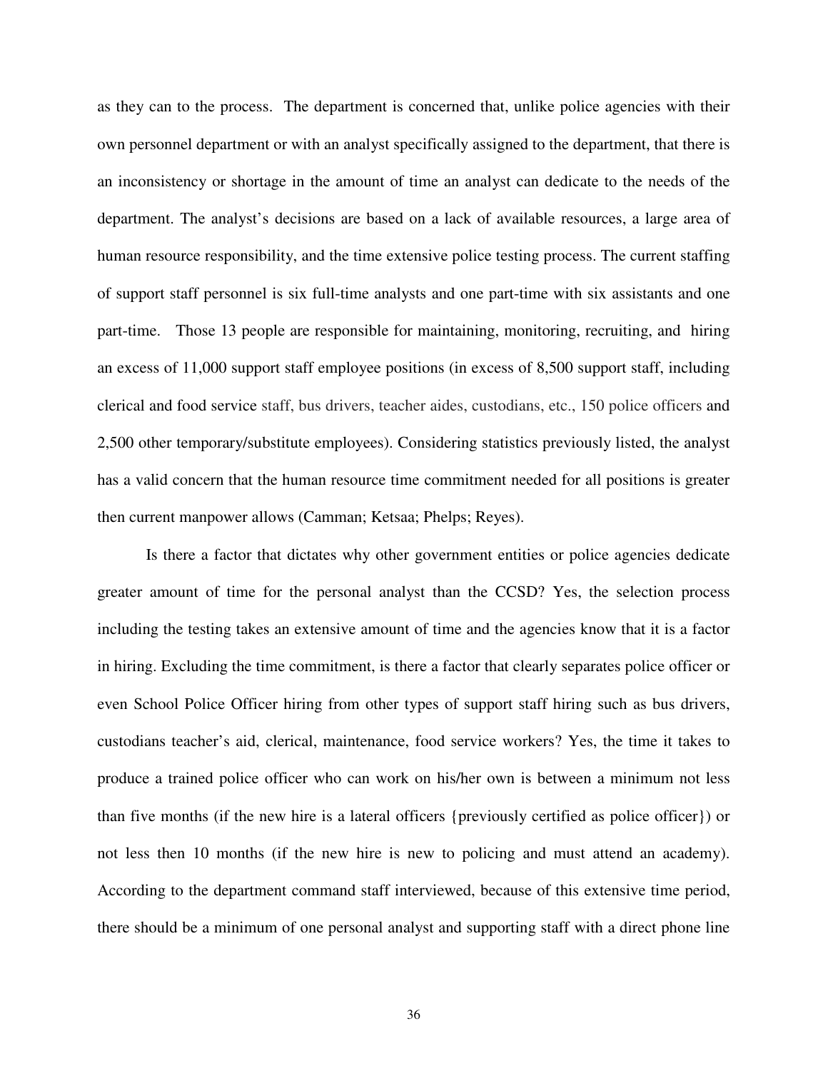as they can to the process. The department is concerned that, unlike police agencies with their own personnel department or with an analyst specifically assigned to the department, that there is an inconsistency or shortage in the amount of time an analyst can dedicate to the needs of the department. The analyst's decisions are based on a lack of available resources, a large area of human resource responsibility, and the time extensive police testing process. The current staffing of support staff personnel is six full-time analysts and one part-time with six assistants and one part-time. Those 13 people are responsible for maintaining, monitoring, recruiting, and hiring an excess of 11,000 support staff employee positions (in excess of 8,500 support staff, including clerical and food service staff, bus drivers, teacher aides, custodians, etc., 150 police officers and 2,500 other temporary/substitute employees). Considering statistics previously listed, the analyst has a valid concern that the human resource time commitment needed for all positions is greater then current manpower allows (Camman; Ketsaa; Phelps; Reyes).

Is there a factor that dictates why other government entities or police agencies dedicate greater amount of time for the personal analyst than the CCSD? Yes, the selection process including the testing takes an extensive amount of time and the agencies know that it is a factor in hiring. Excluding the time commitment, is there a factor that clearly separates police officer or even School Police Officer hiring from other types of support staff hiring such as bus drivers, custodians teacher's aid, clerical, maintenance, food service workers? Yes, the time it takes to produce a trained police officer who can work on his/her own is between a minimum not less than five months (if the new hire is a lateral officers {previously certified as police officer}) or not less then 10 months (if the new hire is new to policing and must attend an academy). According to the department command staff interviewed, because of this extensive time period, there should be a minimum of one personal analyst and supporting staff with a direct phone line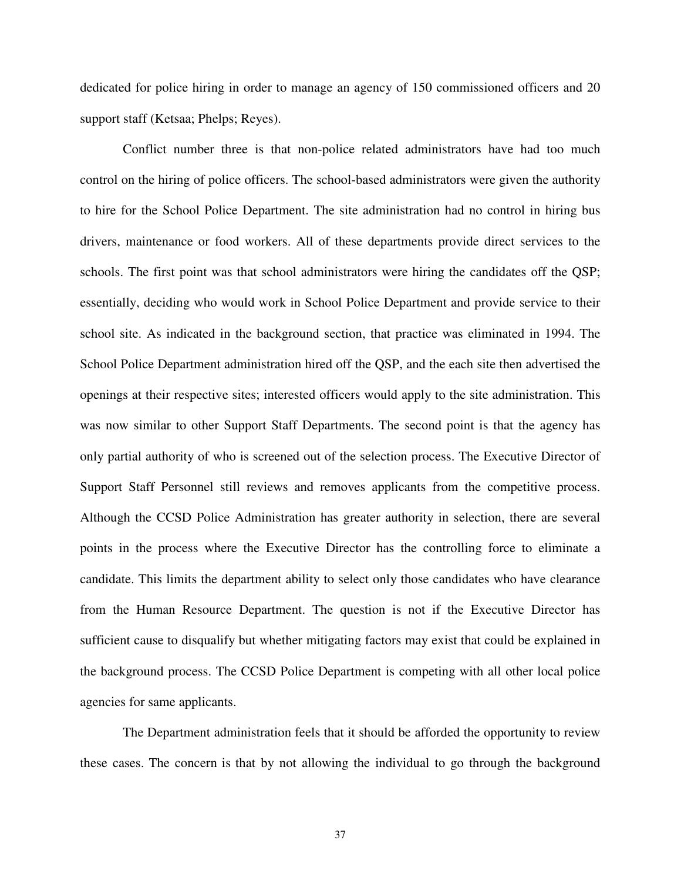dedicated for police hiring in order to manage an agency of 150 commissioned officers and 20 support staff (Ketsaa; Phelps; Reyes).

Conflict number three is that non-police related administrators have had too much control on the hiring of police officers. The school-based administrators were given the authority to hire for the School Police Department. The site administration had no control in hiring bus drivers, maintenance or food workers. All of these departments provide direct services to the schools. The first point was that school administrators were hiring the candidates off the QSP; essentially, deciding who would work in School Police Department and provide service to their school site. As indicated in the background section, that practice was eliminated in 1994. The School Police Department administration hired off the QSP, and the each site then advertised the openings at their respective sites; interested officers would apply to the site administration. This was now similar to other Support Staff Departments. The second point is that the agency has only partial authority of who is screened out of the selection process. The Executive Director of Support Staff Personnel still reviews and removes applicants from the competitive process. Although the CCSD Police Administration has greater authority in selection, there are several points in the process where the Executive Director has the controlling force to eliminate a candidate. This limits the department ability to select only those candidates who have clearance from the Human Resource Department. The question is not if the Executive Director has sufficient cause to disqualify but whether mitigating factors may exist that could be explained in the background process. The CCSD Police Department is competing with all other local police agencies for same applicants.

The Department administration feels that it should be afforded the opportunity to review these cases. The concern is that by not allowing the individual to go through the background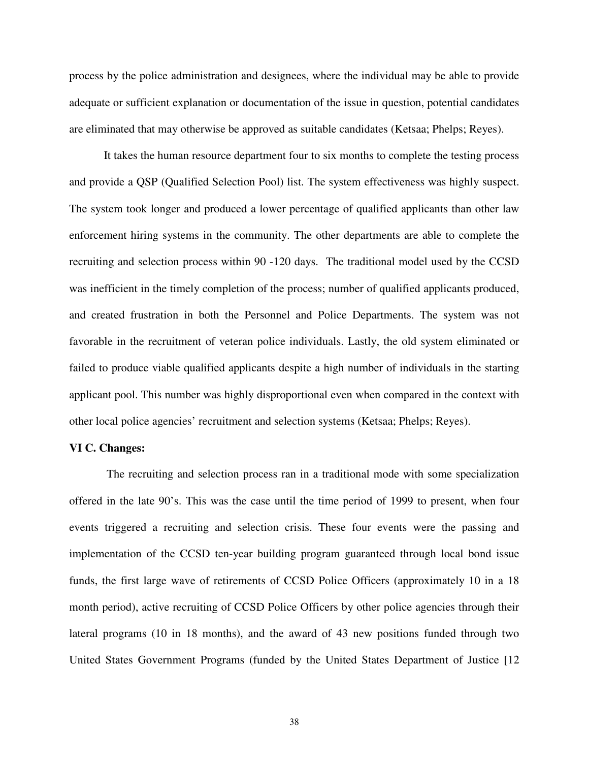process by the police administration and designees, where the individual may be able to provide adequate or sufficient explanation or documentation of the issue in question, potential candidates are eliminated that may otherwise be approved as suitable candidates (Ketsaa; Phelps; Reyes).

It takes the human resource department four to six months to complete the testing process and provide a QSP (Qualified Selection Pool) list. The system effectiveness was highly suspect. The system took longer and produced a lower percentage of qualified applicants than other law enforcement hiring systems in the community. The other departments are able to complete the recruiting and selection process within 90 -120 days. The traditional model used by the CCSD was inefficient in the timely completion of the process; number of qualified applicants produced, and created frustration in both the Personnel and Police Departments. The system was not favorable in the recruitment of veteran police individuals. Lastly, the old system eliminated or failed to produce viable qualified applicants despite a high number of individuals in the starting applicant pool. This number was highly disproportional even when compared in the context with other local police agencies' recruitment and selection systems (Ketsaa; Phelps; Reyes).

**VI C. Changes:**

The recruiting and selection process ran in a traditional mode with some specialization offered in the late 90's. This was the case until the time period of 1999 to present, when four events triggered a recruiting and selection crisis. These four events were the passing and implementation of the CCSD ten-year building program guaranteed through local bond issue funds, the first large wave of retirements of CCSD Police Officers (approximately 10 in a 18 month period), active recruiting of CCSD Police Officers by other police agencies through their lateral programs (10 in 18 months), and the award of 43 new positions funded through two United States Government Programs (funded by the United States Department of Justice [12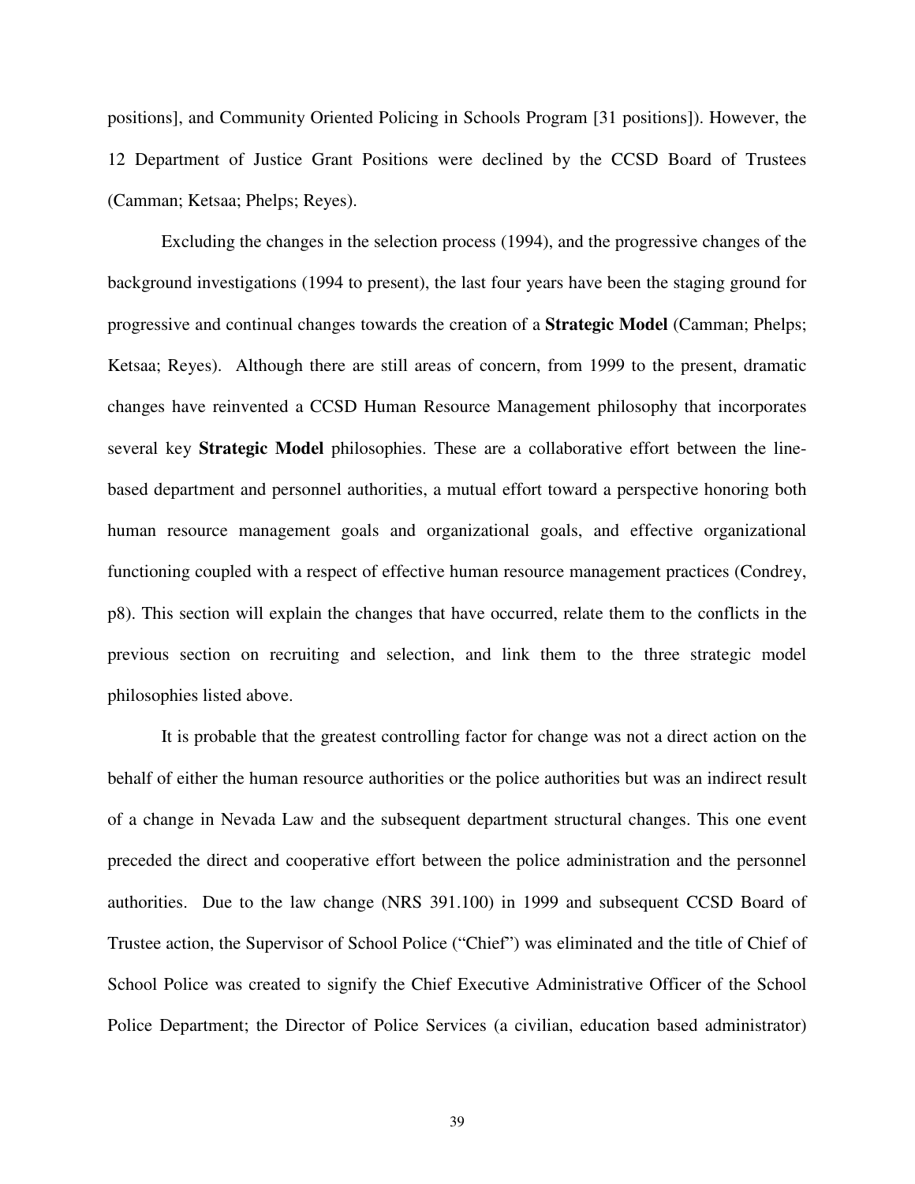positions], and Community Oriented Policing in Schools Program [31 positions]). However, the 12 Department of Justice Grant Positions were declined by the CCSD Board of Trustees (Camman; Ketsaa; Phelps; Reyes).

Excluding the changes in the selection process (1994), and the progressive changes of the background investigations (1994 to present), the last four years have been the staging ground for progressive and continual changes towards the creation of a **Strategic Model** (Camman; Phelps; Ketsaa; Reyes). Although there are still areas of concern, from 1999 to the present, dramatic changes have reinvented a CCSD Human Resource Management philosophy that incorporates several key **Strategic Model** philosophies. These are a collaborative effort between the line-based department and personnel authorities, a mutual effort toward a perspective honoring both human resource management goals and organizational goals, and effective organizational functioning coupled with a respect of effective human resource management practices (Condrey, p8). This section will explain the changes that have occurred, relate them to the conflicts in the previous section on recruiting and selection, and link them to the three strategic model philosophies listed above.

It is probable that the greatest controlling factor for change was not a direct action on the behalf of either the human resource authorities or the police authorities but was an indirect result of a change in Nevada Law and the subsequent department structural changes. This one event preceded the direct and cooperative effort between the police administration and the personnel authorities. Due to the law change (NRS 391.100) in 1999 and subsequent CCSD Board of Trustee action, the Supervisor of School Police ("Chief") was eliminated and the title of Chief of School Police was created to signify the Chief Executive Administrative Officer of the School Police Department; the Director of Police Services (a civilian, education based administrator)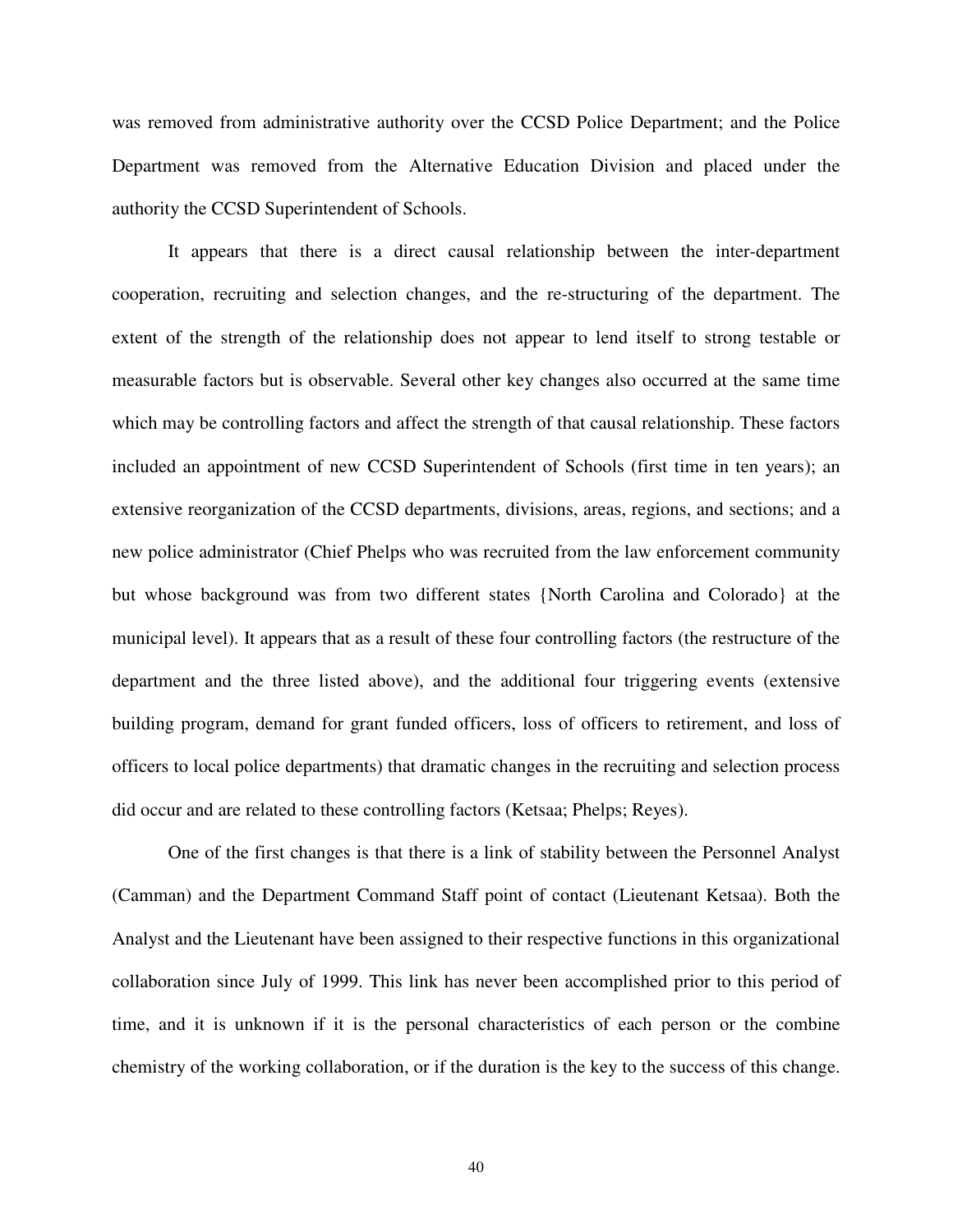was removed from administrative authority over the CCSD Police Department; and the Police Department was removed from the Alternative Education Division and placed under the authority the CCSD Superintendent of Schools.

It appears that there is a direct causal relationship between the inter-department cooperation, recruiting and selection changes, and the re-structuring of the department. The extent of the strength of the relationship does not appear to lend itself to strong testable or measurable factors but is observable. Several other key changes also occurred at the same time which may be controlling factors and affect the strength of that causal relationship. These factors included an appointment of new CCSD Superintendent of Schools (first time in ten years); an extensive reorganization of the CCSD departments, divisions, areas, regions, and sections; and a new police administrator (Chief Phelps who was recruited from the law enforcement community but whose background was from two different states {North Carolina and Colorado} at the municipal level). It appears that as a result of these four controlling factors (the restructure of the department and the three listed above), and the additional four triggering events (extensive building program, demand for grant funded officers, loss of officers to retirement, and loss of officers to local police departments) that dramatic changes in the recruiting and selection process did occur and are related to these controlling factors (Ketsaa; Phelps; Reyes).

One of the first changes is that there is a link of stability between the Personnel Analyst (Camman) and the Department Command Staff point of contact (Lieutenant Ketsaa). Both the Analyst and the Lieutenant have been assigned to their respective functions in this organizational collaboration since July of 1999. This link has never been accomplished prior to this period of time, and it is unknown if it is the personal characteristics of each person or the combine chemistry of the working collaboration, or if the duration is the key to the success of this change.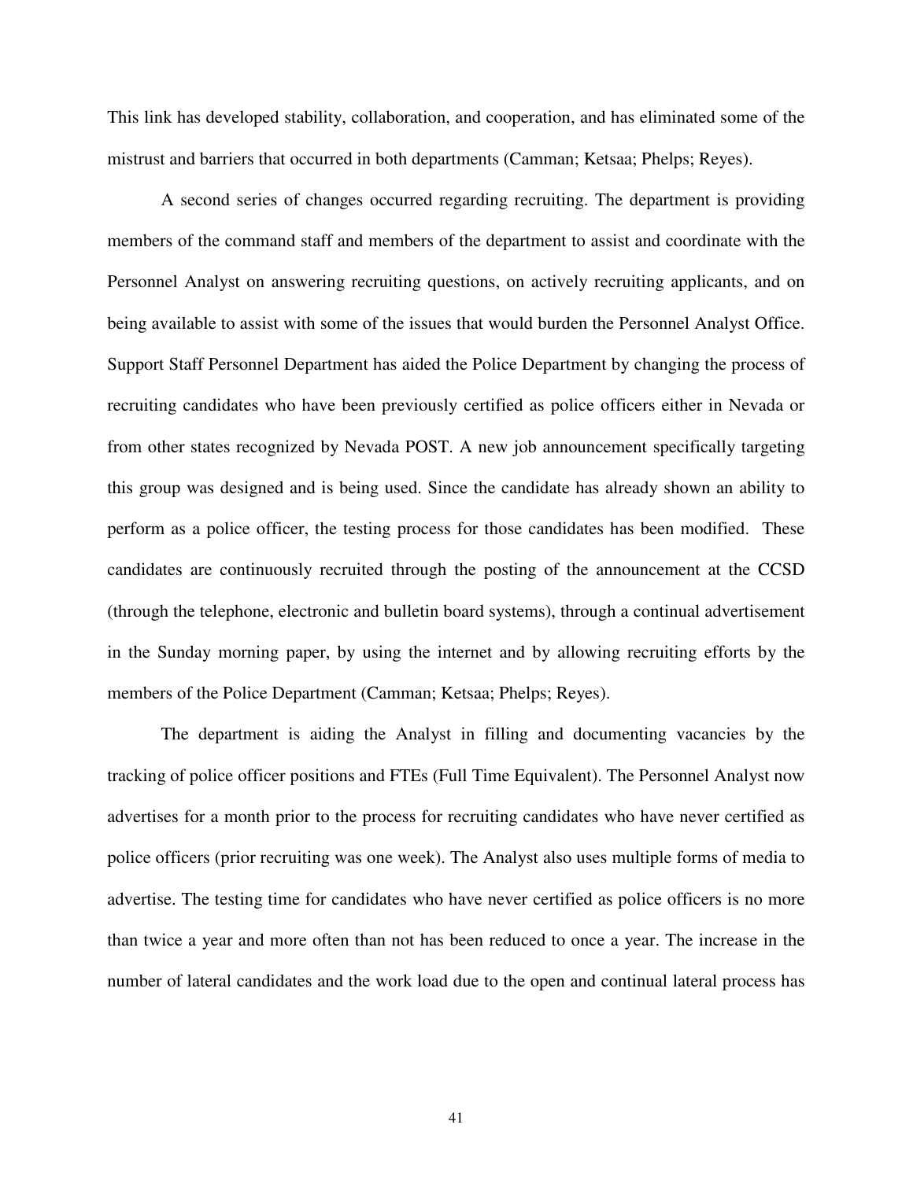This link has developed stability, collaboration, and cooperation, and has eliminated some of the mistrust and barriers that occurred in both departments (Camman; Ketsaa; Phelps; Reyes).

A second series of changes occurred regarding recruiting. The department is providing members of the command staff and members of the department to assist and coordinate with the Personnel Analyst on answering recruiting questions, on actively recruiting applicants, and on being available to assist with some of the issues that would burden the Personnel Analyst Office. Support Staff Personnel Department has aided the Police Department by changing the process of recruiting candidates who have been previously certified as police officers either in Nevada or from other states recognized by Nevada POST. A new job announcement specifically targeting this group was designed and is being used. Since the candidate has already shown an ability to perform as a police officer, the testing process for those candidates has been modified. These candidates are continuously recruited through the posting of the announcement at the CCSD (through the telephone, electronic and bulletin board systems), through a continual advertisement in the Sunday morning paper, by using the internet and by allowing recruiting efforts by the members of the Police Department (Camman; Ketsaa; Phelps; Reyes).

The department is aiding the Analyst in filling and documenting vacancies by the tracking of police officer positions and FTEs (Full Time Equivalent). The Personnel Analyst now advertises for a month prior to the process for recruiting candidates who have never certified as police officers (prior recruiting was one week). The Analyst also uses multiple forms of media to advertise. The testing time for candidates who have never certified as police officers is no more than twice a year and more often than not has been reduced to once a year. The increase in the number of lateral candidates and the work load due to the open and continual lateral process has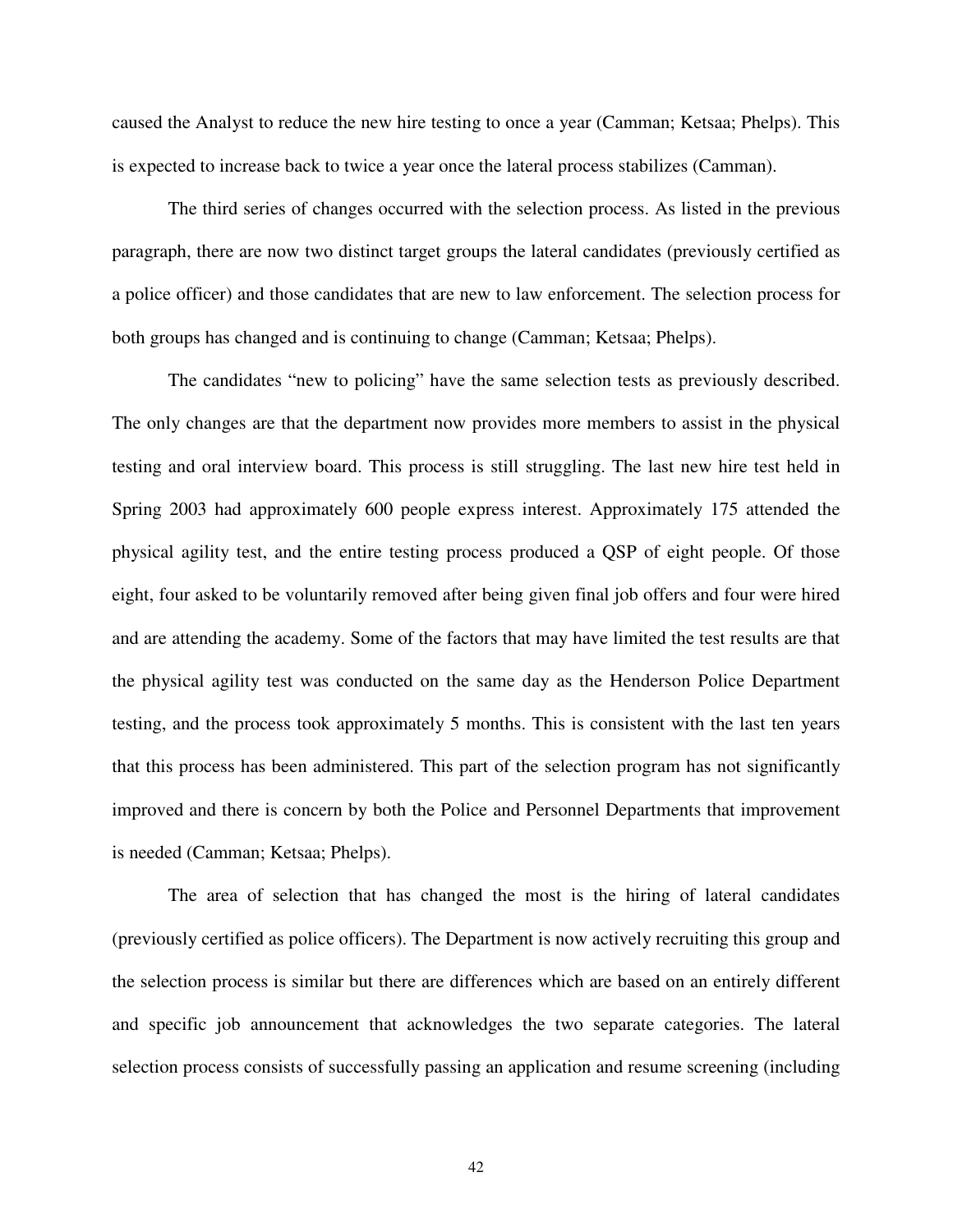caused the Analyst to reduce the new hire testing to once a year (Camman; Ketsaa; Phelps). This is expected to increase back to twice a year once the lateral process stabilizes (Camman).

The third series of changes occurred with the selection process. As listed in the previous paragraph, there are now two distinct target groups the lateral candidates (previously certified as a police officer) and those candidates that are new to law enforcement. The selection process for both groups has changed and is continuing to change (Camman; Ketsaa; Phelps).

The candidates "new to policing" have the same selection tests as previously described. The only changes are that the department now provides more members to assist in the physical testing and oral interview board. This process is still struggling. The last new hire test held in Spring 2003 had approximately 600 people express interest. Approximately 175 attended the physical agility test, and the entire testing process produced a QSP of eight people. Of those eight, four asked to be voluntarily removed after being given final job offers and four were hired and are attending the academy. Some of the factors that may have limited the test results are that the physical agility test was conducted on the same day as the Henderson Police Department testing, and the process took approximately 5 months. This is consistent with the last ten years that this process has been administered. This part of the selection program has not significantly improved and there is concern by both the Police and Personnel Departments that improvement is needed (Camman; Ketsaa; Phelps).

The area of selection that has changed the most is the hiring of lateral candidates (previously certified as police officers). The Department is now actively recruiting this group and the selection process is similar but there are differences which are based on an entirely different and specific job announcement that acknowledges the two separate categories. The lateral selection process consists of successfully passing an application and resume screening (including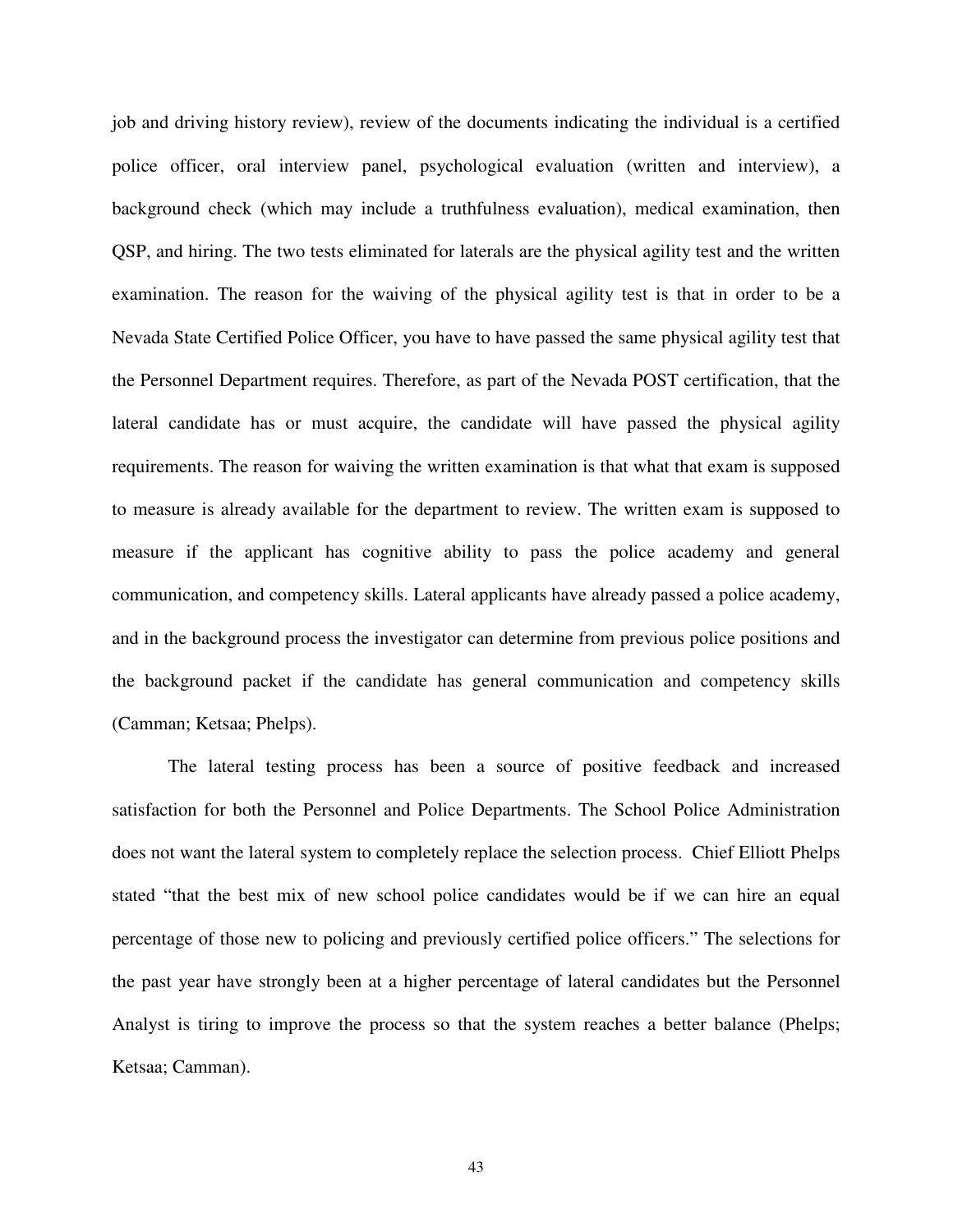job and driving history review), review of the documents indicating the individual is a certified police officer, oral interview panel, psychological evaluation (written and interview), a background check (which may include a truthfulness evaluation), medical examination, then QSP, and hiring. The two tests eliminated for laterals are the physical agility test and the written examination. The reason for the waiving of the physical agility test is that in order to be a Nevada State Certified Police Officer, you have to have passed the same physical agility test that the Personnel Department requires. Therefore, as part of the Nevada POST certification, that the lateral candidate has or must acquire, the candidate will have passed the physical agility requirements. The reason for waiving the written examination is that what that exam is supposed to measure is already available for the department to review. The written exam is supposed to measure if the applicant has cognitive ability to pass the police academy and general communication, and competency skills. Lateral applicants have already passed a police academy, and in the background process the investigator can determine from previous police positions and the background packet if the candidate has general communication and competency skills (Camman; Ketsaa; Phelps).

The lateral testing process has been a source of positive feedback and increased satisfaction for both the Personnel and Police Departments. The School Police Administration does not want the lateral system to completely replace the selection process. Chief Elliott Phelps stated "that the best mix of new school police candidates would be if we can hire an equal percentage of those new to policing and previously certified police officers." The selections for the past year have strongly been at a higher percentage of lateral candidates but the Personnel Analyst is tiring to improve the process so that the system reaches a better balance (Phelps; Ketsaa; Camman).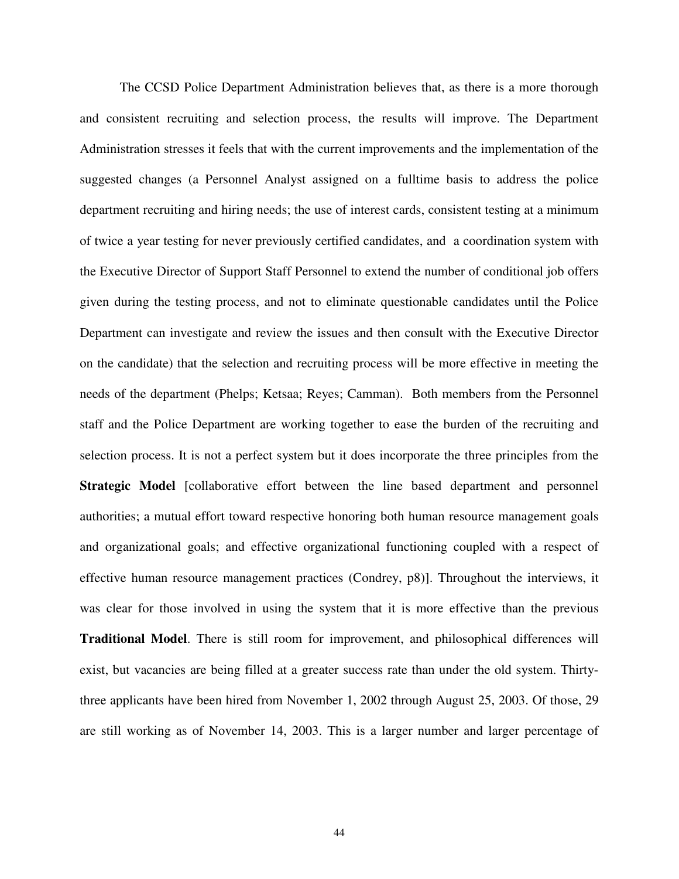The CCSD Police Department Administration believes that, as there is a more thorough and consistent recruiting and selection process, the results will improve. The Department Administration stresses it feels that with the current improvements and the implementation of the suggested changes (a Personnel Analyst assigned on a fulltime basis to address the police department recruiting and hiring needs; the use of interest cards, consistent testing at a minimum of twice a year testing for never previously certified candidates, and a coordination system with the Executive Director of Support Staff Personnel to extend the number of conditional job offers given during the testing process, and not to eliminate questionable candidates until the Police Department can investigate and review the issues and then consult with the Executive Director on the candidate) that the selection and recruiting process will be more effective in meeting the needs of the department (Phelps; Ketsaa; Reyes; Camman). Both members from the Personnel staff and the Police Department are working together to ease the burden of the recruiting and selection process. It is not a perfect system but it does incorporate the three principles from the **Strategic Model** [collaborative effort between the line based department and personnel authorities; a mutual effort toward respective honoring both human resource management goals and organizational goals; and effective organizational functioning coupled with a respect of effective human resource management practices (Condrey, p8)]. Throughout the interviews, it was clear for those involved in using the system that it is more effective than the previous **Traditional Model**. There is still room for improvement, and philosophical differences will exist, but vacancies are being filled at a greater success rate than under the old system. Thirty-three applicants have been hired from November 1, 2002 through August 25, 2003. Of those, 29 are still working as of November 14, 2003. This is a larger number and larger percentage of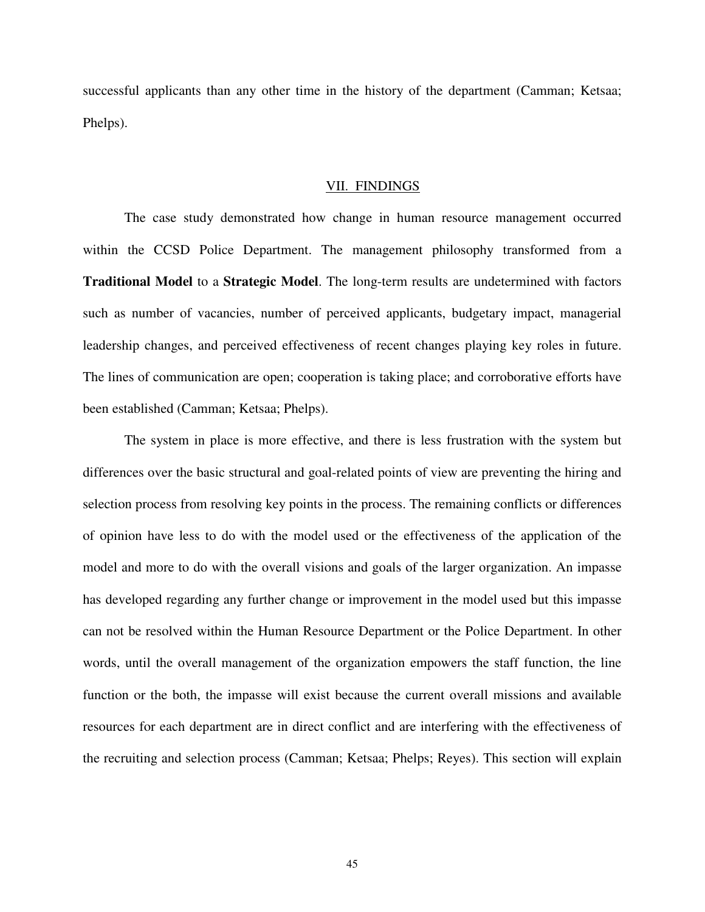successful applicants than any other time in the history of the department (Camman; Ketsaa; Phelps).

## VII. FINDINGS

The case study demonstrated how change in human resource management occurred within the CCSD Police Department. The management philosophy transformed from a **Traditional Model** to a **Strategic Model**. The long-term results are undetermined with factors such as number of vacancies, number of perceived applicants, budgetary impact, managerial leadership changes, and perceived effectiveness of recent changes playing key roles in future. The lines of communication are open; cooperation is taking place; and corroborative efforts have been established (Camman; Ketsaa; Phelps).

The system in place is more effective, and there is less frustration with the system but differences over the basic structural and goal-related points of view are preventing the hiring and selection process from resolving key points in the process. The remaining conflicts or differences of opinion have less to do with the model used or the effectiveness of the application of the model and more to do with the overall visions and goals of the larger organization. An impasse has developed regarding any further change or improvement in the model used but this impasse can not be resolved within the Human Resource Department or the Police Department. In other words, until the overall management of the organization empowers the staff function, the line function or the both, the impasse will exist because the current overall missions and available resources for each department are in direct conflict and are interfering with the effectiveness of the recruiting and selection process (Camman; Ketsaa; Phelps; Reyes). This section will explain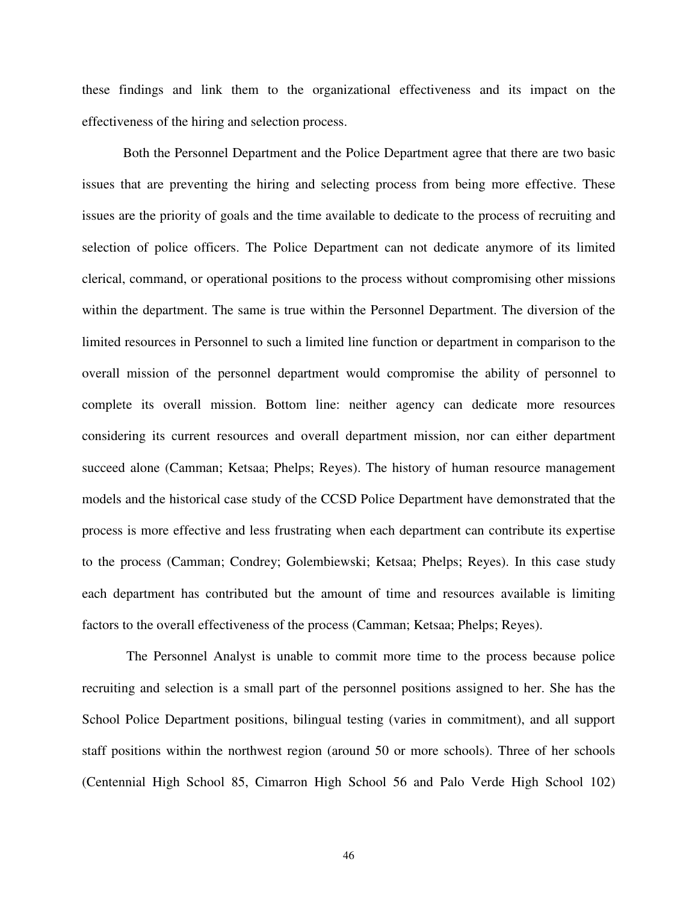these findings and link them to the organizational effectiveness and its impact on the effectiveness of the hiring and selection process.

Both the Personnel Department and the Police Department agree that there are two basic issues that are preventing the hiring and selecting process from being more effective. These issues are the priority of goals and the time available to dedicate to the process of recruiting and selection of police officers. The Police Department can not dedicate anymore of its limited clerical, command, or operational positions to the process without compromising other missions within the department. The same is true within the Personnel Department. The diversion of the limited resources in Personnel to such a limited line function or department in comparison to the overall mission of the personnel department would compromise the ability of personnel to complete its overall mission. Bottom line: neither agency can dedicate more resources considering its current resources and overall department mission, nor can either department succeed alone (Camman; Ketsaa; Phelps; Reyes). The history of human resource management models and the historical case study of the CCSD Police Department have demonstrated that the process is more effective and less frustrating when each department can contribute its expertise to the process (Camman; Condrey; Golembiewski; Ketsaa; Phelps; Reyes). In this case study each department has contributed but the amount of time and resources available is limiting factors to the overall effectiveness of the process (Camman; Ketsaa; Phelps; Reyes).

The Personnel Analyst is unable to commit more time to the process because police recruiting and selection is a small part of the personnel positions assigned to her. She has the School Police Department positions, bilingual testing (varies in commitment), and all support staff positions within the northwest region (around 50 or more schools). Three of her schools (Centennial High School 85, Cimarron High School 56 and Palo Verde High School 102)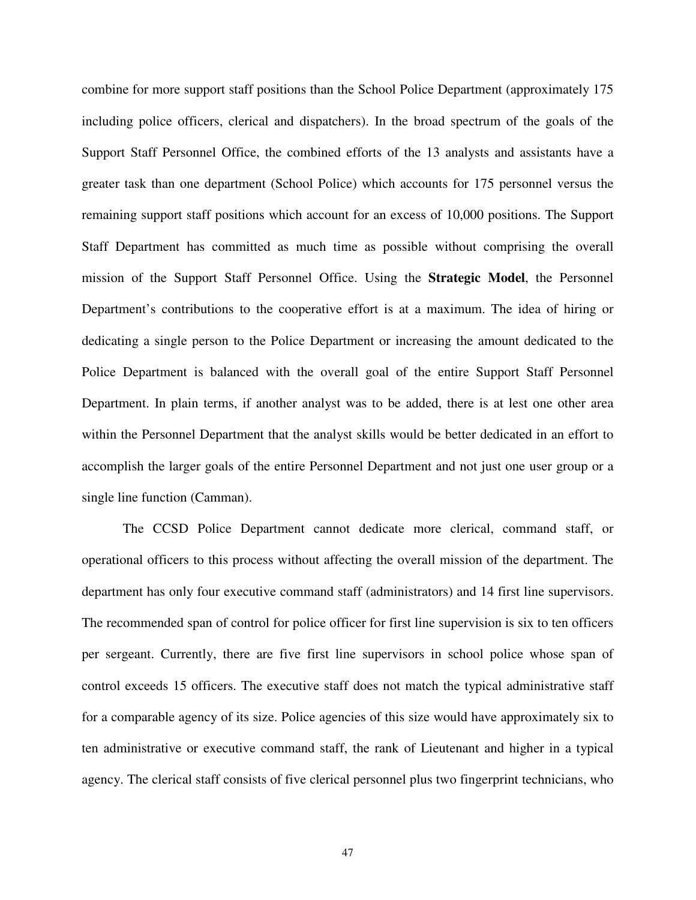combine for more support staff positions than the School Police Department (approximately 175 including police officers, clerical and dispatchers). In the broad spectrum of the goals of the Support Staff Personnel Office, the combined efforts of the 13 analysts and assistants have a greater task than one department (School Police) which accounts for 175 personnel versus the remaining support staff positions which account for an excess of 10,000 positions. The Support Staff Department has committed as much time as possible without comprising the overall mission of the Support Staff Personnel Office. Using the **Strategic Model**, the Personnel Department's contributions to the cooperative effort is at a maximum. The idea of hiring or dedicating a single person to the Police Department or increasing the amount dedicated to the Police Department is balanced with the overall goal of the entire Support Staff Personnel Department. In plain terms, if another analyst was to be added, there is at lest one other area within the Personnel Department that the analyst skills would be better dedicated in an effort to accomplish the larger goals of the entire Personnel Department and not just one user group or a single line function (Camman).

The CCSD Police Department cannot dedicate more clerical, command staff, or operational officers to this process without affecting the overall mission of the department. The department has only four executive command staff (administrators) and 14 first line supervisors. The recommended span of control for police officer for first line supervision is six to ten officers per sergeant. Currently, there are five first line supervisors in school police whose span of control exceeds 15 officers. The executive staff does not match the typical administrative staff for a comparable agency of its size. Police agencies of this size would have approximately six to ten administrative or executive command staff, the rank of Lieutenant and higher in a typical agency. The clerical staff consists of five clerical personnel plus two fingerprint technicians, who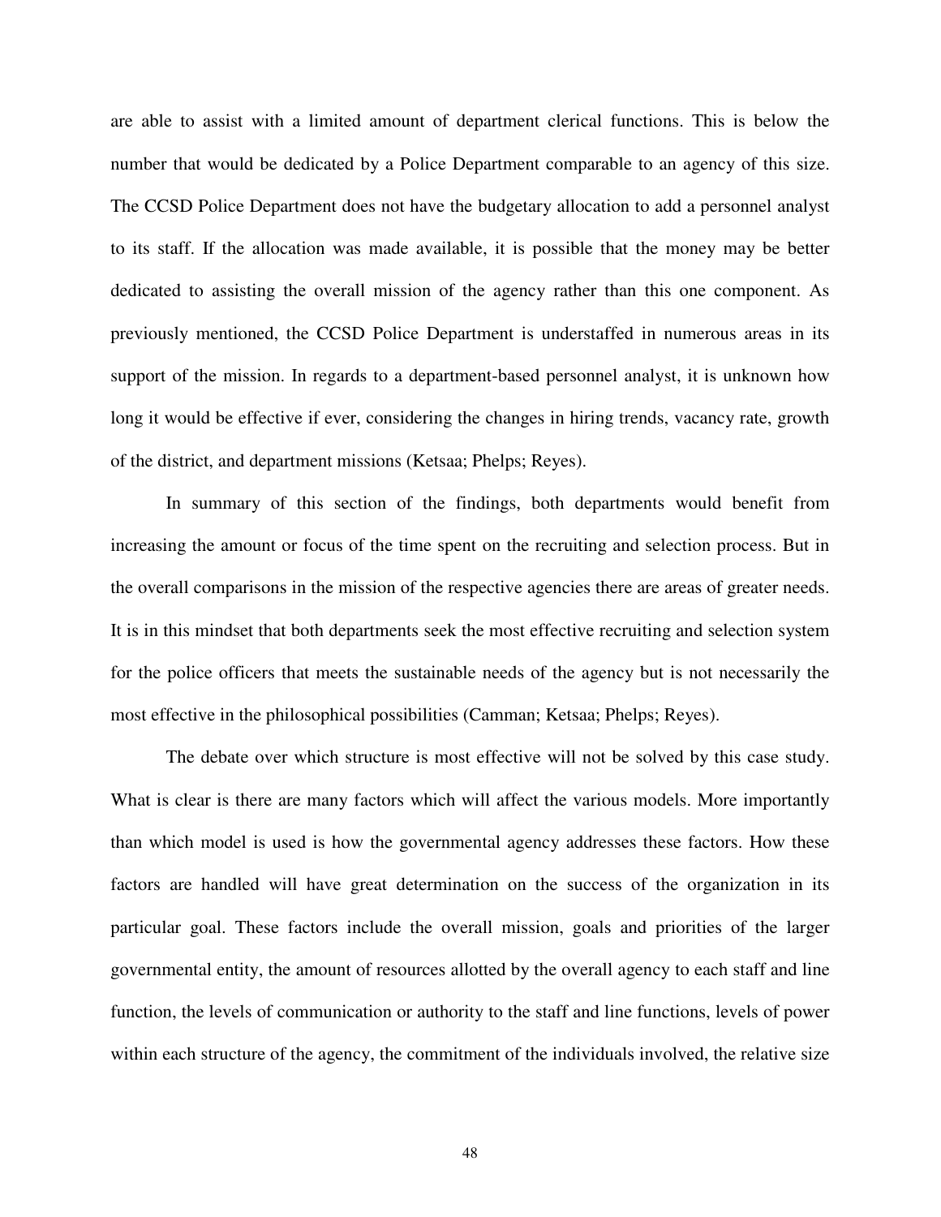are able to assist with a limited amount of department clerical functions. This is below the number that would be dedicated by a Police Department comparable to an agency of this size. The CCSD Police Department does not have the budgetary allocation to add a personnel analyst to its staff. If the allocation was made available, it is possible that the money may be better dedicated to assisting the overall mission of the agency rather than this one component. As previously mentioned, the CCSD Police Department is understaffed in numerous areas in its support of the mission. In regards to a department-based personnel analyst, it is unknown how long it would be effective if ever, considering the changes in hiring trends, vacancy rate, growth of the district, and department missions (Ketsaa; Phelps; Reyes).

In summary of this section of the findings, both departments would benefit from increasing the amount or focus of the time spent on the recruiting and selection process. But in the overall comparisons in the mission of the respective agencies there are areas of greater needs. It is in this mindset that both departments seek the most effective recruiting and selection system for the police officers that meets the sustainable needs of the agency but is not necessarily the most effective in the philosophical possibilities (Camman; Ketsaa; Phelps; Reyes).

The debate over which structure is most effective will not be solved by this case study. What is clear is there are many factors which will affect the various models. More importantly than which model is used is how the governmental agency addresses these factors. How these factors are handled will have great determination on the success of the organization in its particular goal. These factors include the overall mission, goals and priorities of the larger governmental entity, the amount of resources allotted by the overall agency to each staff and line function, the levels of communication or authority to the staff and line functions, levels of power within each structure of the agency, the commitment of the individuals involved, the relative size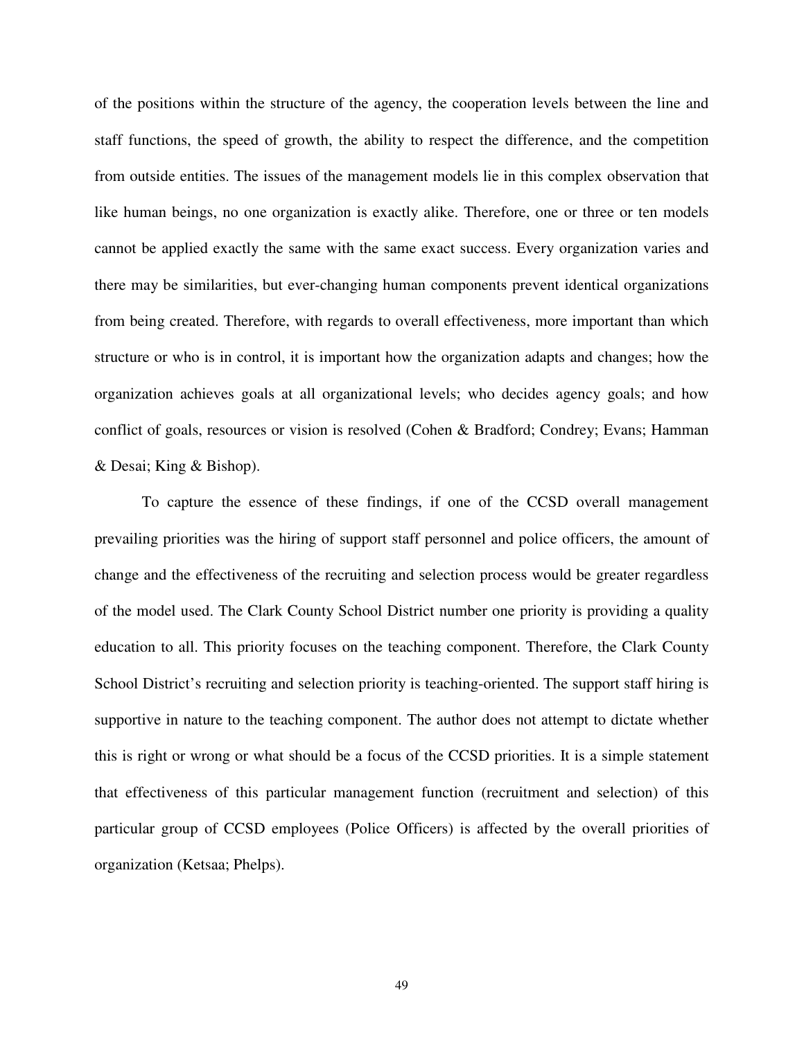of the positions within the structure of the agency, the cooperation levels between the line and staff functions, the speed of growth, the ability to respect the difference, and the competition from outside entities. The issues of the management models lie in this complex observation that like human beings, no one organization is exactly alike. Therefore, one or three or ten models cannot be applied exactly the same with the same exact success. Every organization varies and there may be similarities, but ever-changing human components prevent identical organizations from being created. Therefore, with regards to overall effectiveness, more important than which structure or who is in control, it is important how the organization adapts and changes; how the organization achieves goals at all organizational levels; who decides agency goals; and how conflict of goals, resources or vision is resolved (Cohen & Bradford; Condrey; Evans; Hamman & Desai; King & Bishop).

To capture the essence of these findings, if one of the CCSD overall management prevailing priorities was the hiring of support staff personnel and police officers, the amount of change and the effectiveness of the recruiting and selection process would be greater regardless of the model used. The Clark County School District number one priority is providing a quality education to all. This priority focuses on the teaching component. Therefore, the Clark County School District's recruiting and selection priority is teaching-oriented. The support staff hiring is supportive in nature to the teaching component. The author does not attempt to dictate whether this is right or wrong or what should be a focus of the CCSD priorities. It is a simple statement that effectiveness of this particular management function (recruitment and selection) of this particular group of CCSD employees (Police Officers) is affected by the overall priorities of organization (Ketsaa; Phelps).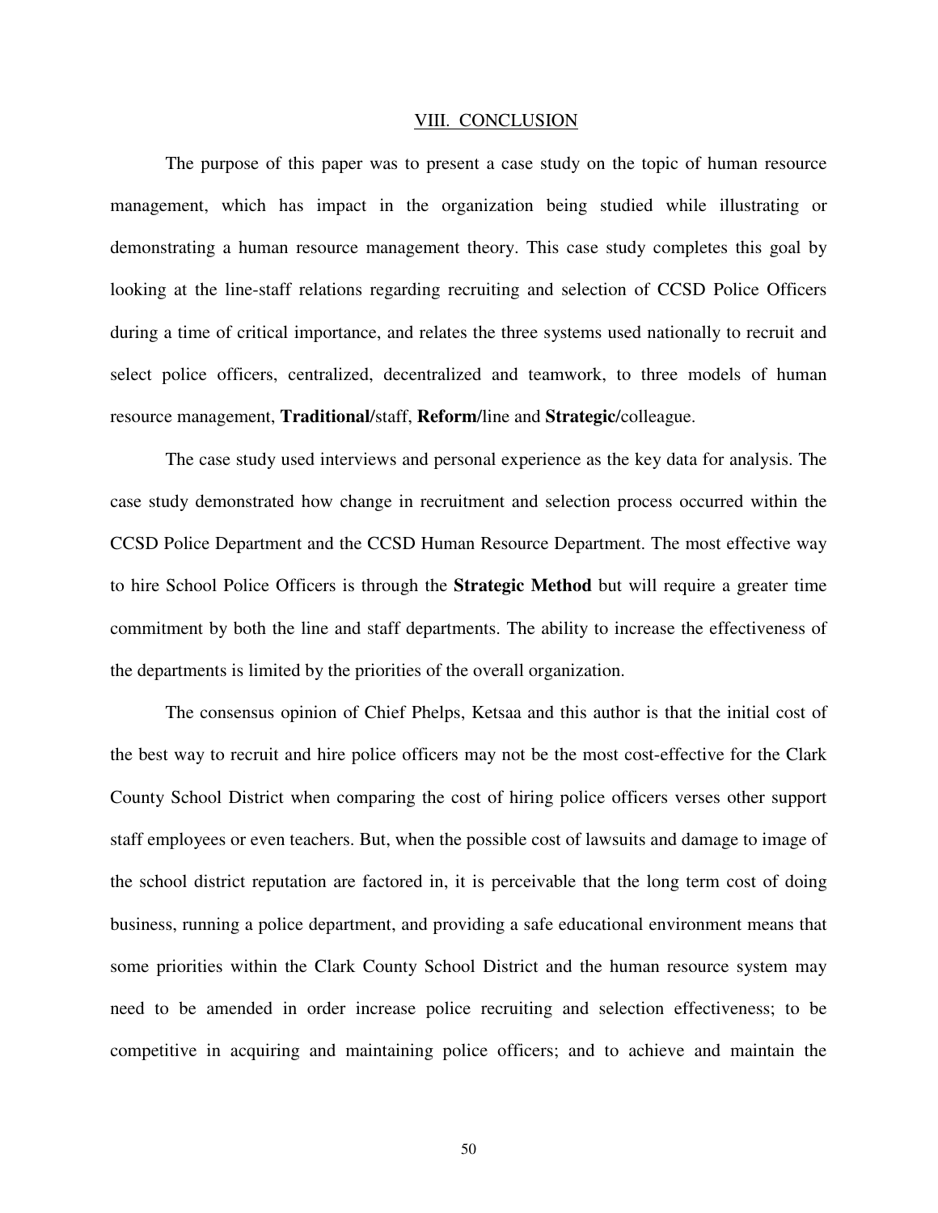## VIII. CONCLUSION

The purpose of this paper was to present a case study on the topic of human resource management, which has impact in the organization being studied while illustrating or demonstrating a human resource management theory. This case study completes this goal by looking at the line-staff relations regarding recruiting and selection of CCSD Police Officers during a time of critical importance, and relates the three systems used nationally to recruit and select police officers, centralized, decentralized and teamwork, to three models of human resource management, **Traditional/**staff, **Reform/**line and **Strategic/**colleague.

The case study used interviews and personal experience as the key data for analysis. The case study demonstrated how change in recruitment and selection process occurred within the CCSD Police Department and the CCSD Human Resource Department. The most effective way to hire School Police Officers is through the **Strategic Method** but will require a greater time commitment by both the line and staff departments. The ability to increase the effectiveness of the departments is limited by the priorities of the overall organization.

The consensus opinion of Chief Phelps, Ketsaa and this author is that the initial cost of the best way to recruit and hire police officers may not be the most cost-effective for the Clark County School District when comparing the cost of hiring police officers verses other support staff employees or even teachers. But, when the possible cost of lawsuits and damage to image of the school district reputation are factored in, it is perceivable that the long term cost of doing business, running a police department, and providing a safe educational environment means that some priorities within the Clark County School District and the human resource system may need to be amended in order increase police recruiting and selection effectiveness; to be competitive in acquiring and maintaining police officers; and to achieve and maintain the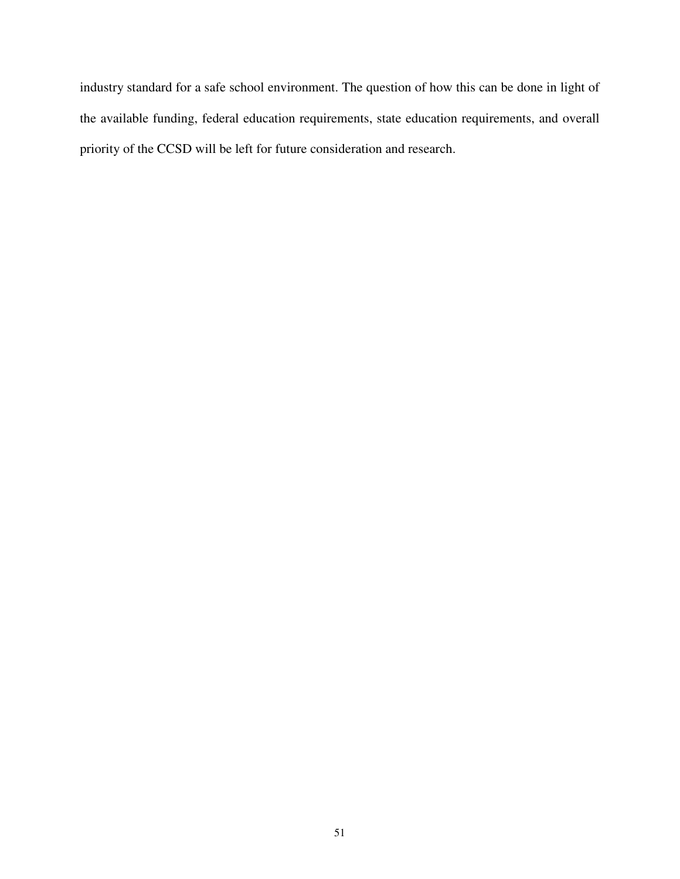industry standard for a safe school environment. The question of how this can be done in light of the available funding, federal education requirements, state education requirements, and overall priority of the CCSD will be left for future consideration and research.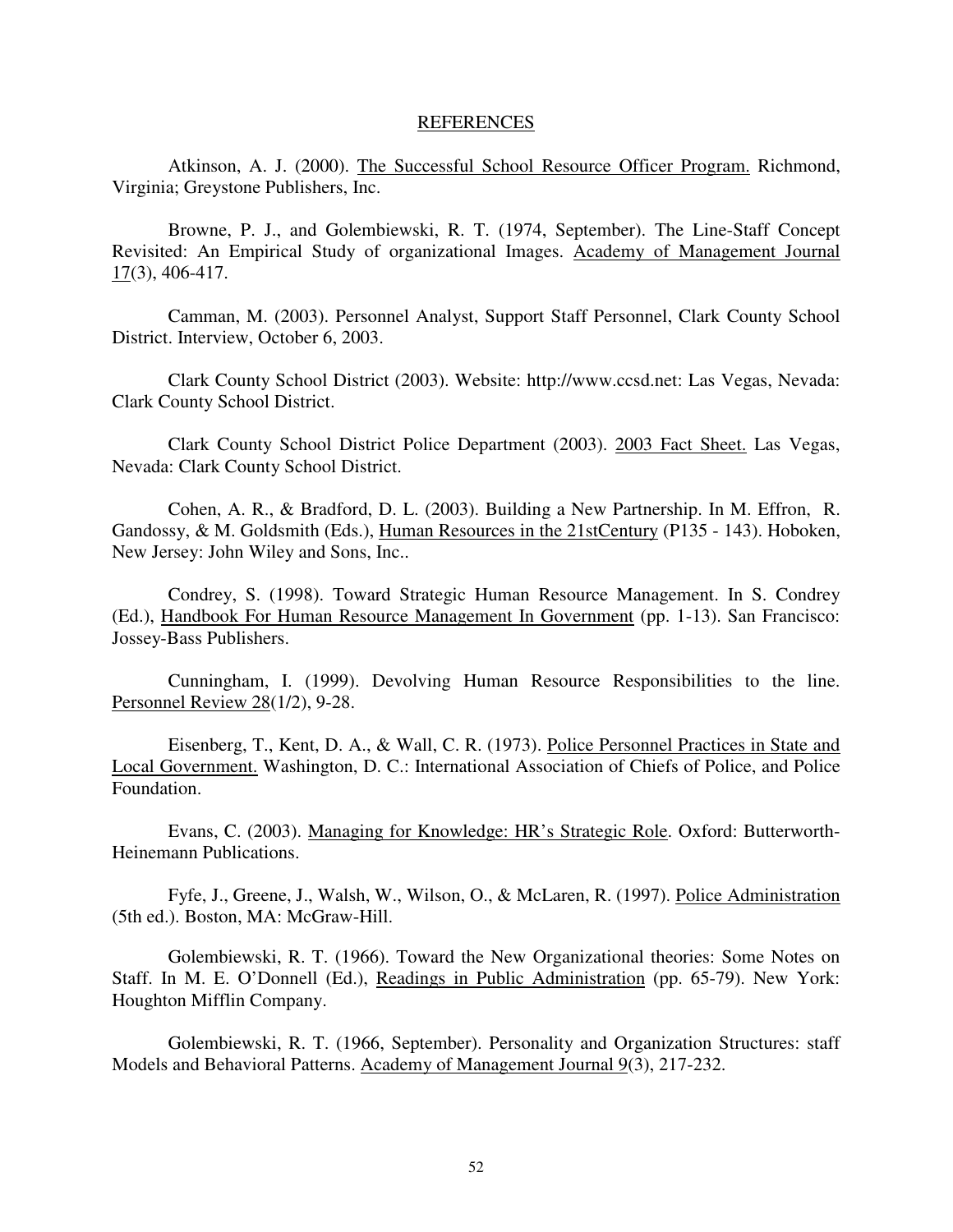## REFERENCES

Atkinson, A. J. (2000). The Successful School Resource Officer Program. Richmond, Virginia; Greystone Publishers, Inc.

Browne, P. J., and Golembiewski, R. T. (1974, September). The Line-Staff Concept Revisited: An Empirical Study of organizational Images. Academy of Management Journal 17(3), 406-417.

Camman, M. (2003). Personnel Analyst, Support Staff Personnel, Clark County School District. Interview, October 6, 2003.

Clark County School District (2003). Website: http://www.ccsd.net: Las Vegas, Nevada: Clark County School District.

Clark County School District Police Department (2003). 2003 Fact Sheet. Las Vegas, Nevada: Clark County School District.

Cohen, A. R., & Bradford, D. L. (2003). Building a New Partnership. In M. Effron, R. Gandossy, & M. Goldsmith (Eds.), Human Resources in the 21stCentury (P135 - 143). Hoboken, New Jersey: John Wiley and Sons, Inc..

Condrey, S. (1998). Toward Strategic Human Resource Management. In S. Condrey (Ed.), Handbook For Human Resource Management In Government (pp. 1-13). San Francisco: Jossey-Bass Publishers.

Cunningham, I. (1999). Devolving Human Resource Responsibilities to the line. Personnel Review 28(1/2), 9-28.

Eisenberg, T., Kent, D. A., & Wall, C. R. (1973). Police Personnel Practices in State and Local Government. Washington, D. C.: International Association of Chiefs of Police, and Police Foundation.

Evans, C. (2003). Managing for Knowledge: HR's Strategic Role. Oxford: Butterworth-Heinemann Publications.

Fyfe, J., Greene, J., Walsh, W., Wilson, O., & McLaren, R. (1997). Police Administration (5th ed.). Boston, MA: McGraw-Hill.

Golembiewski, R. T. (1966). Toward the New Organizational theories: Some Notes on Staff. In M. E. O'Donnell (Ed.), Readings in Public Administration (pp. 65-79). New York: Houghton Mifflin Company.

Golembiewski, R. T. (1966, September). Personality and Organization Structures: staff Models and Behavioral Patterns. Academy of Management Journal 9(3), 217-232.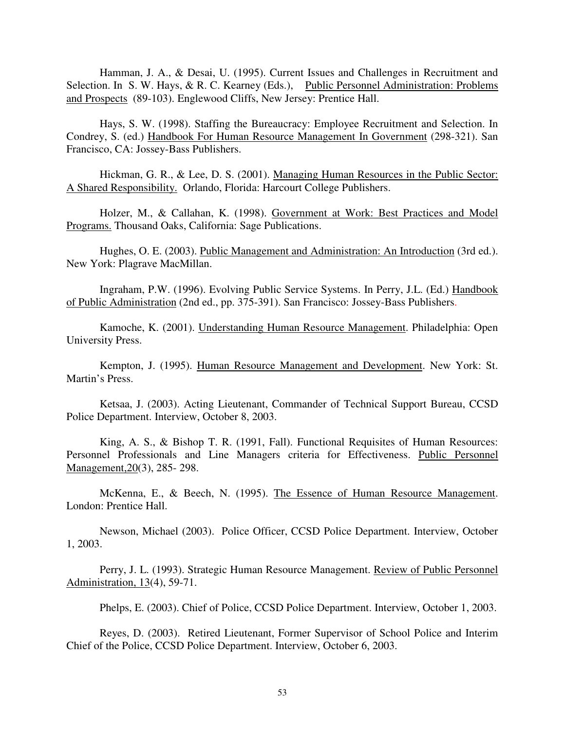Hamman, J. A., & Desai, U. (1995). Current Issues and Challenges in Recruitment and Selection. In S. W. Hays, & R. C. Kearney (Eds.), Public Personnel Administration: Problems and Prospects (89-103). Englewood Cliffs, New Jersey: Prentice Hall.

Hays, S. W. (1998). Staffing the Bureaucracy: Employee Recruitment and Selection. In Condrey, S. (ed.) Handbook For Human Resource Management In Government (298-321). San Francisco, CA: Jossey-Bass Publishers.

Hickman, G. R., & Lee, D. S. (2001). Managing Human Resources in the Public Sector: A Shared Responsibility. Orlando, Florida: Harcourt College Publishers.

Holzer, M., & Callahan, K. (1998). Government at Work: Best Practices and Model Programs. Thousand Oaks, California: Sage Publications.

Hughes, O. E. (2003). Public Management and Administration: An Introduction (3rd ed.). New York: Plagrave MacMillan.

Ingraham, P.W. (1996). Evolving Public Service Systems. In Perry, J.L. (Ed.) Handbook of Public Administration (2nd ed., pp. 375-391). San Francisco: Jossey-Bass Publishers.

Kamoche, K. (2001). Understanding Human Resource Management. Philadelphia: Open University Press.

Kempton, J. (1995). Human Resource Management and Development. New York: St. Martin's Press.

Ketsaa, J. (2003). Acting Lieutenant, Commander of Technical Support Bureau, CCSD Police Department. Interview, October 8, 2003.

King, A. S., & Bishop T. R. (1991, Fall). Functional Requisites of Human Resources: Personnel Professionals and Line Managers criteria for Effectiveness. Public Personnel Management,20(3), 285- 298.

McKenna, E., & Beech, N. (1995). The Essence of Human Resource Management. London: Prentice Hall.

Newson, Michael (2003). Police Officer, CCSD Police Department. Interview, October 1, 2003.

Perry, J. L. (1993). Strategic Human Resource Management. Review of Public Personnel Administration, 13(4), 59-71.

Phelps, E. (2003). Chief of Police, CCSD Police Department. Interview, October 1, 2003.

Reyes, D. (2003). Retired Lieutenant, Former Supervisor of School Police and Interim Chief of the Police, CCSD Police Department. Interview, October 6, 2003.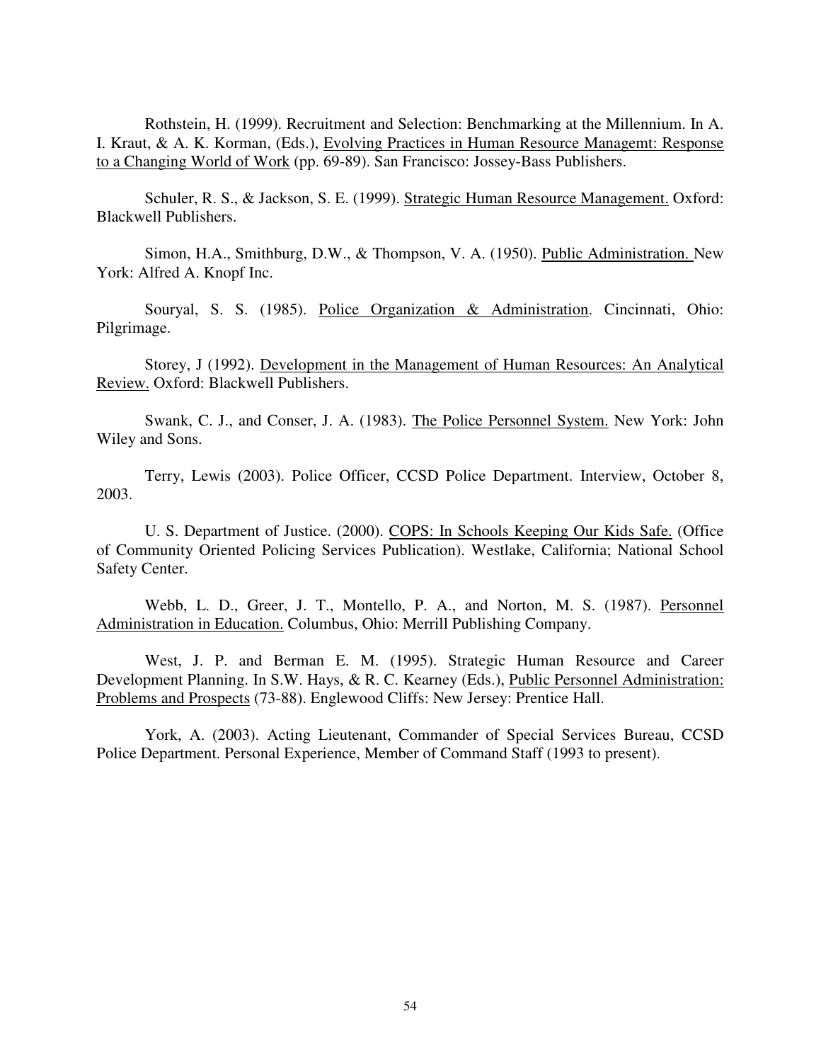Rothstein, H. (1999). Recruitment and Selection: Benchmarking at the Millennium. In A. I. Kraut, & A. K. Korman, (Eds.), Evolving Practices in Human Resource Managemt: Response to a Changing World of Work (pp. 69-89). San Francisco: Jossey-Bass Publishers.

Schuler, R. S., & Jackson, S. E. (1999). Strategic Human Resource Management. Oxford: Blackwell Publishers.

Simon, H.A., Smithburg, D.W., & Thompson, V. A. (1950). Public Administration. New York: Alfred A. Knopf Inc.

Souryal, S. S. (1985). Police Organization & Administration. Cincinnati, Ohio: Pilgrimage.

Storey, J (1992). Development in the Management of Human Resources: An Analytical Review. Oxford: Blackwell Publishers.

Swank, C. J., and Conser, J. A. (1983). The Police Personnel System. New York: John Wiley and Sons.

Terry, Lewis (2003). Police Officer, CCSD Police Department. Interview, October 8, 2003.

U. S. Department of Justice. (2000). COPS: In Schools Keeping Our Kids Safe. (Office of Community Oriented Policing Services Publication). Westlake, California; National School Safety Center.

Webb, L. D., Greer, J. T., Montello, P. A., and Norton, M. S. (1987). Personnel Administration in Education. Columbus, Ohio: Merrill Publishing Company.

West, J. P. and Berman E. M. (1995). Strategic Human Resource and Career Development Planning. In S.W. Hays, & R. C. Kearney (Eds.), Public Personnel Administration: Problems and Prospects (73-88). Englewood Cliffs: New Jersey: Prentice Hall.

York, A. (2003). Acting Lieutenant, Commander of Special Services Bureau, CCSD Police Department. Personal Experience, Member of Command Staff (1993 to present).